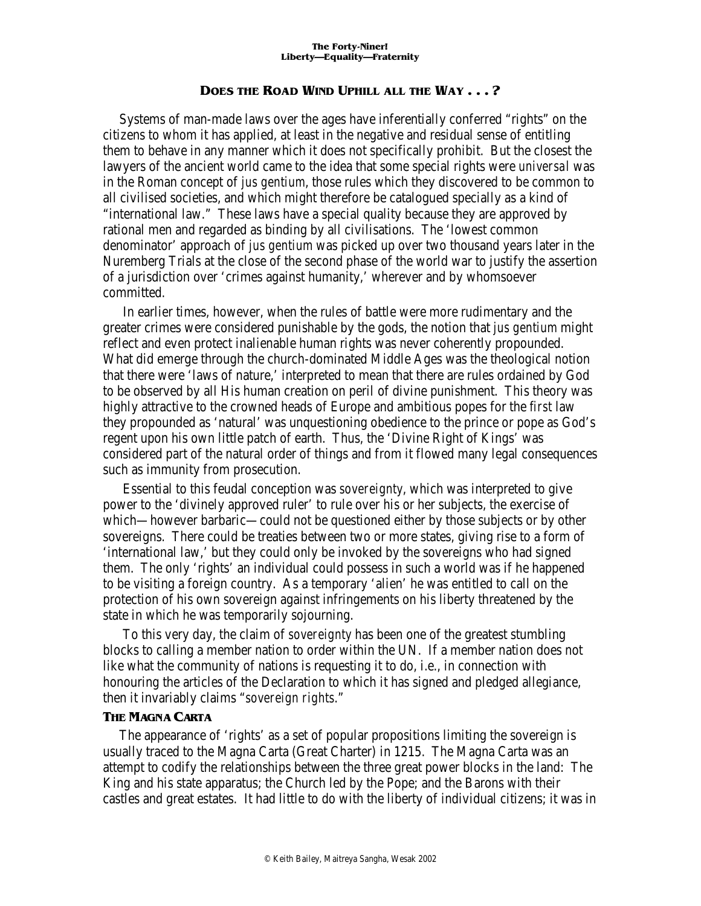# DOES THE ROAD WIND UPHILL ALL THE WAY . . . ?

Systems of man-made laws over the ages have inferentially conferred "rights" on the citizens to whom it has applied, at least in the negative and residual sense of entitling them to behave in any manner which it does not specifically prohibit. But the closest the lawyers of the ancient world came to the idea that some special rights were *universal* was in the Roman concept of *jus gentium*, those rules which they discovered to be common to all civilised societies, and which might therefore be catalogued specially as a kind of "international law." These laws have a special quality because they are approved by rational men and regarded as binding by all civilisations. The 'lowest common denominator' approach of *jus gentium* was picked up over two thousand years later in the Nuremberg Trials at the close of the second phase of the world war to justify the assertion of a jurisdiction over 'crimes against humanity,' wherever and by whomsoever committed.

In earlier times, however, when the rules of battle were more rudimentary and the greater crimes were considered punishable by the gods, the notion that *jus gentium* might reflect and even protect inalienable human rights was never coherently propounded. What did emerge through the church-dominated Middle Ages was the theological notion that there were 'laws of nature,' interpreted to mean that there are rules ordained by God to be observed by all His human creation on peril of divine punishment. This theory was highly attractive to the crowned heads of Europe and ambitious popes for the *first* law they propounded as 'natural' was unquestioning obedience to the prince or pope as God's regent upon his own little patch of earth. Thus, the 'Divine Right of Kings' was considered part of the natural order of things and from it flowed many legal consequences such as immunity from prosecution.

Essential to this feudal conception was *sovereignty*, which was interpreted to give power to the 'divinely approved ruler' to rule over his or her subjects, the exercise of which—however barbaric—could not be questioned either by those subjects or by other sovereigns. There could be treaties between two or more states, giving rise to a form of 'international law,' but they could only be invoked by the sovereigns who had signed them. The only 'rights' an individual could possess in such a world was if he happened to be visiting a foreign country. As a temporary 'alien' he was entitled to call on the protection of his own sovereign against infringements on his liberty threatened by the state in which he was temporarily sojourning.

To this very day, the claim of *sovereignty* has been one of the greatest stumbling blocks to calling a member nation to order within the UN. If a member nation does not like what the community of nations is requesting it to do, i.e., in connection with honouring the articles of the Declaration to which it has signed and pledged allegiance, then it invariably claims "*sovereign rights*."

## THE MAGNA CARTA

The appearance of 'rights' as a set of popular propositions limiting the sovereign is usually traced to the Magna Carta (Great Charter) in 1215. The Magna Carta was an attempt to codify the relationships between the three great power blocks in the land: The King and his state apparatus; the Church led by the Pope; and the Barons with their castles and great estates. It had little to do with the liberty of individual citizens; it was in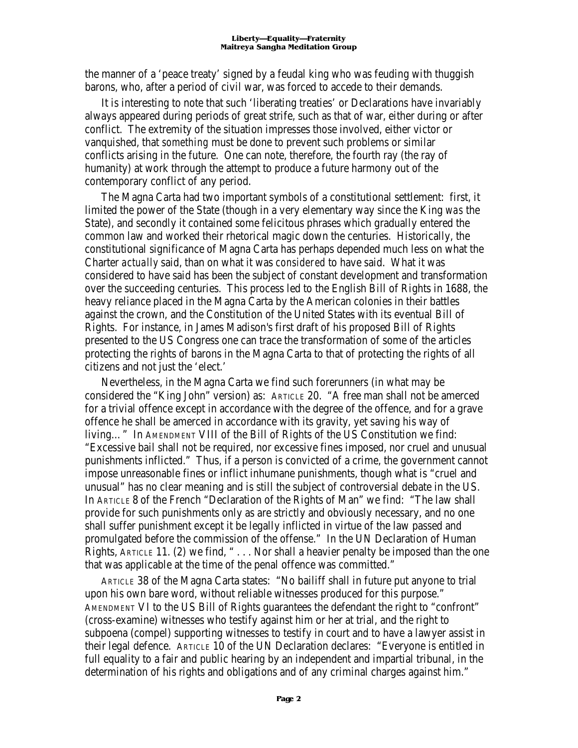the manner of a 'peace treaty' signed by a feudal king who was feuding with thuggish barons, who, after a period of civil war, was forced to accede to their demands.

It is interesting to note that such 'liberating treaties' or Declarations have invariably always appeared during periods of great strife, such as that of war, either during or after conflict. The extremity of the situation impresses those involved, either victor or vanquished, that *something* must be done to prevent such problems or similar conflicts arising in the future. One can note, therefore, the fourth ray (the ray of humanity) at work through the attempt to produce a future harmony out of the contemporary conflict of any period.

The Magna Carta had two important symbols of a constitutional settlement: first, it limited the power of the State (though in a very elementary way since the King *was* the State), and secondly it contained some felicitous phrases which gradually entered the common law and worked their rhetorical magic down the centuries. Historically, the constitutional significance of Magna Carta has perhaps depended much less on what the Charter *actually* said, than on what it was *considered* to have said. What it was considered to have said has been the subject of constant development and transformation over the succeeding centuries. This process led to the English Bill of Rights in 1688, the heavy reliance placed in the Magna Carta by the American colonies in their battles against the crown, and the Constitution of the United States with its eventual Bill of Rights. For instance, in James Madison's first draft of his proposed Bill of Rights presented to the US Congress one can trace the transformation of some of the articles protecting the rights of barons in the Magna Carta to that of protecting the rights of all citizens and not just the 'elect.'

Nevertheless, in the Magna Carta we find such forerunners (in what may be considered the "King John" version) as: ARTICLE 20. "A free man shall not be amerced for a trivial offence except in accordance with the degree of the offence, and for a grave offence he shall be amerced in accordance with its gravity, yet saving his way of living…" In AMENDMENT VIII of the Bill of Rights of the US Constitution we find: "Excessive bail shall not be required, nor excessive fines imposed, nor cruel and unusual punishments inflicted." Thus, if a person is convicted of a crime, the government cannot impose unreasonable fines or inflict inhumane punishments, though what is "cruel and unusual" has no clear meaning and is still the subject of controversial debate in the US. In ARTICLE 8 of the French "Declaration of the Rights of Man" we find: "The law shall provide for such punishments only as are strictly and obviously necessary, and no one shall suffer punishment except it be legally inflicted in virtue of the law passed and promulgated before the commission of the offense." In the UN Declaration of Human Rights, ARTICLE 11. (2) we find, " . . . Nor shall a heavier penalty be imposed than the one that was applicable at the time of the penal offence was committed."

ARTICLE 38 of the Magna Carta states: "No bailiff shall in future put anyone to trial upon his own bare word, without reliable witnesses produced for this purpose." AMENDMENT VI to the US Bill of Rights guarantees the defendant the right to "confront" (cross-examine) witnesses who testify against him or her at trial, and the right to subpoena (compel) supporting witnesses to testify in court and to have a lawyer assist in their legal defence. ARTICLE 10 of the UN Declaration declares: "Everyone is entitled in full equality to a fair and public hearing by an independent and impartial tribunal, in the determination of his rights and obligations and of any criminal charges against him."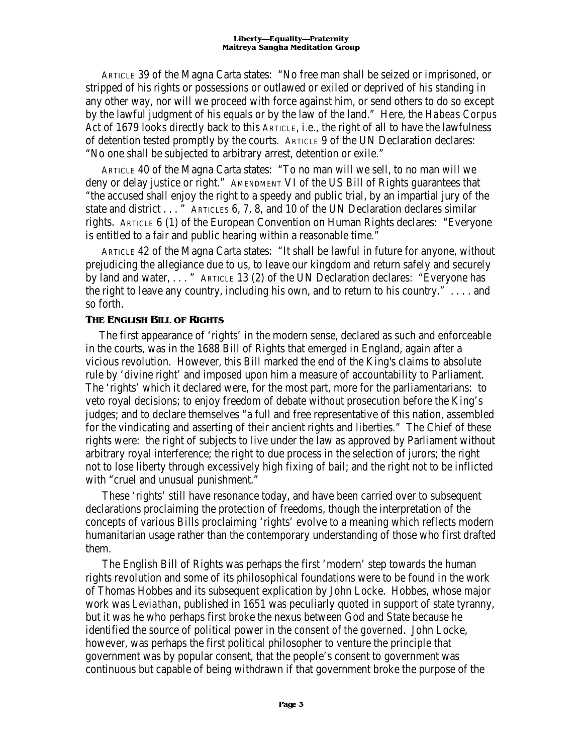ARTICLE 39 of the Magna Carta states: "No free man shall be seized or imprisoned, or stripped of his rights or possessions or outlawed or exiled or deprived of his standing in any other way, nor will we proceed with force against him, or send others to do so except by the lawful judgment of his equals or by the law of the land." Here, the *Habeas Corpus Act* of 1679 looks directly back to this ARTICLE, i.e., the right of all to have the lawfulness of detention tested promptly by the courts. ARTICLE 9 of the UN Declaration declares: "No one shall be subjected to arbitrary arrest, detention or exile."

ARTICLE 40 of the Magna Carta states: "To no man will we sell, to no man will we deny or delay justice or right." AMENDMENT VI of the US Bill of Rights guarantees that "the accused shall enjoy the right to a speedy and public trial, by an impartial jury of the state and district . . . " ARTICLES 6, 7, 8, and 10 of the UN Declaration declares similar rights. ARTICLE 6 (1) of the European Convention on Human Rights declares: "Everyone is entitled to a fair and public hearing within a reasonable time."

ARTICLE 42 of the Magna Carta states: "It shall be lawful in future for anyone, without prejudicing the allegiance due to us, to leave our kingdom and return safely and securely by land and water, . . . " ARTICLE 13 (2) of the UN Declaration declares: "Everyone has the right to leave any country, including his own, and to return to his country." . . . . and so forth.

### THE ENGLISH BILL OF RIGHTS

The first appearance of 'rights' in the modern sense, declared as such and enforceable in the courts, was in the 1688 Bill of Rights that emerged in England, again after a vicious revolution. However, this Bill marked the end of the King's claims to absolute rule by 'divine right' and imposed upon him a measure of accountability to Parliament. The 'rights' which it declared were, for the most part, more for the parliamentarians: to veto royal decisions; to enjoy freedom of debate without prosecution before the King's judges; and to declare themselves "a full and free representative of this nation, assembled for the vindicating and asserting of their ancient rights and liberties." The Chief of these rights were: the right of subjects to live under the law as approved by Parliament without arbitrary royal interference; the right to due process in the selection of jurors; the right not to lose liberty through excessively high fixing of bail; and the right not to be inflicted with "cruel and unusual punishment."

These 'rights' still have resonance today, and have been carried over to subsequent declarations proclaiming the protection of freedoms, though the interpretation of the concepts of various Bills proclaiming 'rights' evolve to a meaning which reflects modern humanitarian usage rather than the contemporary understanding of those who first drafted them.

The English Bill of Rights was perhaps the first 'modern' step towards the human rights revolution and some of its philosophical foundations were to be found in the work of Thomas Hobbes and its subsequent explication by John Locke. Hobbes, whose major work was *Leviathan*, published in 1651 was peculiarly quoted in support of state tyranny, but it was he who perhaps first broke the nexus between God and State because he identified the source of political power in the *consent of the governed*. John Locke, however, was perhaps the first political philosopher to venture the principle that government was by popular consent, that the people's consent to government was continuous but capable of being withdrawn if that government broke the purpose of the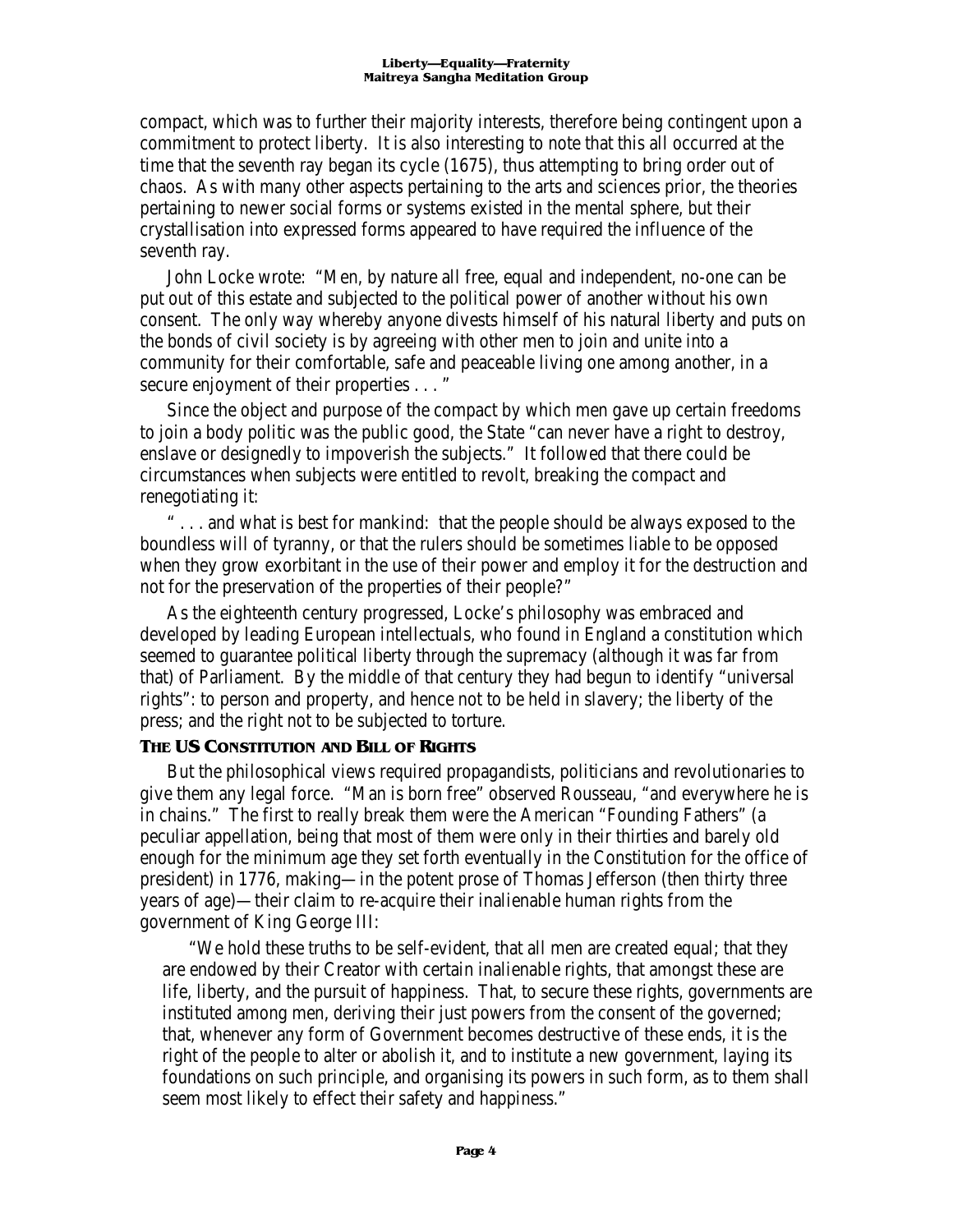compact, which was to further their majority interests, therefore being contingent upon a commitment to protect liberty. It is also interesting to note that this all occurred at the time that the seventh ray began its cycle (1675), thus attempting to bring order out of chaos. As with many other aspects pertaining to the arts and sciences prior, the theories pertaining to newer social forms or systems existed in the mental sphere, but their crystallisation into expressed forms appeared to have required the influence of the seventh ray.

John Locke wrote: "Men, by nature all free, equal and independent, no-one can be put out of this estate and subjected to the political power of another without his own consent. The only way whereby anyone divests himself of his natural liberty and puts on the bonds of civil society is by agreeing with other men to join and unite into a community for their comfortable, safe and peaceable living one among another, in a secure enjoyment of their properties . . . "

Since the object and purpose of the compact by which men gave up certain freedoms to join a body politic was the public good, the State "can never have a right to destroy, enslave or designedly to impoverish the subjects." It followed that there could be circumstances when subjects were entitled to revolt, breaking the compact and renegotiating it:

" . . . and what is best for mankind: that the people should be always exposed to the boundless will of tyranny, or that the rulers should be sometimes liable to be opposed when they grow exorbitant in the use of their power and employ it for the destruction and not for the preservation of the properties of their people?"

As the eighteenth century progressed, Locke's philosophy was embraced and developed by leading European intellectuals, who found in England a constitution which seemed to guarantee political liberty through the supremacy (although it was far from that) of Parliament. By the middle of that century they had begun to identify "universal rights": to person and property, and hence not to be held in slavery; the liberty of the press; and the right not to be subjected to torture.

### The US Constitution and Bill of Rights

But the philosophical views required propagandists, politicians and revolutionaries to give them any legal force. "Man is born free" observed Rousseau, "and everywhere he is in chains." The first to really break them were the American "Founding Fathers" (a peculiar appellation, being that most of them were only in their thirties and barely old enough for the minimum age they set forth eventually in the Constitution for the office of president) in 1776, making—in the potent prose of Thomas Jefferson (then thirty three years of age)—their claim to re-acquire their inalienable human rights from the government of King George III:

> "We hold these truths to be self-evident, that all men are created equal; that they are endowed by their Creator with certain inalienable rights, that amongst these are life, liberty, and the pursuit of happiness. That, to secure these rights, governments are instituted among men, deriving their just powers from the consent of the governed; that, whenever any form of Government becomes destructive of these ends, it is the right of the people to alter or abolish it, and to institute a new government, laying its foundations on such principle, and organising its powers in such form, as to them shall seem most likely to effect their safety and happiness."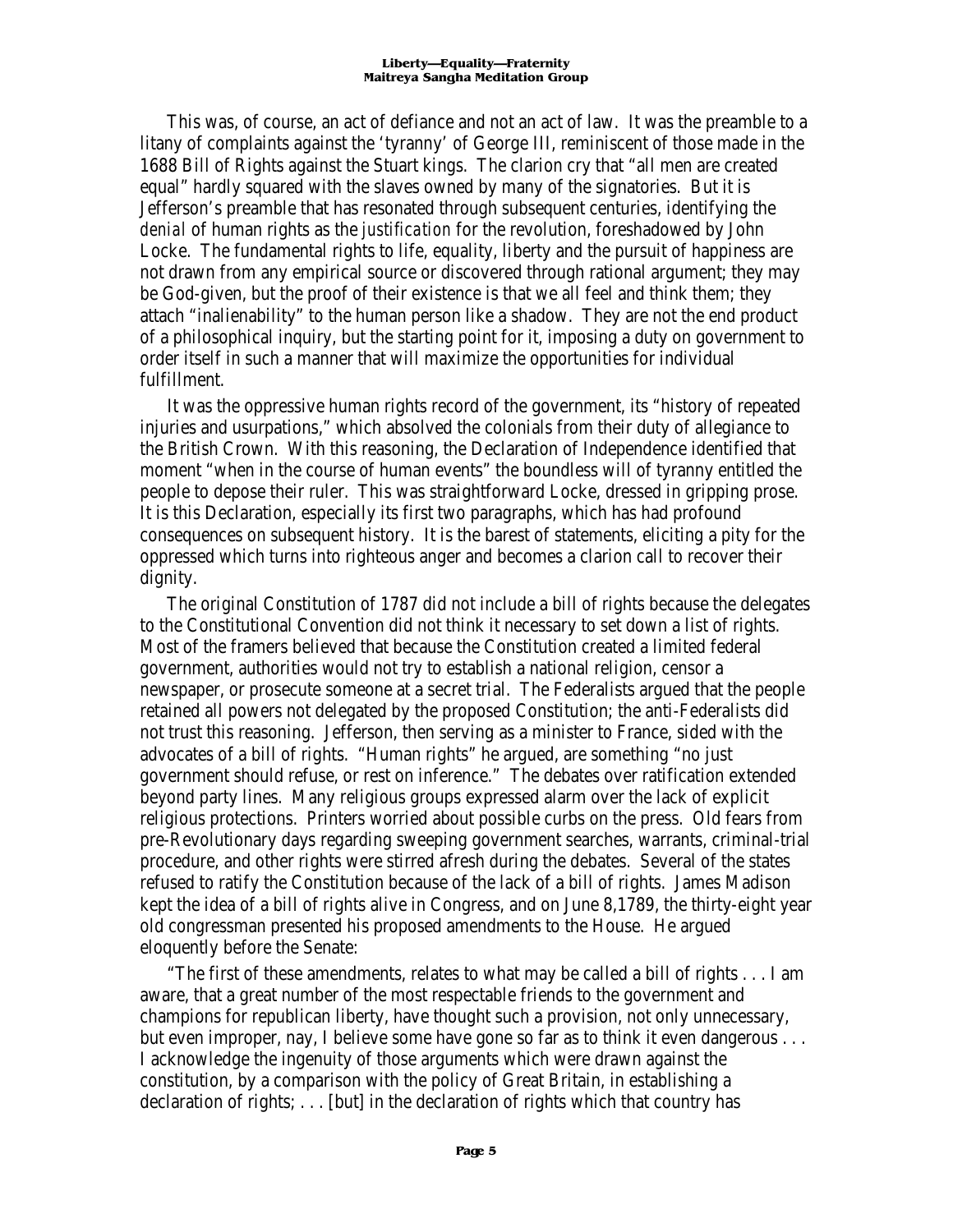This was, of course, an act of defiance and not an act of law. It was the preamble to a litany of complaints against the 'tyranny' of George III, reminiscent of those made in the 1688 Bill of Rights against the Stuart kings. The clarion cry that "all men are created equal" hardly squared with the slaves owned by many of the signatories. But it is Jefferson's preamble that has resonated through subsequent centuries, identifying the *denial* of human rights as the *justification* for the revolution, foreshadowed by John Locke. The fundamental rights to life, equality, liberty and the pursuit of happiness are not drawn from any empirical source or discovered through rational argument; they may be God-given, but the proof of their existence is that we all feel and think them; they attach "inalienability" to the human person like a shadow. They are not the end product of a philosophical inquiry, but the starting point for it, imposing a duty on government to order itself in such a manner that will maximize the opportunities for individual fulfillment.

It was the oppressive human rights record of the government, its "history of repeated injuries and usurpations," which absolved the colonials from their duty of allegiance to the British Crown. With this reasoning, the Declaration of Independence identified that moment "when in the course of human events" the boundless will of tyranny entitled the people to depose their ruler. This was straightforward Locke, dressed in gripping prose. It is this Declaration, especially its first two paragraphs, which has had profound consequences on subsequent history. It is the barest of statements, eliciting a pity for the oppressed which turns into righteous anger and becomes a clarion call to recover their dignity.

The original Constitution of 1787 did not include a bill of rights because the delegates to the Constitutional Convention did not think it necessary to set down a list of rights. Most of the framers believed that because the Constitution created a limited federal government, authorities would not try to establish a national religion, censor a newspaper, or prosecute someone at a secret trial. The Federalists argued that the people retained all powers not delegated by the proposed Constitution; the anti-Federalists did not trust this reasoning. Jefferson, then serving as a minister to France, sided with the advocates of a bill of rights. "Human rights" he argued, are something "no just government should refuse, or rest on inference." The debates over ratification extended beyond party lines. Many religious groups expressed alarm over the lack of explicit religious protections. Printers worried about possible curbs on the press. Old fears from pre-Revolutionary days regarding sweeping government searches, warrants, criminal-trial procedure, and other rights were stirred afresh during the debates. Several of the states refused to ratify the Constitution because of the lack of a bill of rights. James Madison kept the idea of a bill of rights alive in Congress, and on June 8,1789, the thirty-eight year old congressman presented his proposed amendments to the House. He argued eloquently before the Senate:

"The first of these amendments, relates to what may be called a bill of rights . . . I am aware, that a great number of the most respectable friends to the government and champions for republican liberty, have thought such a provision, not only unnecessary, but even improper, nay, I believe some have gone so far as to think it even dangerous . . . I acknowledge the ingenuity of those arguments which were drawn against the constitution, by a comparison with the policy of Great Britain, in establishing a declaration of rights; . . . [but] in the declaration of rights which that country has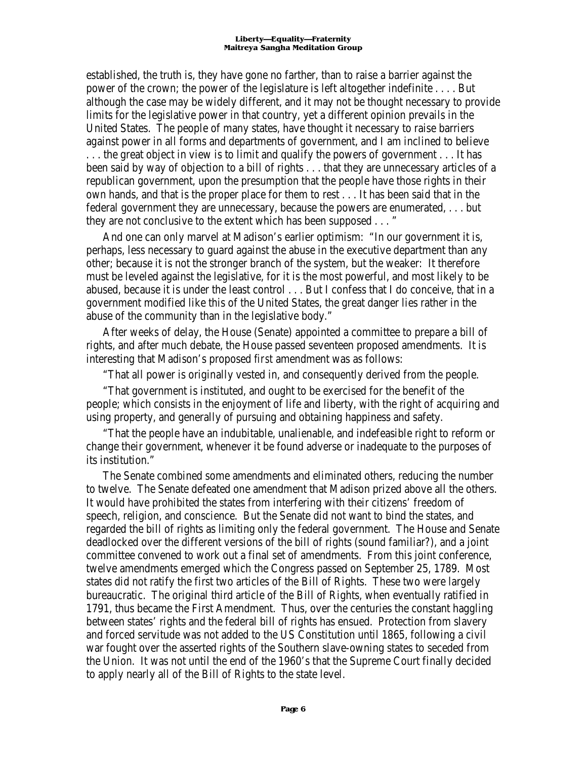established, the truth is, they have gone no farther, than to raise a barrier against the power of the crown; the power of the legislature is left altogether indefinite . . . . But although the case may be widely different, and it may not be thought necessary to provide limits for the legislative power in that country, yet a different opinion prevails in the United States. The people of many states, have thought it necessary to raise barriers against power in all forms and departments of government, and I am inclined to believe . . . the great object in view is to limit and qualify the powers of government . . . It has been said by way of objection to a bill of rights . . . that they are unnecessary articles of a republican government, upon the presumption that the people have those rights in their own hands, and that is the proper place for them to rest . . . It has been said that in the federal government they are unnecessary, because the powers are enumerated, . . . but they are not conclusive to the extent which has been supposed . . . "

And one can only marvel at Madison's earlier optimism: "In our government it is, perhaps, less necessary to guard against the abuse in the executive department than any other; because it is not the stronger branch of the system, but the weaker: It therefore must be leveled against the legislative, for it is the most powerful, and most likely to be abused, because it is under the least control . . . But I confess that I do conceive, that in a government modified like this of the United States, the great danger lies rather in the abuse of the community than in the legislative body."

After weeks of delay, the House (Senate) appointed a committee to prepare a bill of rights, and after much debate, the House passed seventeen proposed amendments. It is interesting that Madison's proposed *first* amendment was as follows:

"That all power is originally vested in, and consequently derived from the people.

"That government is instituted, and ought to be exercised for the benefit of the people; which consists in the enjoyment of life and liberty, with the right of acquiring and using property, and generally of pursuing and obtaining happiness and safety.

"That the people have an indubitable, unalienable, and indefeasible right to reform or change their government, whenever it be found adverse or inadequate to the purposes of its institution."

The Senate combined some amendments and eliminated others, reducing the number to twelve. The Senate defeated one amendment that Madison prized above all the others. It would have prohibited the states from interfering with their citizens' freedom of speech, religion, and conscience. But the Senate did not want to bind the states, and regarded the bill of rights as limiting only the federal government. The House and Senate deadlocked over the different versions of the bill of rights (sound familiar?), and a joint committee convened to work out a final set of amendments. From this joint conference, twelve amendments emerged which the Congress passed on September 25, 1789. Most states did not ratify the first two articles of the Bill of Rights. These two were largely bureaucratic. The original third article of the Bill of Rights, when eventually ratified in 1791, thus became the First Amendment. Thus, over the centuries the constant haggling between states' rights and the federal bill of rights has ensued. Protection from slavery and forced servitude was not added to the US Constitution until 1865, following a civil war fought over the asserted rights of the Southern slave-owning states to seceded from the Union. It was not until the end of the 1960's that the Supreme Court finally decided to apply nearly all of the Bill of Rights to the state level.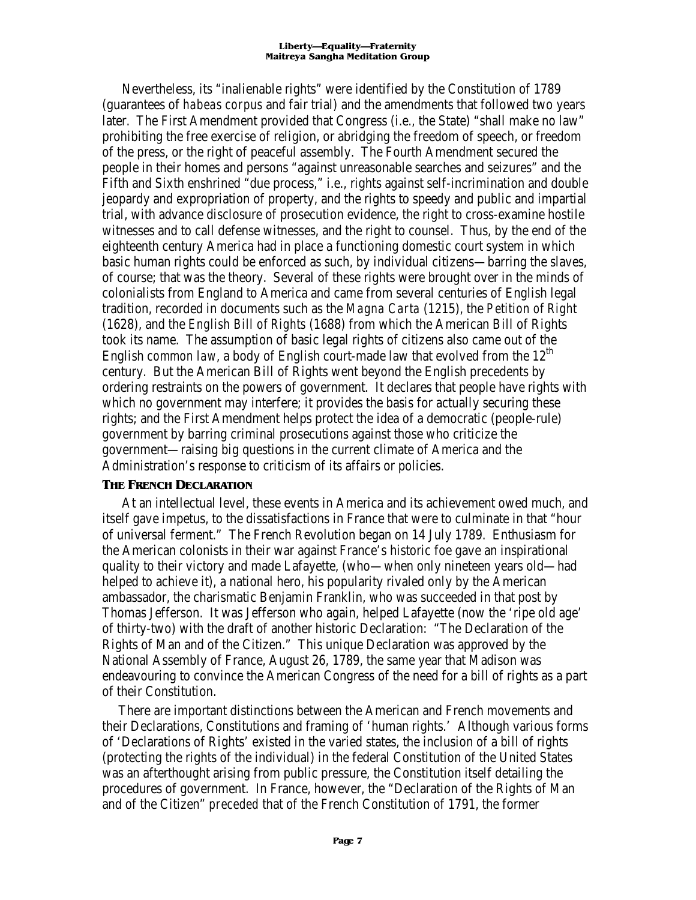Nevertheless, its "inalienable rights" were identified by the Constitution of 1789 (guarantees of *habeas corpus* and fair trial) and the amendments that followed two years later. The First Amendment provided that Congress (i.e., the State) "shall make no law" prohibiting the free exercise of religion, or abridging the freedom of speech, or freedom of the press, or the right of peaceful assembly. The Fourth Amendment secured the people in their homes and persons "against unreasonable searches and seizures" and the Fifth and Sixth enshrined "due process," i.e., rights against self-incrimination and double jeopardy and expropriation of property, and the rights to speedy and public and impartial trial, with advance disclosure of prosecution evidence, the right to cross-examine hostile witnesses and to call defense witnesses, and the right to counsel. Thus, by the end of the eighteenth century America had in place a functioning domestic court system in which basic human rights could be enforced as such, by individual citizens—barring the slaves, of course; that was the theory. Several of these rights were brought over in the minds of colonialists from England to America and came from several centuries of English legal tradition, recorded in documents such as the *Magna Carta* (1215), the *Petition of Right* (1628), and the *English Bill of Rights* (1688) from which the American Bill of Rights took its name. The assumption of basic legal rights of citizens also came out of the English *common law*, a body of English court-made law that evolved from the 12th century. But the American Bill of Rights went beyond the English precedents by ordering restraints on the powers of government. It declares that people have rights with which no government may interfere; it provides the basis for actually securing these rights; and the First Amendment helps protect the idea of a democratic (people-rule) government by barring criminal prosecutions against those who criticize the government—raising big questions in the current climate of America and the Administration's response to criticism of its affairs or policies.

### THE FRENCH DECLARATION

At an intellectual level, these events in America and its achievement owed much, and itself gave impetus, to the dissatisfactions in France that were to culminate in that "hour of universal ferment." The French Revolution began on 14 July 1789. Enthusiasm for the American colonists in their war against France's historic foe gave an inspirational quality to their victory and made Lafayette, (who—when only nineteen years old—had helped to achieve it), a national hero, his popularity rivaled only by the American ambassador, the charismatic Benjamin Franklin, who was succeeded in that post by Thomas Jefferson. It was Jefferson who again, helped Lafayette (now the 'ripe old age' of thirty-two) with the draft of another historic Declaration: "The Declaration of the Rights of Man and of the Citizen." This unique Declaration was approved by the National Assembly of France, August 26, 1789, the same year that Madison was endeavouring to convince the American Congress of the need for a bill of rights as a part of their Constitution.

There are important distinctions between the American and French movements and their Declarations, Constitutions and framing of 'human rights.' Although various forms of 'Declarations of Rights' existed in the varied states, the inclusion of a bill of rights (protecting the rights of the individual) in the federal Constitution of the United States was an afterthought arising from public pressure, the Constitution itself detailing the procedures of government. In France, however, the "Declaration of the Rights of Man and of the Citizen" *preceded* that of the French Constitution of 1791, the former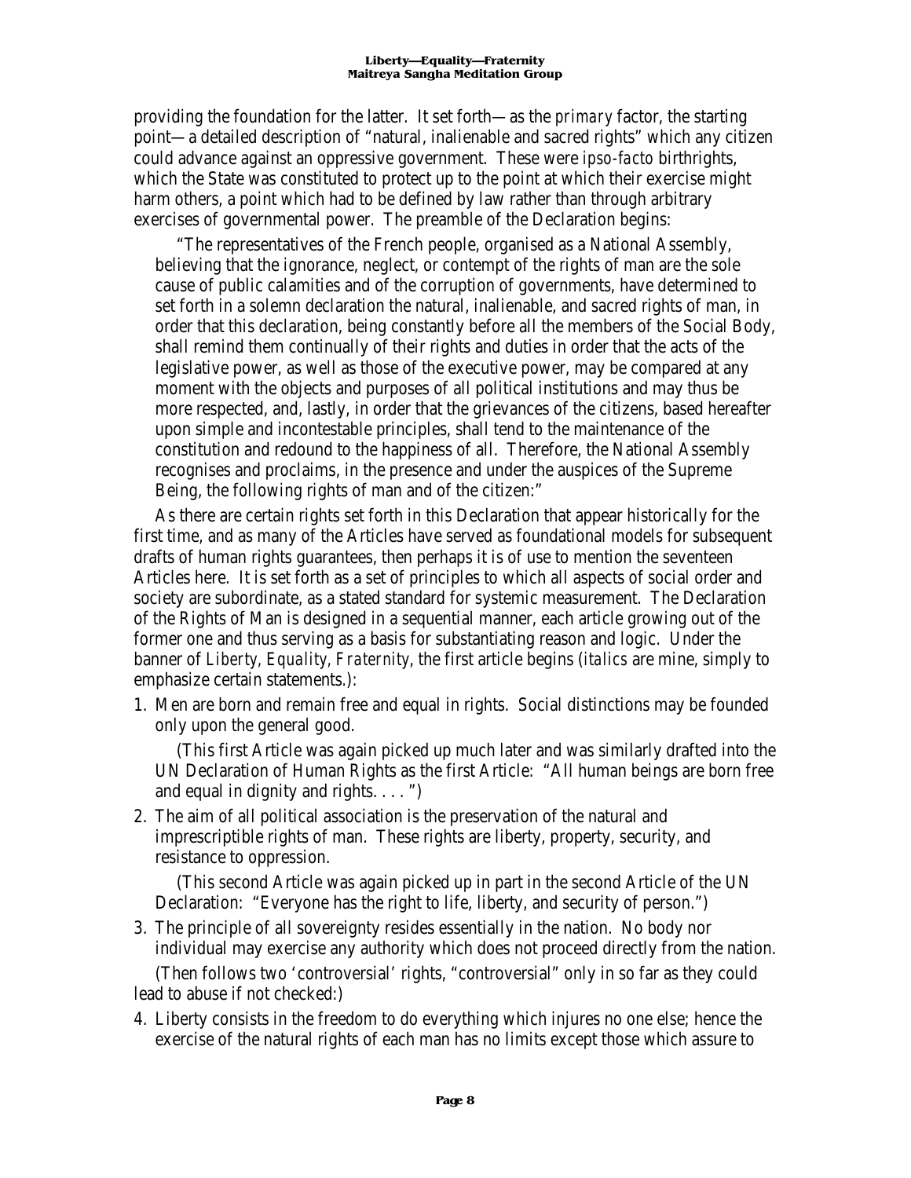providing the foundation for the latter. It set forth—as the *primary* factor, the starting point—a detailed description of "natural, inalienable and sacred rights" which any citizen could advance against an oppressive government. These were *ipso-facto* birthrights, which the State was constituted to protect up to the point at which their exercise might harm others, a point which had to be defined by law rather than through arbitrary exercises of governmental power. The preamble of the Declaration begins:

> "The representatives of the French people, organised as a National Assembly, believing that the ignorance, neglect, or contempt of the rights of man are the sole cause of public calamities and of the corruption of governments, have determined to set forth in a solemn declaration the natural, inalienable, and sacred rights of man, in order that this declaration, being constantly before all the members of the Social Body, shall remind them continually of their rights and duties in order that the acts of the legislative power, as well as those of the executive power, may be compared at any moment with the objects and purposes of all political institutions and may thus be more respected, and, lastly, in order that the grievances of the citizens, based hereafter upon simple and incontestable principles, shall tend to the maintenance of the constitution and redound to the happiness of all. Therefore, the National Assembly recognises and proclaims, in the presence and under the auspices of the Supreme Being, the following rights of man and of the citizen:"

As there are certain rights set forth in this Declaration that appear historically for the first time, and as many of the Articles have served as foundational models for subsequent drafts of human rights guarantees, then perhaps it is of use to mention the seventeen Articles here. It is set forth as a set of principles to which all aspects of social order and society are subordinate, as a stated standard for systemic measurement. The Declaration of the Rights of Man is designed in a sequential manner, each article growing out of the former one and thus serving as a basis for substantiating reason and logic. Under the banner of *Liberty, Equality, Fraternity*, the first article begins (*italics* are mine, simply to emphasize certain statements.):

1. Men are born and remain free and equal in rights. Social distinctions may be founded only upon the general good.

   (This first Article was again picked up much later and was similarly drafted into the UN Declaration of Human Rights as the first Article: "All human beings are born free and equal in dignity and rights. . . . ")

2. The aim of all political association is the preservation of the natural and imprescriptible rights of man. These rights are liberty, property, security, and resistance to oppression.

   (This second Article was again picked up in part in the second Article of the UN Declaration: "Everyone has the right to life, liberty, and security of person.")

3. The principle of all sovereignty resides essentially in the nation. No body nor individual may exercise any authority which does not proceed directly from the nation.

(Then follows two 'controversial' rights, "controversial" only in so far as they could lead to abuse if not checked:)

4. Liberty consists in the freedom to do everything which injures no one else; hence the exercise of the natural rights of each man has no limits except those which assure to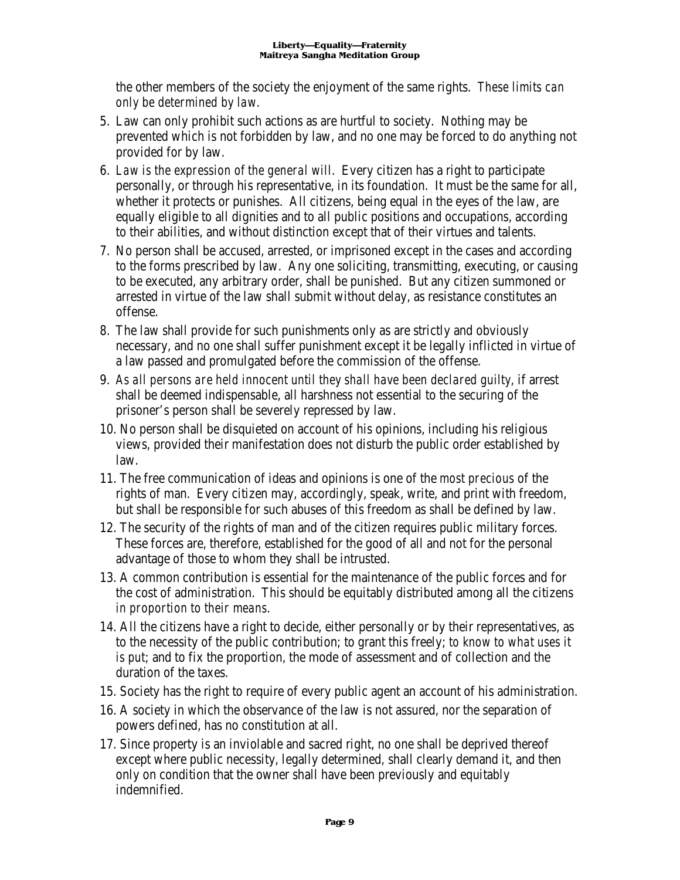the other members of the society the enjoyment of the same rights. *These limits can only be determined by law.*

5. Law can only prohibit such actions as are hurtful to society. Nothing may be prevented which is not forbidden by law, and no one may be forced to do anything not provided for by law.
6. *Law is the expression of the general will.* Every citizen has a right to participate personally, or through his representative, in its foundation. It must be the same for all, whether it protects or punishes. All citizens, being equal in the eyes of the law, are equally eligible to all dignities and to all public positions and occupations, according to their abilities, and without distinction except that of their virtues and talents.
7. No person shall be accused, arrested, or imprisoned except in the cases and according to the forms prescribed by law. Any one soliciting, transmitting, executing, or causing to be executed, any arbitrary order, shall be punished. But any citizen summoned or arrested in virtue of the law shall submit without delay, as resistance constitutes an offense.
8. The law shall provide for such punishments only as are strictly and obviously necessary, and no one shall suffer punishment except it be legally inflicted in virtue of a law passed and promulgated before the commission of the offense.
9. *As all persons are held innocent until they shall have been declared guilty*, if arrest shall be deemed indispensable, all harshness not essential to the securing of the prisoner's person shall be severely repressed by law.
10. No person shall be disquieted on account of his opinions, including his religious views, provided their manifestation does not disturb the public order established by law.
11. The free communication of ideas and opinions is one of the *most precious* of the rights of man. Every citizen may, accordingly, speak, write, and print with freedom, but shall be responsible for such abuses of this freedom as shall be defined by law.
12. The security of the rights of man and of the citizen requires public military forces. These forces are, therefore, established for the good of all and not for the personal advantage of those to whom they shall be intrusted.
13. A common contribution is essential for the maintenance of the public forces and for the cost of administration. This should be equitably distributed among all the citizens *in proportion to their means.*
14. All the citizens have a right to decide, either personally or by their representatives, as to the necessity of the public contribution; to grant this freely; *to know to what uses it is put*; and to fix the proportion, the mode of assessment and of collection and the duration of the taxes.
15. Society has the right to require of every public agent an account of his administration.
16. A society in which the observance of the law is not assured, nor the separation of powers defined, has no constitution at all.
17. Since property is an inviolable and sacred right, no one shall be deprived thereof except where public necessity, legally determined, shall clearly demand it, and then only on condition that the owner shall have been previously and equitably indemnified.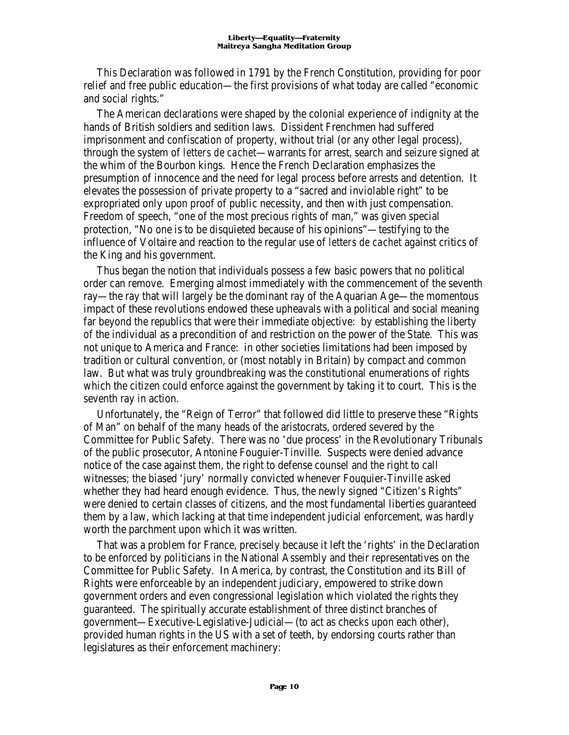This Declaration was followed in 1791 by the French Constitution, providing for poor relief and free public education—the first provisions of what today are called "economic and social rights."

The American declarations were shaped by the colonial experience of indignity at the hands of British soldiers and sedition laws. Dissident Frenchmen had suffered imprisonment and confiscation of property, without trial (or any other legal process), through the system of *letters de cachet*—warrants for arrest, search and seizure signed at the whim of the Bourbon kings. Hence the French Declaration emphasizes the presumption of innocence and the need for legal process before arrests and detention. It elevates the possession of private property to a "sacred and inviolable right" to be expropriated only upon proof of public necessity, and then with just compensation. Freedom of speech, "one of the most precious rights of man," was given special protection, "No one is to be disquieted because of his opinions"—testifying to the influence of Voltaire and reaction to the regular use of *letters de cachet* against critics of the King and his government.

Thus began the notion that individuals possess a few basic powers that no political order can remove. Emerging almost immediately with the commencement of the seventh ray—the ray that will largely be the dominant ray of the Aquarian Age—the momentous impact of these revolutions endowed these upheavals with a political and social meaning far beyond the republics that were their immediate objective: by establishing the liberty of the individual as a precondition of and restriction on the power of the State. This was not unique to America and France: in other societies limitations had been imposed by tradition or cultural convention, or (most notably in Britain) by compact and common law. But what was truly groundbreaking was the constitutional enumerations of rights which the citizen could enforce against the government by taking it to court. This is the seventh ray in action.

Unfortunately, the "Reign of Terror" that followed did little to preserve these "Rights of Man" on behalf of the many heads of the aristocrats, ordered severed by the Committee for Public Safety. There was no 'due process' in the Revolutionary Tribunals of the public prosecutor, Antonine Fouguier-Tinville. Suspects were denied advance notice of the case against them, the right to defense counsel and the right to call witnesses; the biased 'jury' normally convicted whenever Fouquier-Tinville asked whether they had heard enough evidence. Thus, the newly signed "Citizen's Rights" were denied to certain classes of citizens, and the most fundamental liberties guaranteed them by a law, which lacking at that time independent judicial enforcement, was hardly worth the parchment upon which it was written.

That was a problem for France, precisely because it left the 'rights' in the Declaration to be enforced by politicians in the National Assembly and their representatives on the Committee for Public Safety. In America, by contrast, the Constitution and its Bill of Rights were enforceable by an independent judiciary, empowered to strike down government orders and even congressional legislation which violated the rights they guaranteed. The spiritually accurate establishment of three distinct branches of government—Executive-Legislative-Judicial—(to act as checks upon each other), provided human rights in the US with a set of teeth, by endorsing courts rather than legislatures as their enforcement machinery: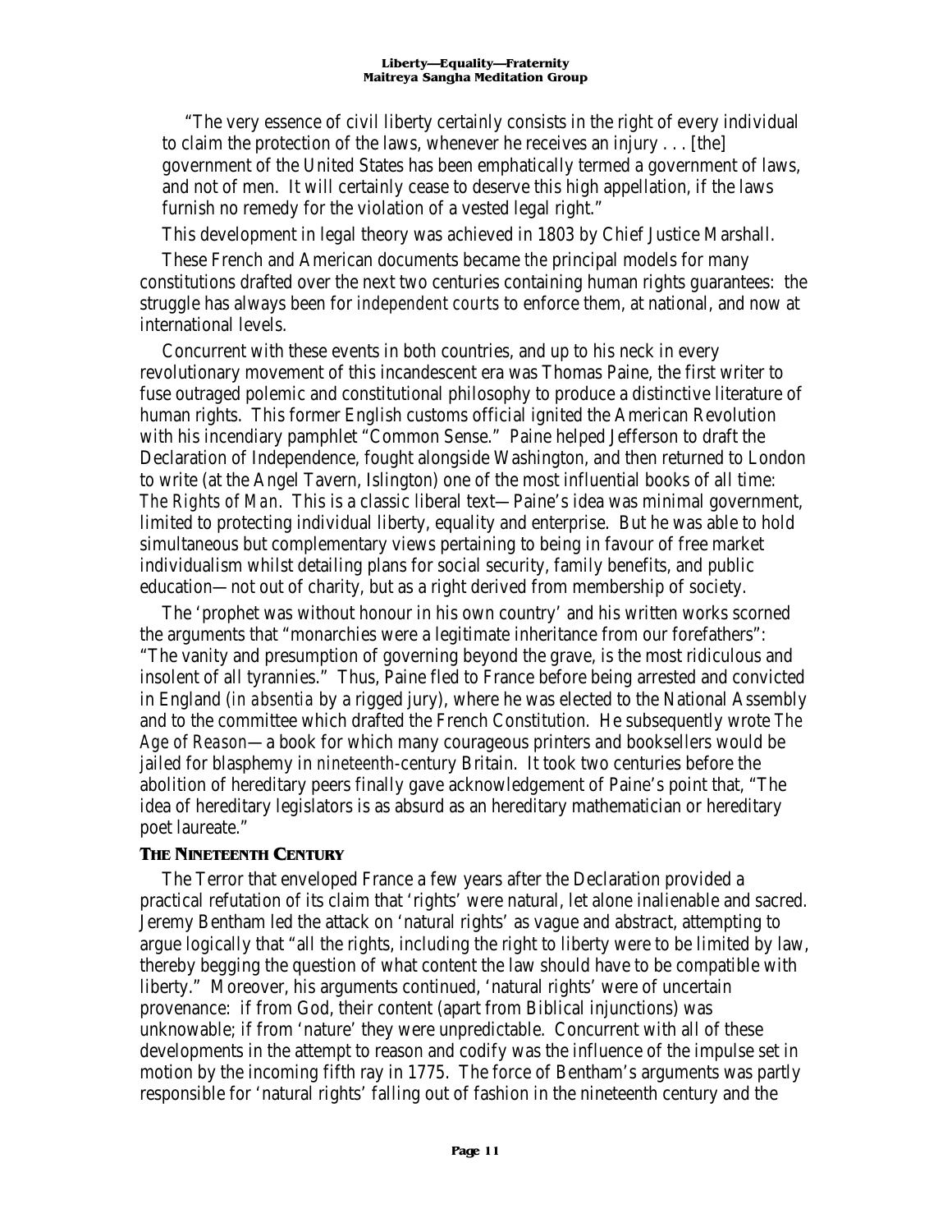> "The very essence of civil liberty certainly consists in the right of every individual to claim the protection of the laws, whenever he receives an injury . . . [the] government of the United States has been emphatically termed a government of laws, and not of men. It will certainly cease to deserve this high appellation, if the laws furnish no remedy for the violation of a vested legal right."

This development in legal theory was achieved in 1803 by Chief Justice Marshall.

These French and American documents became the principal models for many constitutions drafted over the next two centuries containing human rights guarantees: the struggle has always been for *independent courts* to enforce them, at national, and now at international levels.

Concurrent with these events in both countries, and up to his neck in every revolutionary movement of this incandescent era was Thomas Paine, the first writer to fuse outraged polemic and constitutional philosophy to produce a distinctive literature of human rights. This former English customs official ignited the American Revolution with his incendiary pamphlet "Common Sense." Paine helped Jefferson to draft the Declaration of Independence, fought alongside Washington, and then returned to London to write (at the Angel Tavern, Islington) one of the most influential books of all time: *The Rights of Man*. This is a classic liberal text—Paine's idea was minimal government, limited to protecting individual liberty, equality and enterprise. But he was able to hold simultaneous but complementary views pertaining to being in favour of free market individualism whilst detailing plans for social security, family benefits, and public education—not out of charity, but as a right derived from membership of society.

The 'prophet was without honour in his own country' and his written works scorned the arguments that "monarchies were a legitimate inheritance from our forefathers": "The vanity and presumption of governing beyond the grave, is the most ridiculous and insolent of all tyrannies." Thus, Paine fled to France before being arrested and convicted in England (*in absentia* by a rigged jury), where he was elected to the National Assembly and to the committee which drafted the French Constitution. He subsequently wrote *The Age of Reason*—a book for which many courageous printers and booksellers would be jailed for blasphemy in *nineteenth*-century Britain. It took two centuries before the abolition of hereditary peers finally gave acknowledgement of Paine's point that, "The idea of hereditary legislators is as absurd as an hereditary mathematician or hereditary poet laureate."

## The Nineteenth Century

The Terror that enveloped France a few years after the Declaration provided a practical refutation of its claim that 'rights' were natural, let alone inalienable and sacred. Jeremy Bentham led the attack on 'natural rights' as vague and abstract, attempting to argue logically that "all the rights, including the right to liberty were to be limited by law, thereby begging the question of what content the law should have to be compatible with liberty." Moreover, his arguments continued, 'natural rights' were of uncertain provenance: if from God, their content (apart from Biblical injunctions) was unknowable; if from 'nature' they were unpredictable. Concurrent with all of these developments in the attempt to reason and codify was the influence of the impulse set in motion by the incoming fifth ray in 1775. The force of Bentham's arguments was partly responsible for 'natural rights' falling out of fashion in the nineteenth century and the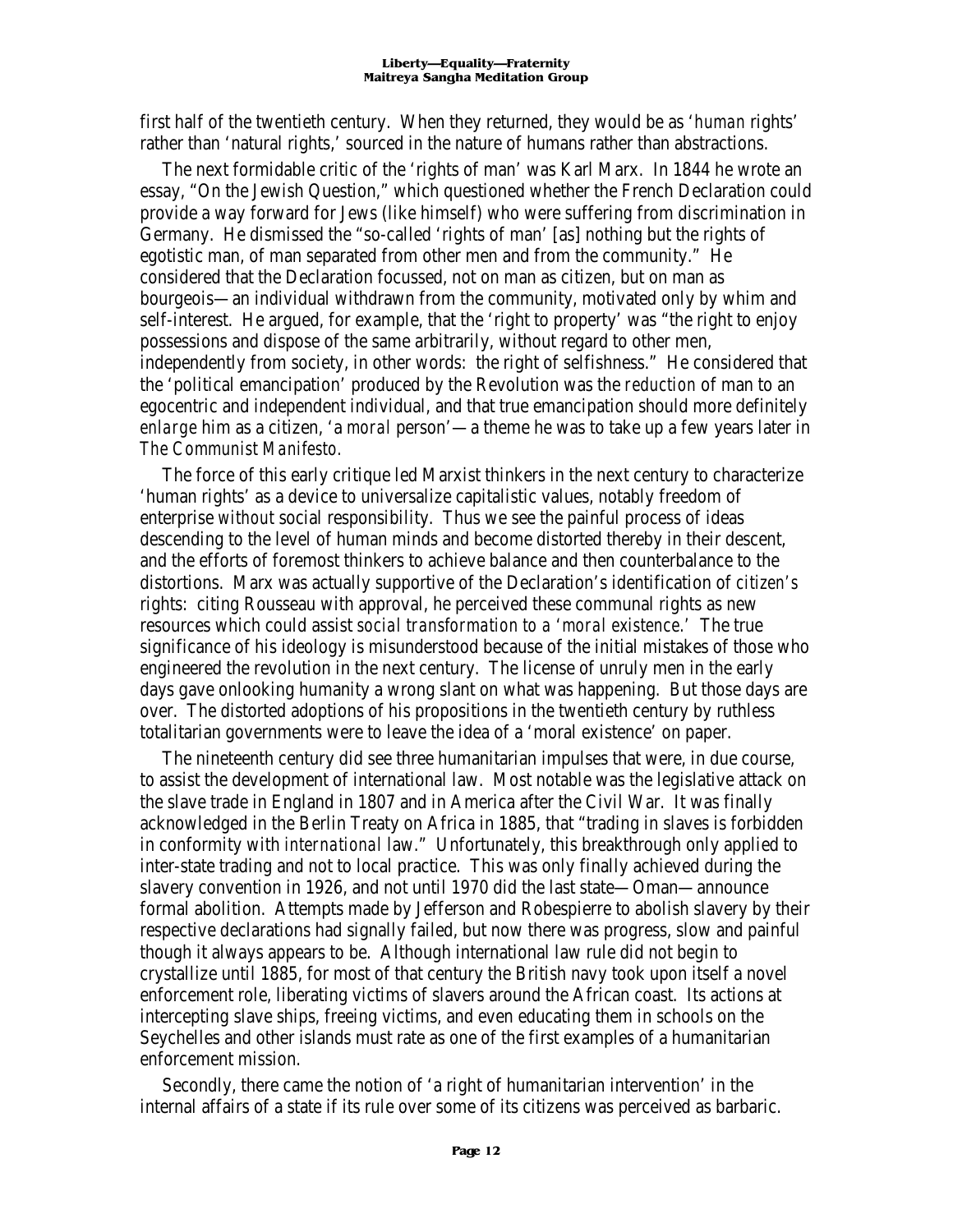first half of the twentieth century. When they returned, they would be as '*human* rights' rather than 'natural rights,' sourced in the nature of humans rather than abstractions.

The next formidable critic of the 'rights of man' was Karl Marx. In 1844 he wrote an essay, "On the Jewish Question," which questioned whether the French Declaration could provide a way forward for Jews (like himself) who were suffering from discrimination in Germany. He dismissed the "so-called 'rights of man' [as] nothing but the rights of egotistic man, of man separated from other men and from the community." He considered that the Declaration focussed, not on man as citizen, but on man as bourgeois—an individual withdrawn from the community, motivated only by whim and self-interest. He argued, for example, that the 'right to property' was "the right to enjoy possessions and dispose of the same arbitrarily, without regard to other men, independently from society, in other words: the right of selfishness." He considered that the 'political emancipation' produced by the Revolution was the *reduction* of man to an egocentric and independent individual, and that true emancipation should more definitely *enlarge* him as a citizen, 'a *moral* person'—a theme he was to take up a few years later in *The Communist Manifesto.*

The force of this early critique led Marxist thinkers in the next century to characterize 'human rights' as a device to universalize capitalistic values, notably freedom of enterprise *without* social responsibility. Thus we see the painful process of ideas descending to the level of human minds and become distorted thereby in their descent, and the efforts of foremost thinkers to achieve balance and then counterbalance to the distortions. Marx was actually supportive of the Declaration's identification of *citizen's* rights: citing Rousseau with approval, he perceived these communal rights as new resources which could assist *social transformation to a 'moral existence.'* The true significance of his ideology is misunderstood because of the initial mistakes of those who engineered the revolution in the next century. The license of unruly men in the early days gave onlooking humanity a wrong slant on what was happening. But those days are over. The distorted adoptions of his propositions in the twentieth century by ruthless totalitarian governments were to leave the idea of a 'moral existence' on paper.

The nineteenth century did see three humanitarian impulses that were, in due course, to assist the development of international law. Most notable was the legislative attack on the slave trade in England in 1807 and in America after the Civil War. It was finally acknowledged in the Berlin Treaty on Africa in 1885, that "trading in slaves is forbidden in conformity with *international* law." Unfortunately, this breakthrough only applied to inter-state trading and not to local practice. This was only finally achieved during the slavery convention in 1926, and not until 1970 did the last state—Oman—announce formal abolition. Attempts made by Jefferson and Robespierre to abolish slavery by their respective declarations had signally failed, but now there was progress, slow and painful though it always appears to be. Although international law rule did not begin to crystallize until 1885, for most of that century the British navy took upon itself a novel enforcement role, liberating victims of slavers around the African coast. Its actions at intercepting slave ships, freeing victims, and even educating them in schools on the Seychelles and other islands must rate as one of the first examples of a humanitarian enforcement mission.

Secondly, there came the notion of 'a right of humanitarian intervention' in the internal affairs of a state if its rule over some of its citizens was perceived as barbaric.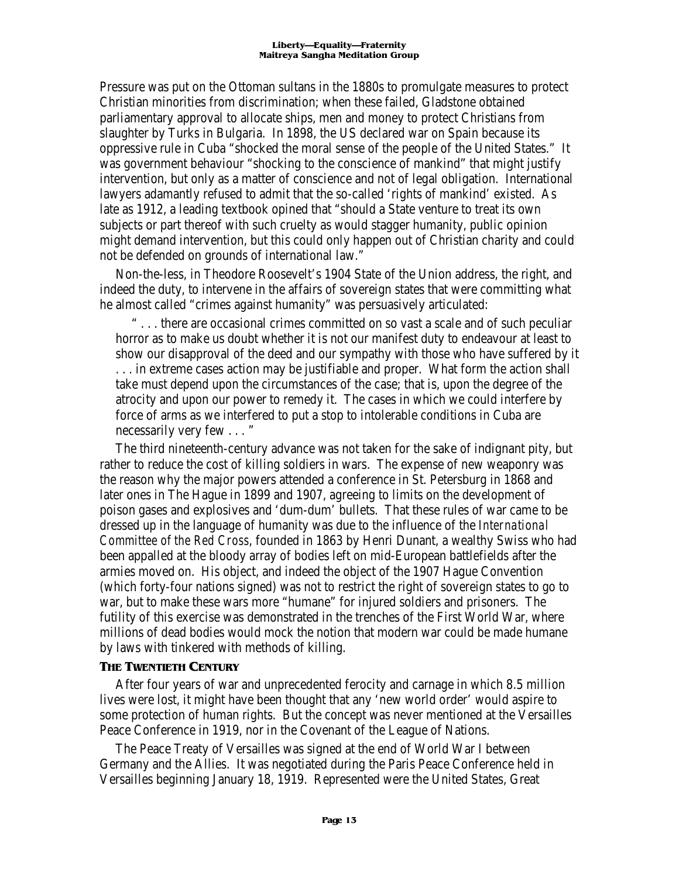Pressure was put on the Ottoman sultans in the 1880s to promulgate measures to protect Christian minorities from discrimination; when these failed, Gladstone obtained parliamentary approval to allocate ships, men and money to protect Christians from slaughter by Turks in Bulgaria. In 1898, the US declared war on Spain because its oppressive rule in Cuba "shocked the moral sense of the people of the United States." It was government behaviour "shocking to the conscience of mankind" that might justify intervention, but only as a matter of conscience and not of legal obligation. International lawyers adamantly refused to admit that the so-called 'rights of mankind' existed. As late as 1912, a leading textbook opined that "should a State venture to treat its own subjects or part thereof with such cruelty as would stagger humanity, public opinion might demand intervention, but this could only happen out of Christian charity and could not be defended on grounds of international law."

Non-the-less, in Theodore Roosevelt's 1904 State of the Union address, the right, and indeed the duty, to intervene in the affairs of sovereign states that were committing what he almost called "crimes against humanity" was persuasively articulated:

> " . . . there are occasional crimes committed on so vast a scale and of such peculiar horror as to make us doubt whether it is not our manifest duty to endeavour at least to show our disapproval of the deed and our sympathy with those who have suffered by it . . . in extreme cases action may be justifiable and proper. What form the action shall take must depend upon the circumstances of the case; that is, upon the degree of the atrocity and upon our power to remedy it. The cases in which we could interfere by force of arms as we interfered to put a stop to intolerable conditions in Cuba are necessarily very few . . . "

The third nineteenth-century advance was not taken for the sake of indignant pity, but rather to reduce the cost of killing soldiers in wars. The expense of new weaponry was the reason why the major powers attended a conference in St. Petersburg in 1868 and later ones in The Hague in 1899 and 1907, agreeing to limits on the development of poison gases and explosives and 'dum-dum' bullets. That these rules of war came to be dressed up in the language of humanity was due to the influence of the *International Committee of the Red Cross*, founded in 1863 by Henri Dunant, a wealthy Swiss who had been appalled at the bloody array of bodies left on mid-European battlefields after the armies moved on. His object, and indeed the object of the 1907 Hague Convention (which forty-four nations signed) was not to restrict the right of sovereign states to go to war, but to make these wars more "humane" for injured soldiers and prisoners. The futility of this exercise was demonstrated in the trenches of the First World War, where millions of dead bodies would mock the notion that modern war could be made humane by laws with tinkered with methods of killing.

### THE TWENTIETH CENTURY

After four years of war and unprecedented ferocity and carnage in which 8.5 million lives were lost, it might have been thought that any 'new world order' would aspire to some protection of human rights. But the concept was never mentioned at the Versailles Peace Conference in 1919, nor in the Covenant of the League of Nations.

The Peace Treaty of Versailles was signed at the end of World War I between Germany and the Allies. It was negotiated during the Paris Peace Conference held in Versailles beginning January 18, 1919. Represented were the United States, Great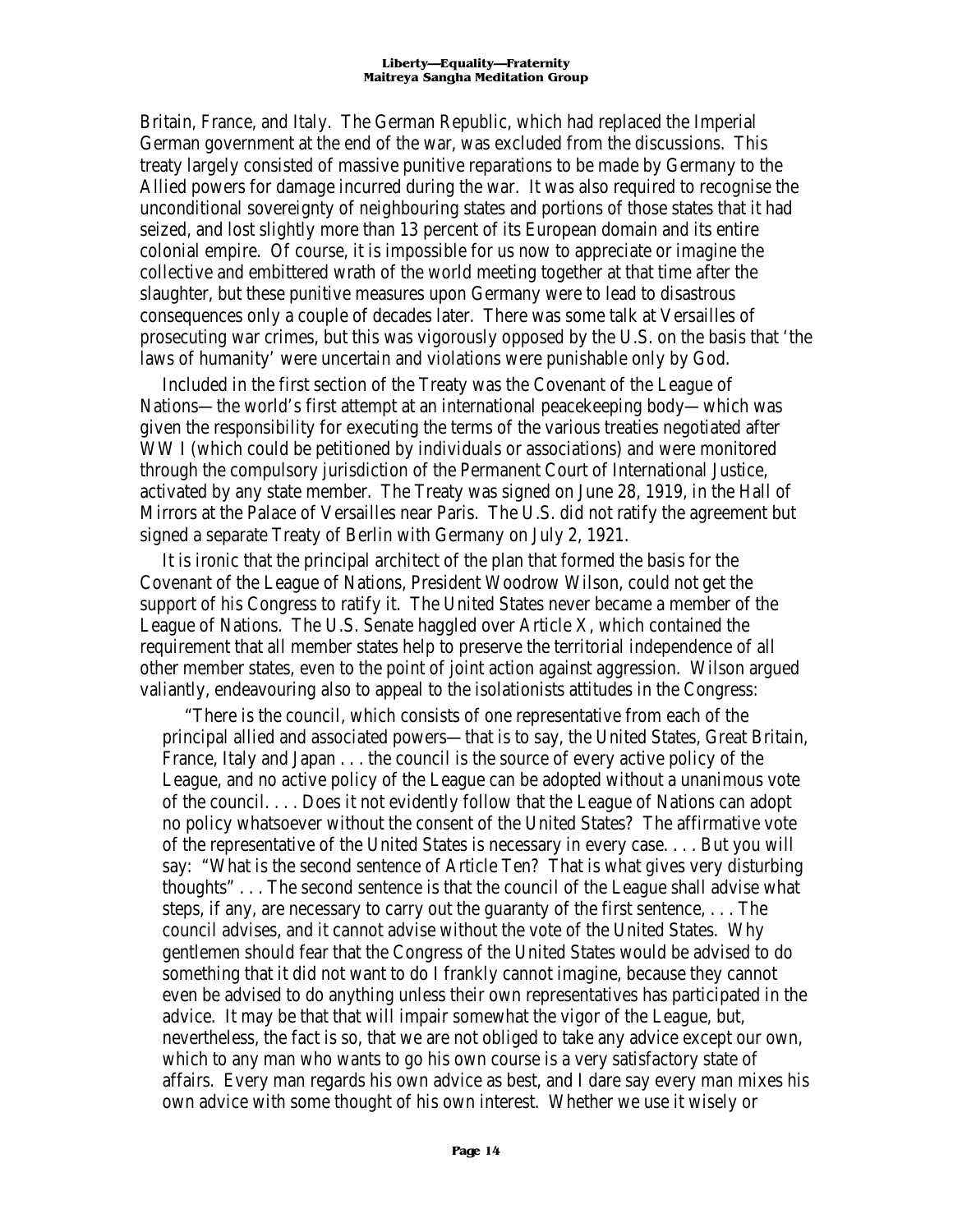Britain, France, and Italy. The German Republic, which had replaced the Imperial German government at the end of the war, was excluded from the discussions. This treaty largely consisted of massive punitive reparations to be made by Germany to the Allied powers for damage incurred during the war. It was also required to recognise the unconditional sovereignty of neighbouring states and portions of those states that it had seized, and lost slightly more than 13 percent of its European domain and its entire colonial empire. Of course, it is impossible for us now to appreciate or imagine the collective and embittered wrath of the world meeting together at that time after the slaughter, but these punitive measures upon Germany were to lead to disastrous consequences only a couple of decades later. There was some talk at Versailles of prosecuting war crimes, but this was vigorously opposed by the U.S. on the basis that 'the laws of humanity' were uncertain and violations were punishable only by God.

Included in the first section of the Treaty was the Covenant of the League of Nations—the world's first attempt at an international peacekeeping body—which was given the responsibility for executing the terms of the various treaties negotiated after WW I (which could be petitioned by individuals or associations) and were monitored through the compulsory jurisdiction of the Permanent Court of International Justice, activated by any state member. The Treaty was signed on June 28, 1919, in the Hall of Mirrors at the Palace of Versailles near Paris. The U.S. did not ratify the agreement but signed a separate Treaty of Berlin with Germany on July 2, 1921.

It is ironic that the principal architect of the plan that formed the basis for the Covenant of the League of Nations, President Woodrow Wilson, could not get the support of his Congress to ratify it. The United States never became a member of the League of Nations. The U.S. Senate haggled over Article X, which contained the requirement that all member states help to preserve the territorial independence of all other member states, even to the point of joint action against aggression. Wilson argued valiantly, endeavouring also to appeal to the isolationists attitudes in the Congress:

> "There is the council, which consists of one representative from each of the principal allied and associated powers—that is to say, the United States, Great Britain, France, Italy and Japan . . . the council is the source of every active policy of the League, and no active policy of the League can be adopted without a unanimous vote of the council. . . . Does it not evidently follow that the League of Nations can adopt no policy whatsoever without the consent of the United States? The affirmative vote of the representative of the United States is necessary in every case. . . . But you will say: "What is the second sentence of Article Ten? That is what gives very disturbing thoughts" . . . The second sentence is that the council of the League shall advise what steps, if any, are necessary to carry out the guaranty of the first sentence, . . . The council advises, and it cannot advise without the vote of the United States. Why gentlemen should fear that the Congress of the United States would be advised to do something that it did not want to do I frankly cannot imagine, because they cannot even be advised to do anything unless their own representatives has participated in the advice. It may be that that will impair somewhat the vigor of the League, but, nevertheless, the fact is so, that we are not obliged to take any advice except our own, which to any man who wants to go his own course is a very satisfactory state of affairs. Every man regards his own advice as best, and I dare say every man mixes his own advice with some thought of his own interest. Whether we use it wisely or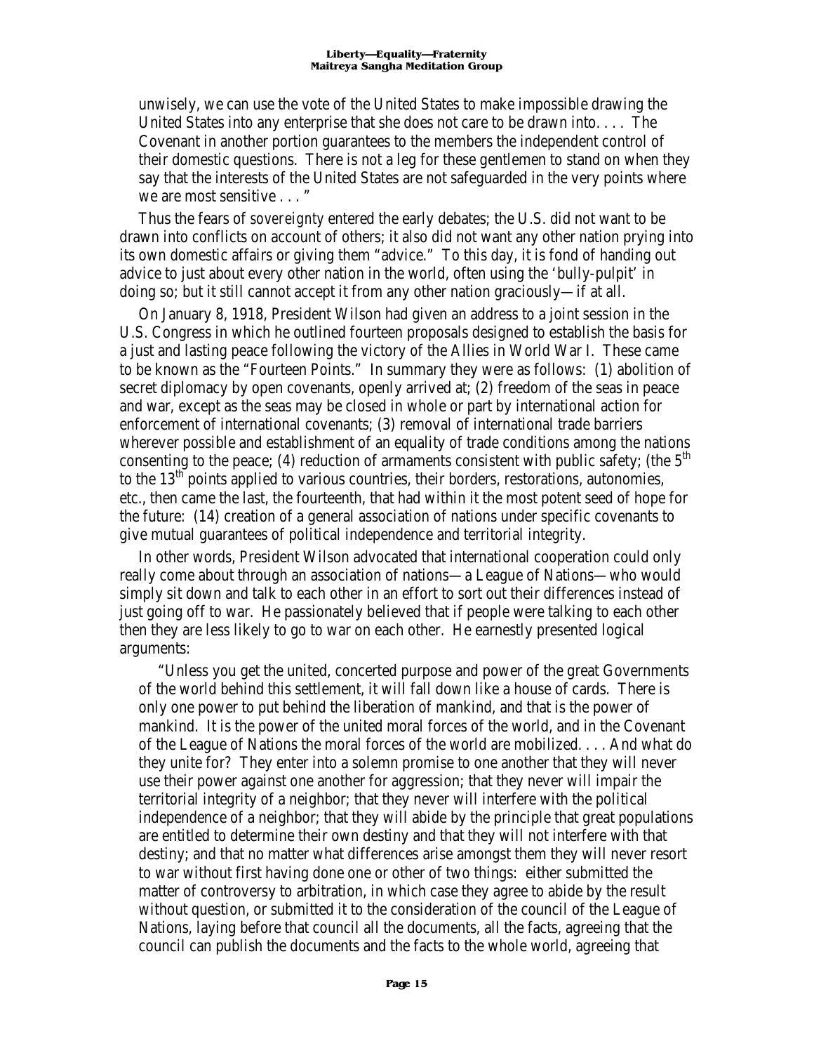unwisely, we can use the vote of the United States to make impossible drawing the United States into any enterprise that she does not care to be drawn into. . . . The Covenant in another portion guarantees to the members the independent control of their domestic questions. There is not a leg for these gentlemen to stand on when they say that the interests of the United States are not safeguarded in the very points where we are most sensitive . . . "

Thus the fears of *sovereignty* entered the early debates; the U.S. did not want to be drawn into conflicts on account of others; it also did not want any other nation prying into its own domestic affairs or giving them "advice." To this day, it is fond of handing out advice to just about every other nation in the world, often using the 'bully-pulpit' in doing so; but it still cannot accept it from any other nation graciously—if at all.

On January 8, 1918, President Wilson had given an address to a joint session in the U.S. Congress in which he outlined fourteen proposals designed to establish the basis for a just and lasting peace following the victory of the Allies in World War I. These came to be known as the "Fourteen Points." In summary they were as follows: (1) abolition of secret diplomacy by open covenants, openly arrived at; (2) freedom of the seas in peace and war, except as the seas may be closed in whole or part by international action for enforcement of international covenants; (3) removal of international trade barriers wherever possible and establishment of an equality of trade conditions among the nations consenting to the peace; (4) reduction of armaments consistent with public safety; (the 5th to the 13th points applied to various countries, their borders, restorations, autonomies, etc., then came the last, the fourteenth, that had within it the most potent seed of hope for the future: (14) creation of a general association of nations under specific covenants to give mutual guarantees of political independence and territorial integrity.

In other words, President Wilson advocated that international cooperation could only really come about through an association of nations—a League of Nations—who would simply sit down and talk to each other in an effort to sort out their differences instead of just going off to war. He passionately believed that if people were talking to each other then they are less likely to go to war on each other. He earnestly presented logical arguments:

> "Unless you get the united, concerted purpose and power of the great Governments of the world behind this settlement, it will fall down like a house of cards. There is only one power to put behind the liberation of mankind, and that is the power of mankind. It is the power of the united moral forces of the world, and in the Covenant of the League of Nations the moral forces of the world are mobilized. . . . And what do they unite for? They enter into a solemn promise to one another that they will never use their power against one another for aggression; that they never will impair the territorial integrity of a neighbor; that they never will interfere with the political independence of a neighbor; that they will abide by the principle that great populations are entitled to determine their own destiny and that they will not interfere with that destiny; and that no matter what differences arise amongst them they will never resort to war without first having done one or other of two things: either submitted the matter of controversy to arbitration, in which case they agree to abide by the result without question, or submitted it to the consideration of the council of the League of Nations, laying before that council all the documents, all the facts, agreeing that the council can publish the documents and the facts to the whole world, agreeing that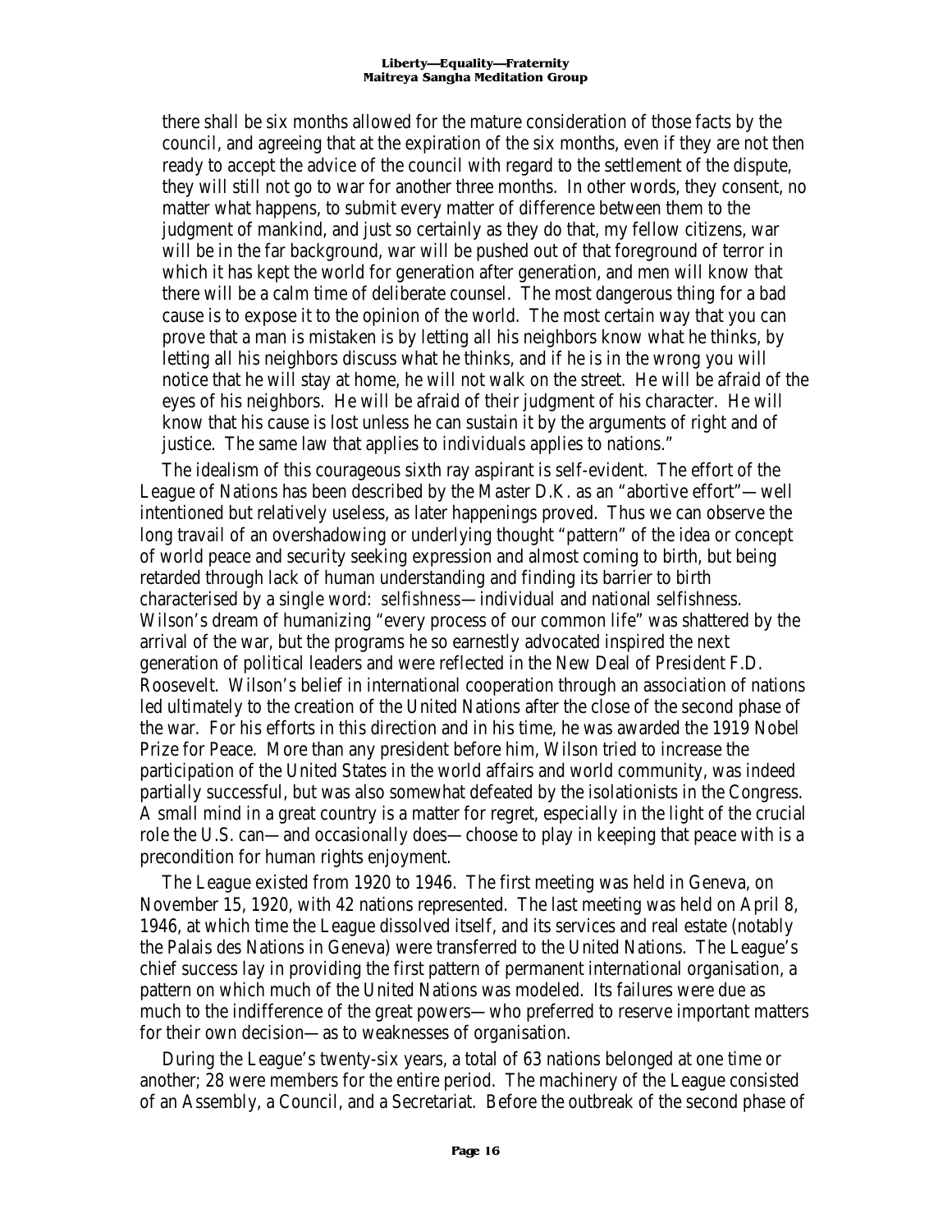there shall be six months allowed for the mature consideration of those facts by the council, and agreeing that at the expiration of the six months, even if they are not then ready to accept the advice of the council with regard to the settlement of the dispute, they will still not go to war for another three months. In other words, they consent, no matter what happens, to submit every matter of difference between them to the judgment of mankind, and just so certainly as they do that, my fellow citizens, war will be in the far background, war will be pushed out of that foreground of terror in which it has kept the world for generation after generation, and men will know that there will be a calm time of deliberate counsel. The most dangerous thing for a bad cause is to expose it to the opinion of the world. The most certain way that you can prove that a man is mistaken is by letting all his neighbors know what he thinks, by letting all his neighbors discuss what he thinks, and if he is in the wrong you will notice that he will stay at home, he will not walk on the street. He will be afraid of the eyes of his neighbors. He will be afraid of their judgment of his character. He will know that his cause is lost unless he can sustain it by the arguments of right and of justice. The same law that applies to individuals applies to nations."

The idealism of this courageous sixth ray aspirant is self-evident. The effort of the League of Nations has been described by the Master D.K. as an "abortive effort"—well intentioned but relatively useless, as later happenings proved. Thus we can observe the long travail of an overshadowing or underlying thought "pattern" of the idea or concept of world peace and security seeking expression and almost coming to birth, but being retarded through lack of human understanding and finding its barrier to birth characterised by a single word: *selfishness*—individual and national selfishness. Wilson's dream of humanizing "every process of our common life" was shattered by the arrival of the war, but the programs he so earnestly advocated inspired the next generation of political leaders and were reflected in the New Deal of President F.D. Roosevelt. Wilson's belief in international cooperation through an association of nations led ultimately to the creation of the United Nations after the close of the second phase of the war. For his efforts in this direction and in his time, he was awarded the 1919 Nobel Prize for Peace. More than any president before him, Wilson tried to increase the participation of the United States in the world affairs and world community, was indeed partially successful, but was also somewhat defeated by the isolationists in the Congress. A small mind in a great country is a matter for regret, especially in the light of the crucial role the U.S. can—and occasionally does—choose to play in keeping that peace with is a precondition for human rights enjoyment.

The League existed from 1920 to 1946. The first meeting was held in Geneva, on November 15, 1920, with 42 nations represented. The last meeting was held on April 8, 1946, at which time the League dissolved itself, and its services and real estate (notably the Palais des Nations in Geneva) were transferred to the United Nations. The League's chief success lay in providing the first pattern of permanent international organisation, a pattern on which much of the United Nations was modeled. Its failures were due as much to the indifference of the great powers—who preferred to reserve important matters for their own decision—as to weaknesses of organisation.

During the League's twenty-six years, a total of 63 nations belonged at one time or another; 28 were members for the entire period. The machinery of the League consisted of an Assembly, a Council, and a Secretariat. Before the outbreak of the second phase of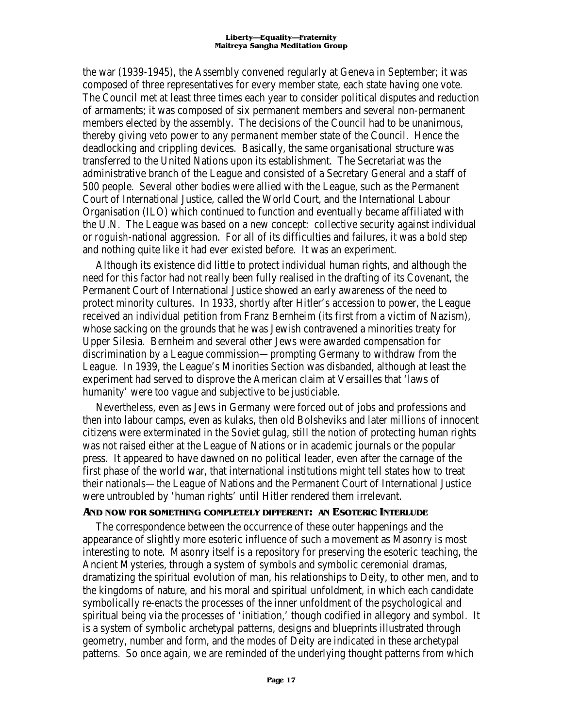the war (1939-1945), the Assembly convened regularly at Geneva in September; it was composed of three representatives for every member state, each state having one vote. The Council met at least three times each year to consider political disputes and reduction of armaments; it was composed of six permanent members and several non-permanent members elected by the assembly. The decisions of the Council had to be unanimous, thereby giving *veto* power to any *permanent* member state of the Council. Hence the deadlocking and crippling devices. Basically, the same organisational structure was transferred to the United Nations upon its establishment. The Secretariat was the administrative branch of the League and consisted of a Secretary General and a staff of 500 people. Several other bodies were allied with the League, such as the Permanent Court of International Justice, called the World Court, and the International Labour Organisation (ILO) which continued to function and eventually became affiliated with the U.N. The League was based on a new concept: collective security against individual or *roguish*-national aggression. For all of its difficulties and failures, it was a bold step and nothing quite like it had ever existed before. It was an experiment.

Although its existence did little to protect individual human rights, and although the need for this factor had not really been fully realised in the drafting of its Covenant, the Permanent Court of International Justice showed an early awareness of the need to protect minority cultures. In 1933, shortly after Hitler's accession to power, the League received an individual petition from Franz Bernheim (its first from a victim of Nazism), whose sacking on the grounds that he was Jewish contravened a minorities treaty for Upper Silesia. Bernheim and several other Jews were awarded compensation for discrimination by a League commission—prompting Germany to withdraw from the League. In 1939, the League's Minorities Section was disbanded, although at least the experiment had served to disprove the American claim at Versailles that 'laws of humanity' were too vague and subjective to be justiciable.

Nevertheless, even as Jews in Germany were forced out of jobs and professions and then into labour camps, even as kulaks, then old Bolsheviks and later *millions* of innocent citizens were exterminated in the Soviet gulag, still the notion of protecting human rights was not raised either at the League of Nations or in academic journals or the popular press. It appeared to have dawned on no political leader, even after the carnage of the first phase of the world war, that international institutions might tell states how to treat their nationals—the League of Nations and the Permanent Court of International Justice were untroubled by 'human rights' until Hitler rendered them irrelevant.

### AND NOW FOR SOMETHING COMPLETELY DIFFERENT: AN ESOTERIC INTERLUDE

The correspondence between the occurrence of these outer happenings and the appearance of slightly more esoteric influence of such a movement as Masonry is most interesting to note. Masonry itself is a repository for preserving the esoteric teaching, the Ancient Mysteries, through a system of symbols and symbolic ceremonial dramas, dramatizing the spiritual evolution of man, his relationships to Deity, to other men, and to the kingdoms of nature, and his moral and spiritual unfoldment, in which each candidate symbolically re-enacts the processes of the inner unfoldment of the psychological and spiritual being via the processes of 'initiation,' though codified in allegory and symbol. It is a system of symbolic archetypal patterns, designs and blueprints illustrated through geometry, number and form, and the modes of Deity are indicated in these archetypal patterns. So once again, we are reminded of the underlying thought patterns from which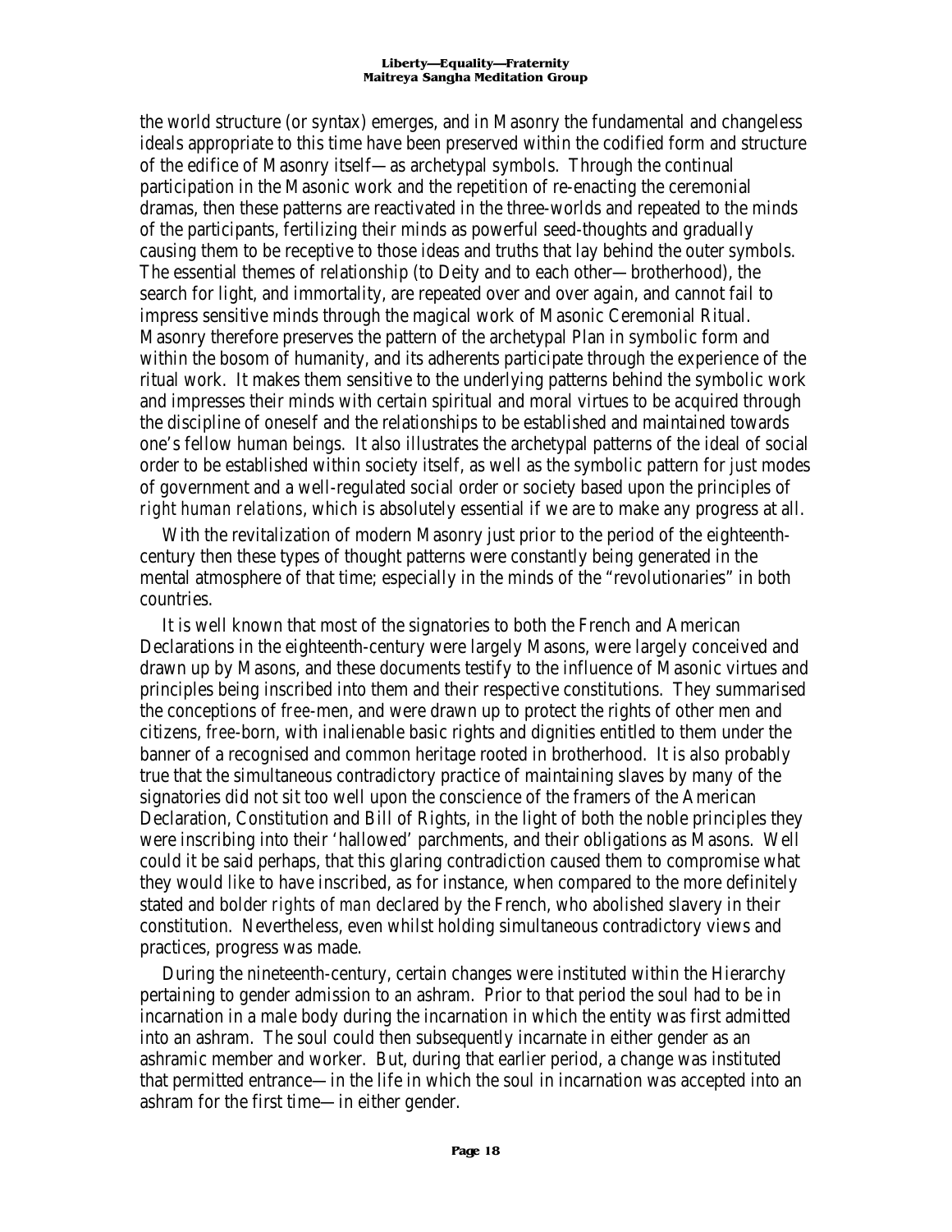the world structure (or syntax) emerges, and in Masonry the fundamental and changeless ideals appropriate to this time have been preserved within the codified form and structure of the edifice of Masonry itself—as archetypal symbols. Through the continual participation in the Masonic work and the repetition of re-enacting the ceremonial dramas, then these patterns are reactivated in the three-worlds and repeated to the minds of the participants, fertilizing their minds as powerful seed-thoughts and gradually causing them to be receptive to those ideas and truths that lay behind the outer symbols. The essential themes of relationship (to Deity and to each other—brotherhood), the search for light, and immortality, are repeated over and over again, and cannot fail to impress sensitive minds through the magical work of Masonic Ceremonial Ritual. Masonry therefore preserves the pattern of the archetypal Plan in symbolic form and within the bosom of humanity, and its adherents participate through the experience of the ritual work. It makes them sensitive to the underlying patterns behind the symbolic work and impresses their minds with certain spiritual and moral virtues to be acquired through the discipline of oneself and the relationships to be established and maintained towards one's fellow human beings. It also illustrates the archetypal patterns of the ideal of social order to be established within society itself, as well as the symbolic pattern for *just* modes of government and a well-regulated social order or society based upon the principles of *right human relations*, which is absolutely essential if we are to make any progress at all.

With the revitalization of modern Masonry just prior to the period of the eighteenth-century then these types of thought patterns were constantly being generated in the mental atmosphere of that time; especially in the minds of the "revolutionaries" in both countries.

It is well known that most of the signatories to both the French and American Declarations in the eighteenth-century were largely Masons, were largely conceived and drawn up by Masons, and these documents testify to the influence of Masonic virtues and principles being inscribed into them and their respective constitutions. They summarised the conceptions of *free*-men, and were drawn up to protect the rights of other men and citizens, free-born, with inalienable basic rights and dignities entitled to them under the banner of a recognised and common heritage rooted in brotherhood. It is also probably true that the simultaneous contradictory practice of maintaining slaves by many of the signatories did not sit too well upon the conscience of the framers of the American Declaration, Constitution and Bill of Rights, in the light of both the noble principles they were inscribing into their 'hallowed' parchments, and their obligations as Masons. Well could it be said perhaps, that this glaring contradiction caused them to compromise what they would like to have inscribed, as for instance, when compared to the more definitely stated and bolder *rights of man* declared by the French, who abolished slavery in their constitution. Nevertheless, even whilst holding simultaneous contradictory views and practices, progress was made.

During the nineteenth-century, certain changes were instituted within the Hierarchy pertaining to gender admission to an ashram. Prior to that period the soul had to be in incarnation in a male body during the incarnation in which the entity was first admitted into an ashram. The soul could then subsequently incarnate in either gender as an ashramic member and worker. But, during that earlier period, a change was instituted that permitted entrance—in the life in which the soul in incarnation was accepted into an ashram for the first time—in either gender.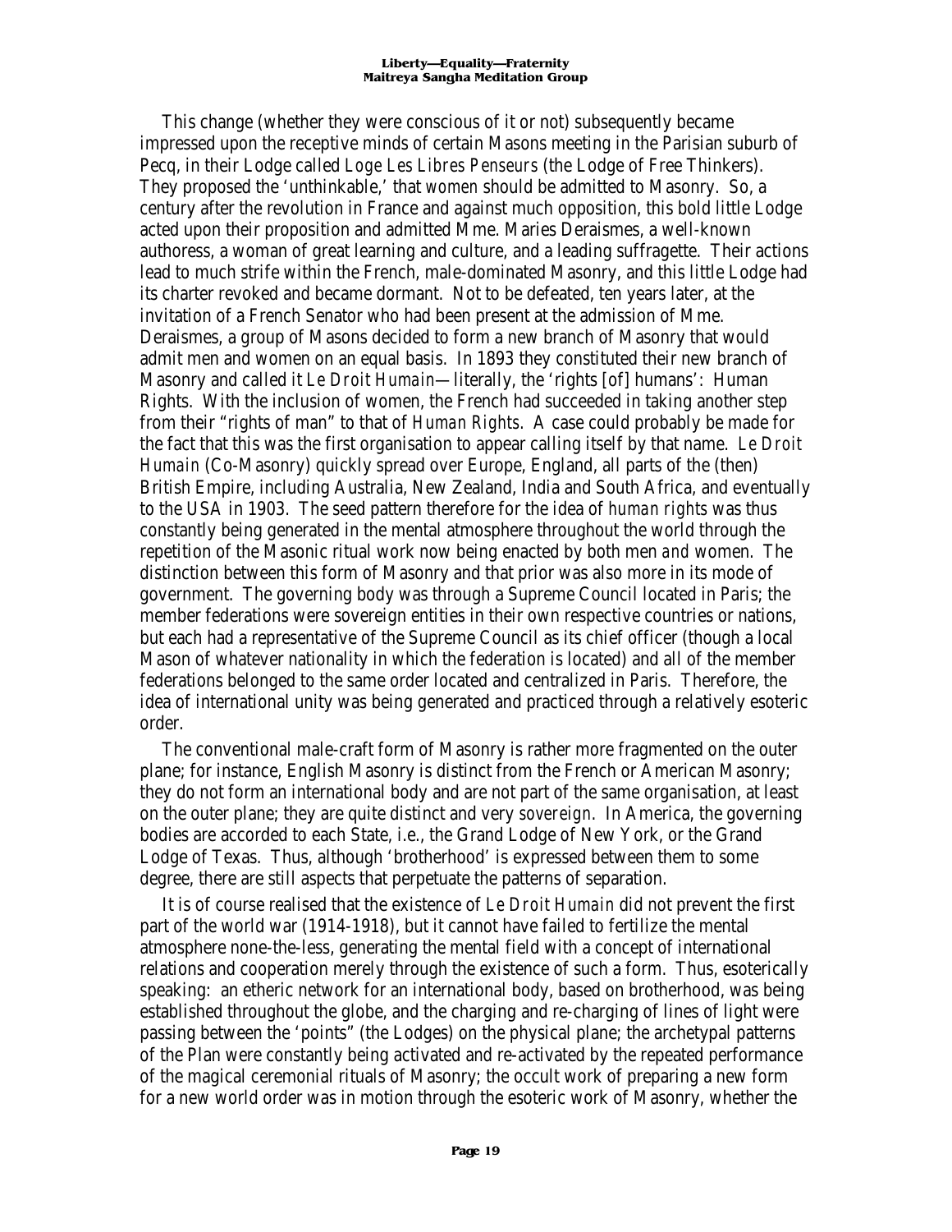This change (whether they were conscious of it or not) subsequently became impressed upon the receptive minds of certain Masons meeting in the Parisian suburb of Pecq, in their Lodge called *Loge Les Libres Penseurs* (the Lodge of Free Thinkers). They proposed the 'unthinkable,' that *women* should be admitted to Masonry. So, a century after the revolution in France and against much opposition, this bold little Lodge acted upon their proposition and admitted Mme. Maries Deraismes, a well-known authoress, a woman of great learning and culture, and a leading suffragette. Their actions lead to much strife within the French, male-dominated Masonry, and this little Lodge had its charter revoked and became dormant. Not to be defeated, ten years later, at the invitation of a French Senator who had been present at the admission of Mme. Deraismes, a group of Masons decided to form a new branch of Masonry that would admit men and women on an equal basis. In 1893 they constituted their new branch of Masonry and called it *Le Droit Humain*—literally, the 'rights [of] humans': Human Rights. With the inclusion of women, the French had succeeded in taking another step from their "rights of man" to that of *Human Rights*. A case could probably be made for the fact that this was the first organisation to appear calling itself by that name. *Le Droit Humain* (Co-Masonry) quickly spread over Europe, England, all parts of the (then) British Empire, including Australia, New Zealand, India and South Africa, and eventually to the USA in 1903. The seed pattern therefore for the idea of *human rights* was thus constantly being generated in the mental atmosphere throughout the world through the repetition of the Masonic ritual work now being enacted by both men *and* women. The distinction between this form of Masonry and that prior was also more in its mode of government. The governing body was through a Supreme Council located in Paris; the member federations were sovereign entities in their own respective countries or nations, but each had a representative of the Supreme Council as its chief officer (though a local Mason of whatever nationality in which the federation is located) and all of the member federations belonged to the same order located and centralized in Paris. Therefore, the idea of international unity was being generated and practiced through a relatively esoteric order.

The conventional male-craft form of Masonry is rather more fragmented on the outer plane; for instance, English Masonry is distinct from the French or American Masonry; they do not form an international body and are not part of the same organisation, at least on the outer plane; they are quite distinct and very *sovereign*. In America, the governing bodies are accorded to each State, i.e., the Grand Lodge of New York, or the Grand Lodge of Texas. Thus, although 'brotherhood' is expressed between them to some degree, there are still aspects that perpetuate the patterns of separation.

It is of course realised that the existence of *Le Droit Humain* did not prevent the first part of the world war (1914-1918), but it cannot have failed to fertilize the mental atmosphere none-the-less, generating the mental field with a concept of international relations and cooperation merely through the existence of such a form. Thus, esoterically speaking: an etheric network for an international body, based on brotherhood, was being established throughout the globe, and the charging and re-charging of lines of light were passing between the 'points" (the Lodges) on the physical plane; the archetypal patterns of the Plan were constantly being activated and re-activated by the repeated performance of the magical ceremonial rituals of Masonry; the occult work of preparing a new form for a new world order was in motion through the esoteric work of Masonry, whether the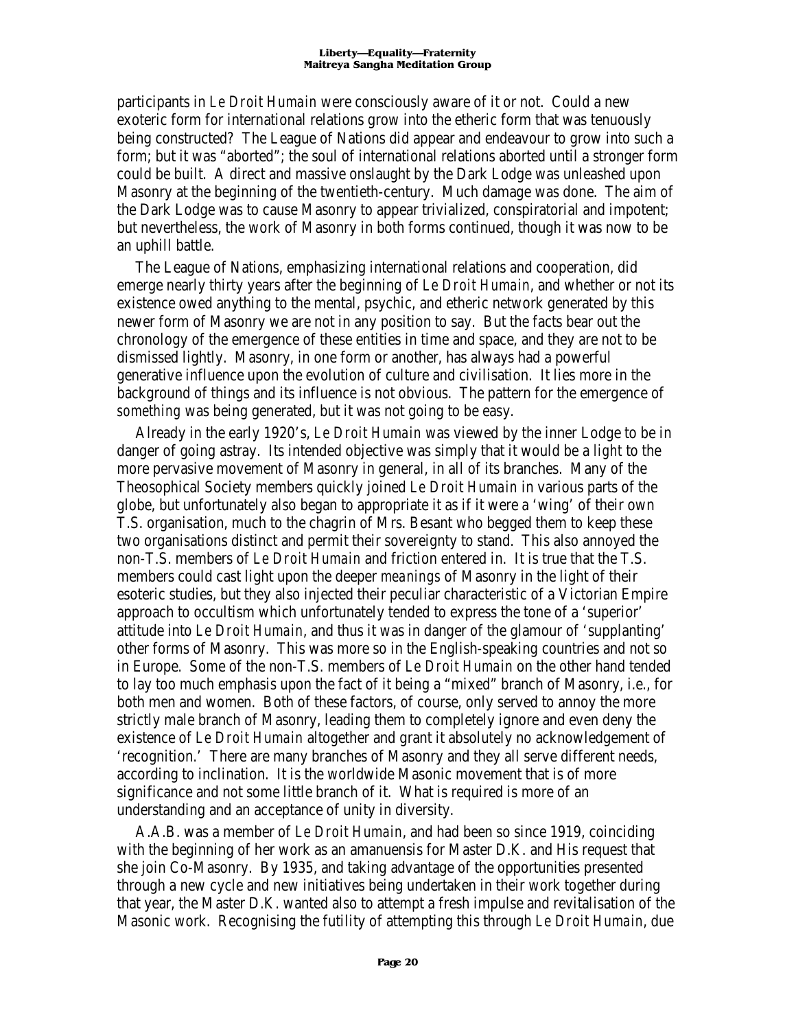participants in *Le Droit Humain* were consciously aware of it or not. Could a new exoteric form for international relations grow into the etheric form that was tenuously being constructed? The League of Nations did appear and endeavour to grow into such a form; but it was "aborted"; the soul of international relations aborted until a stronger form could be built. A direct and massive onslaught by the Dark Lodge was unleashed upon Masonry at the beginning of the twentieth-century. Much damage was done. The aim of the Dark Lodge was to cause Masonry to appear trivialized, conspiratorial and impotent; but nevertheless, the work of Masonry in both forms continued, though it was now to be an uphill battle.

The League of Nations, emphasizing international relations and cooperation, did emerge nearly thirty years after the beginning of *Le Droit Humain*, and whether or not its existence owed anything to the mental, psychic, and etheric network generated by this newer form of Masonry we are not in any position to say. But the facts bear out the chronology of the emergence of these entities in time and space, and they are not to be dismissed lightly. Masonry, in one form or another, has always had a powerful generative influence upon the evolution of culture and civilisation. It lies more in the background of things and its influence is not obvious. The pattern for the emergence of *something* was being generated, but it was not going to be easy.

Already in the early 1920's, *Le Droit Humain* was viewed by the inner Lodge to be in danger of going astray. Its intended objective was simply that it would be a *light* to the more pervasive movement of Masonry in general, in all of its branches. Many of the Theosophical Society members quickly joined *Le Droit Humain* in various parts of the globe, but unfortunately also began to appropriate it as if it were a 'wing' of their own T.S. organisation, much to the chagrin of Mrs. Besant who begged them to keep these two organisations distinct and permit their sovereignty to stand. This also annoyed the non-T.S. members of *Le Droit Humain* and friction entered in. It is true that the T.S. members could cast light upon the deeper *meanings* of Masonry in the light of their esoteric studies, but they also injected their peculiar characteristic of a Victorian Empire approach to occultism which unfortunately tended to express the tone of a 'superior' attitude into *Le Droit Humain*, and thus it was in danger of the glamour of 'supplanting' other forms of Masonry. This was more so in the English-speaking countries and not so in Europe. Some of the non-T.S. members of *Le Droit Humain* on the other hand tended to lay too much emphasis upon the fact of it being a "mixed" branch of Masonry, i.e., for both men and women. Both of these factors, of course, only served to annoy the more strictly male branch of Masonry, leading them to completely ignore and even deny the existence of *Le Droit Humain* altogether and grant it absolutely no acknowledgement of 'recognition.' There are many branches of Masonry and they all serve different needs, according to inclination. It is the worldwide Masonic movement that is of more significance and not some little branch of it. What is required is more of an understanding and an acceptance of unity in diversity.

A.A.B. was a member of *Le Droit Humain*, and had been so since 1919, coinciding with the beginning of her work as an amanuensis for Master D.K. and His request that she join Co-Masonry. By 1935, and taking advantage of the opportunities presented through a new cycle and new initiatives being undertaken in their work together during that year, the Master D.K. wanted also to attempt a fresh impulse and revitalisation of the Masonic work. Recognising the futility of attempting this through *Le Droit Humain*, due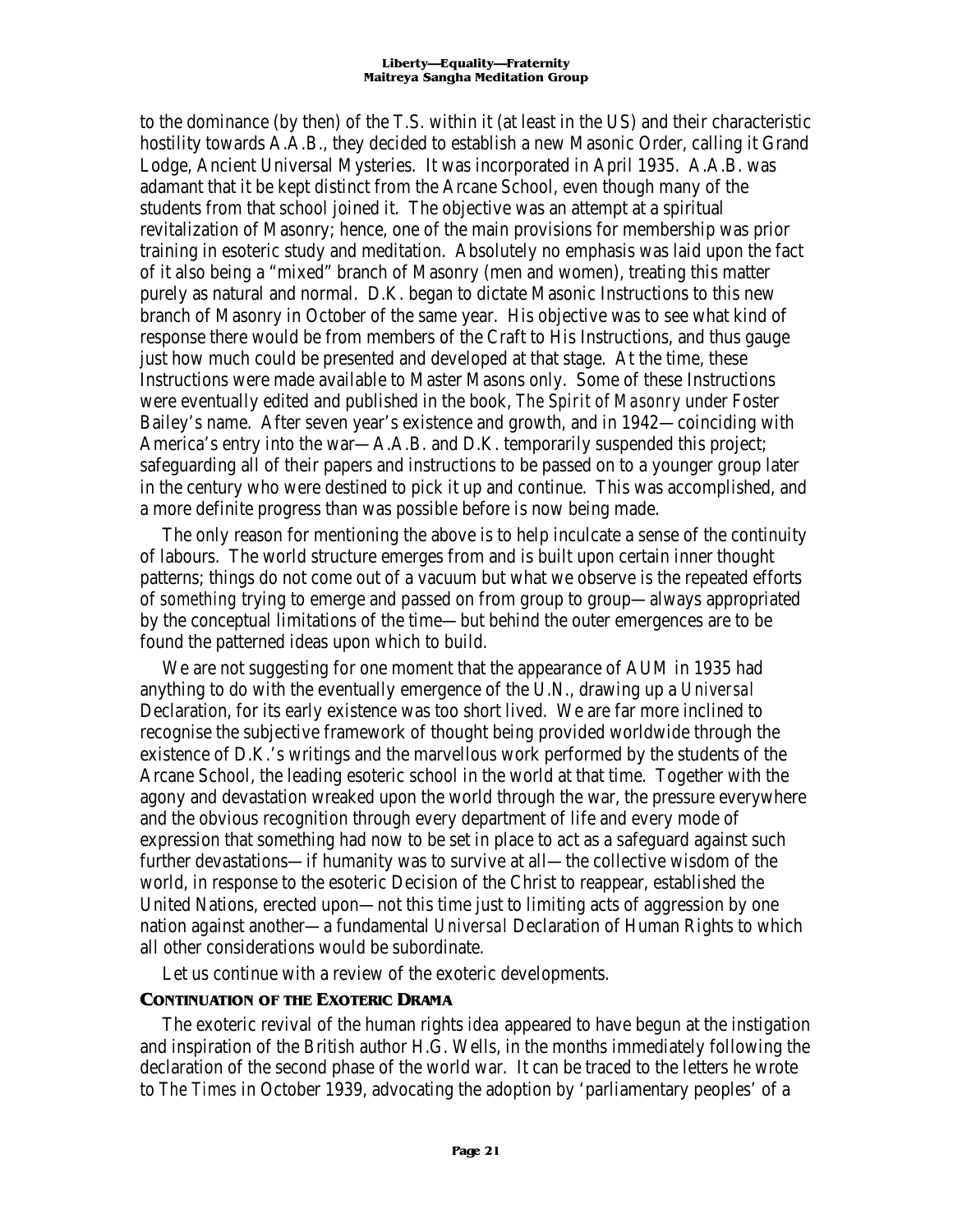to the dominance (by then) of the T.S. within it (at least in the US) and their characteristic hostility towards A.A.B., they decided to establish a new Masonic Order, calling it Grand Lodge, Ancient Universal Mysteries. It was incorporated in April 1935. A.A.B. was adamant that it be kept distinct from the Arcane School, even though many of the students from that school joined it. The objective was an attempt at a spiritual revitalization of Masonry; hence, one of the main provisions for membership was prior training in esoteric study and meditation. Absolutely no emphasis was laid upon the fact of it also being a "mixed" branch of Masonry (men and women), treating this matter purely as natural and normal. D.K. began to dictate Masonic Instructions to this new branch of Masonry in October of the same year. His objective was to see what kind of response there would be from members of the Craft to His Instructions, and thus gauge just how much could be presented and developed at that stage. At the time, these Instructions were made available to Master Masons only. Some of these Instructions were eventually edited and published in the book, *The Spirit of Masonry* under Foster Bailey's name. After seven year's existence and growth, and in 1942—coinciding with America's entry into the war—A.A.B. and D.K. temporarily suspended this project; safeguarding all of their papers and instructions to be passed on to a younger group later in the century who were destined to pick it up and continue. This was accomplished, and a more definite progress than was possible before is now being made.

The only reason for mentioning the above is to help inculcate a sense of the continuity of labours. The world structure emerges from and is built upon certain inner thought patterns; things do not come out of a vacuum but what we observe is the repeated efforts of *something* trying to emerge and passed on from group to group—always appropriated by the conceptual limitations of the time—but behind the outer emergences are to be found the patterned ideas upon which to build.

We are not suggesting for one moment that the appearance of AUM in 1935 had anything to do with the eventually emergence of the U.N., drawing up a *Universal* Declaration, for its early existence was too short lived. We are far more inclined to recognise the subjective framework of thought being provided worldwide through the existence of D.K.'s writings and the marvellous work performed by the students of the Arcane School, the leading esoteric school in the world at that time. Together with the agony and devastation wreaked upon the world through the war, the pressure everywhere and the obvious recognition through every department of life and every mode of expression that something had now to be set in place to act as a safeguard against such further devastations—if humanity was to survive at all—the collective wisdom of the world, in response to the esoteric Decision of the Christ to reappear, established the United Nations, erected upon—not this time just to limiting acts of aggression by one nation against another—a fundamental *Universal* Declaration of Human Rights to which all other considerations would be subordinate.

Let us continue with a review of the exoteric developments.

### CONTINUATION OF THE EXOTERIC DRAMA

The exoteric revival of the human rights *idea* appeared to have begun at the instigation and inspiration of the British author H.G. Wells, in the months immediately following the declaration of the second phase of the world war. It can be traced to the letters he wrote to *The Times* in October 1939, advocating the adoption by 'parliamentary peoples' of a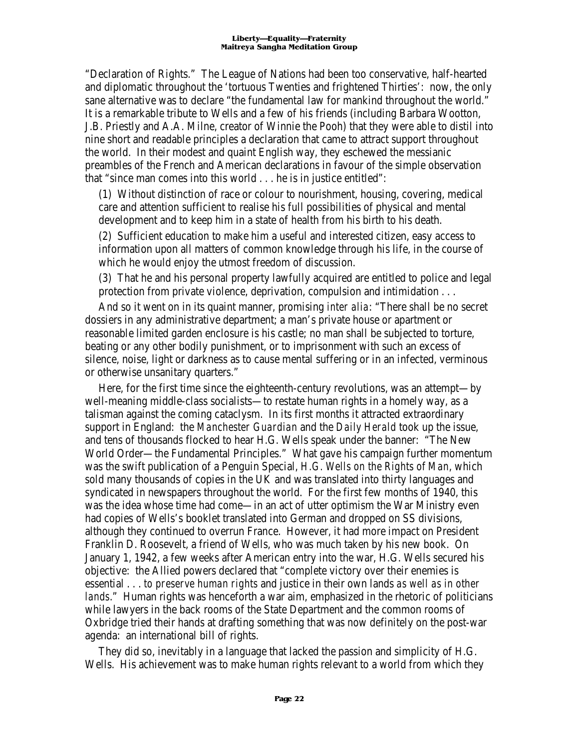"Declaration of Rights." The League of Nations had been too conservative, half-hearted and diplomatic throughout the 'tortuous Twenties and frightened Thirties': now, the only sane alternative was to declare "the fundamental law for mankind throughout the world." It is a remarkable tribute to Wells and a few of his friends (including Barbara Wootton, J.B. Priestly and A.A. Milne, creator of Winnie the Pooh) that they were able to distil into nine short and readable principles a declaration that came to attract support throughout the world. In their modest and quaint English way, they eschewed the messianic preambles of the French and American declarations in favour of the simple observation that "since man comes into this world . . . he is in justice entitled":

> (1) Without distinction of race or colour to nourishment, housing, covering, medical care and attention sufficient to realise his full possibilities of physical and mental development and to keep him in a state of health from his birth to his death.
>
> (2) Sufficient education to make him a useful and interested citizen, easy access to information upon all matters of common knowledge through his life, in the course of which he would enjoy the utmost freedom of discussion.
>
> (3) That he and his personal property lawfully acquired are entitled to police and legal protection from private violence, deprivation, compulsion and intimidation . . .

And so it went on in its quaint manner, promising *inter alia*: "There shall be no secret dossiers in any administrative department; a man's private house or apartment or reasonable limited garden enclosure is his castle; no man shall be subjected to torture, beating or any other bodily punishment, or to imprisonment with such an excess of silence, noise, light or darkness as to cause mental suffering or in an infected, verminous or otherwise unsanitary quarters."

Here, for the first time since the eighteenth-century revolutions, was an attempt—by well-meaning middle-class socialists—to restate human rights in a homely way, as a talisman against the coming cataclysm. In its first months it attracted extraordinary support in England: the *Manchester Guardian* and the *Daily Herald* took up the issue, and tens of thousands flocked to hear H.G. Wells speak under the banner: "The New World Order—the Fundamental Principles." What gave his campaign further momentum was the swift publication of a Penguin Special, *H.G. Wells on the Rights of Man*, which sold many thousands of copies in the UK and was translated into thirty languages and syndicated in newspapers throughout the world. For the first few months of 1940, this was the idea whose time had come—in an act of utter optimism the War Ministry even had copies of Wells's booklet translated into German and dropped on SS divisions, although they continued to overrun France. However, it had more impact on President Franklin D. Roosevelt, a friend of Wells, who was much taken by his new book. On January 1, 1942, a few weeks after American entry into the war, H.G. Wells secured his objective: the Allied powers declared that "complete victory over their enemies is essential . . . *to preserve human rights* and justice in their own lands *as well as in other lands*." Human rights was henceforth a war aim, emphasized in the rhetoric of politicians while lawyers in the back rooms of the State Department and the common rooms of Oxbridge tried their hands at drafting something that was now definitely on the post-war agenda: an international bill of rights.

They did so, inevitably in a language that lacked the passion and simplicity of H.G. Wells. His achievement was to make human rights relevant to a world from which they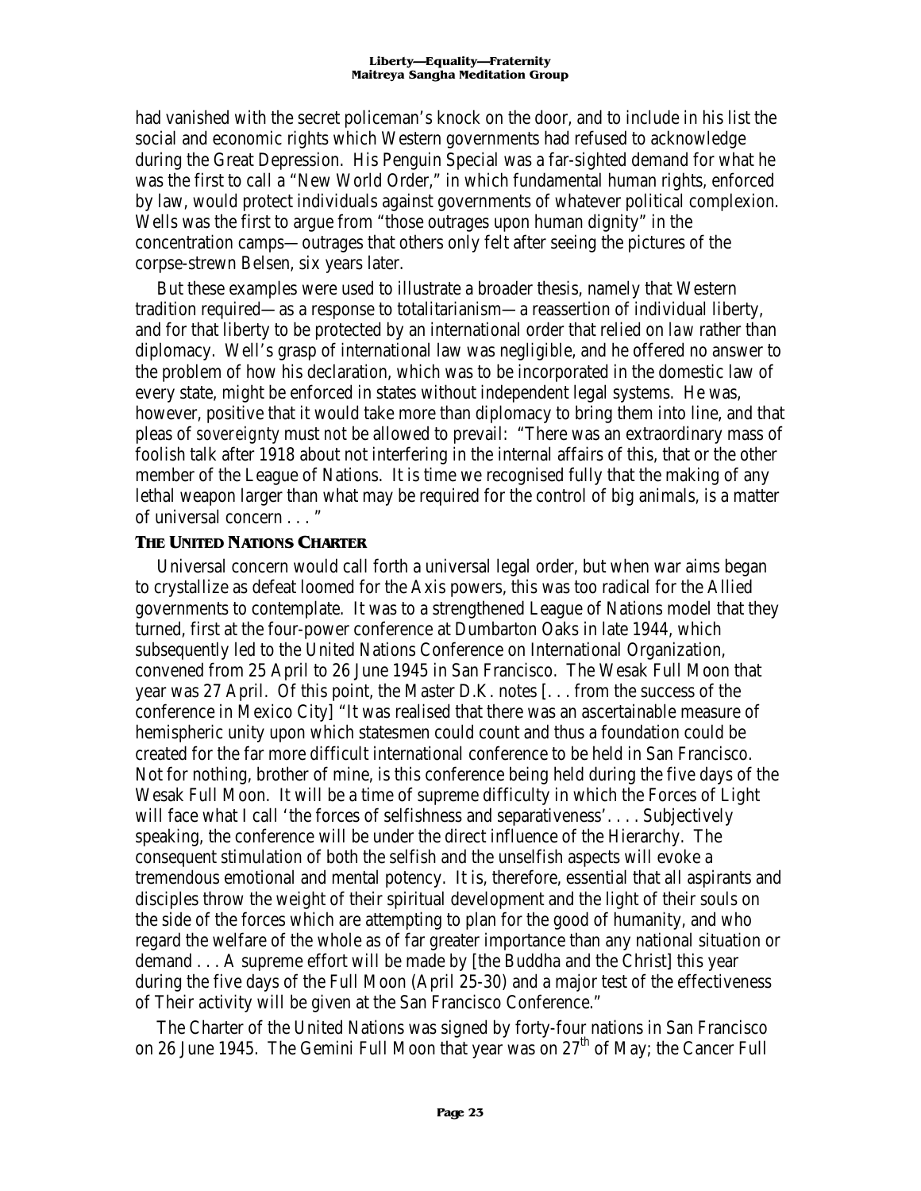had vanished with the secret policeman's knock on the door, and to include in his list the social and economic rights which Western governments had refused to acknowledge during the Great Depression. His Penguin Special was a far-sighted demand for what he was the first to call a "New World Order," in which fundamental human rights, enforced by law, would protect individuals against governments of whatever political complexion. Wells was the first to argue from "those outrages upon human dignity" in the concentration camps—outrages that others only felt after seeing the pictures of the corpse-strewn Belsen, six years later.

But these examples were used to illustrate a broader thesis, namely that Western tradition required—as a response to totalitarianism—a reassertion of individual liberty, and for that liberty to be protected by an international order that relied on *law* rather than diplomacy. Well's grasp of international law was negligible, and he offered no answer to the problem of how his declaration, which was to be incorporated in the domestic law of every state, might be enforced in states without independent legal systems. He was, however, positive that it would take more than diplomacy to bring them into line, and that pleas of *sovereignty* must *not* be allowed to prevail: "There was an extraordinary mass of foolish talk after 1918 about not interfering in the internal affairs of this, that or the other member of the League of Nations. It is time we recognised fully that the making of any lethal weapon larger than what may be required for the control of big animals, is a matter of universal concern . . . "

### THE UNITED NATIONS CHARTER

Universal concern would call forth a universal legal order, but when war aims began to crystallize as defeat loomed for the Axis powers, this was too radical for the Allied governments to contemplate. It was to a strengthened League of Nations model that they turned, first at the four-power conference at Dumbarton Oaks in late 1944, which subsequently led to the United Nations Conference on International Organization, convened from 25 April to 26 June 1945 in San Francisco. The Wesak Full Moon that year was 27 April. Of this point, the Master D.K. notes [. . . from the success of the conference in Mexico City] "It was realised that there was an ascertainable measure of hemispheric unity upon which statesmen could count and thus a foundation could be created for the far more difficult international conference to be held in San Francisco. Not for nothing, brother of mine, is this conference being held during the five days of the Wesak Full Moon. It will be a time of supreme difficulty in which the Forces of Light will face what I call 'the forces of selfishness and separativeness'. . . . Subjectively speaking, the conference will be under the direct influence of the Hierarchy. The consequent stimulation of both the selfish and the unselfish aspects will evoke a tremendous emotional and mental potency. It is, therefore, essential that all aspirants and disciples throw the weight of their spiritual development and the light of their souls on the side of the forces which are attempting to plan for the good of humanity, and who regard the welfare of the whole as of far greater importance than any national situation or demand . . . A supreme effort will be made by [the Buddha and the Christ] this year during the five days of the Full Moon (April 25-30) and a major test of the effectiveness of Their activity will be given at the San Francisco Conference."

The Charter of the United Nations was signed by forty-four nations in San Francisco on 26 June 1945. The Gemini Full Moon that year was on 27th of May; the Cancer Full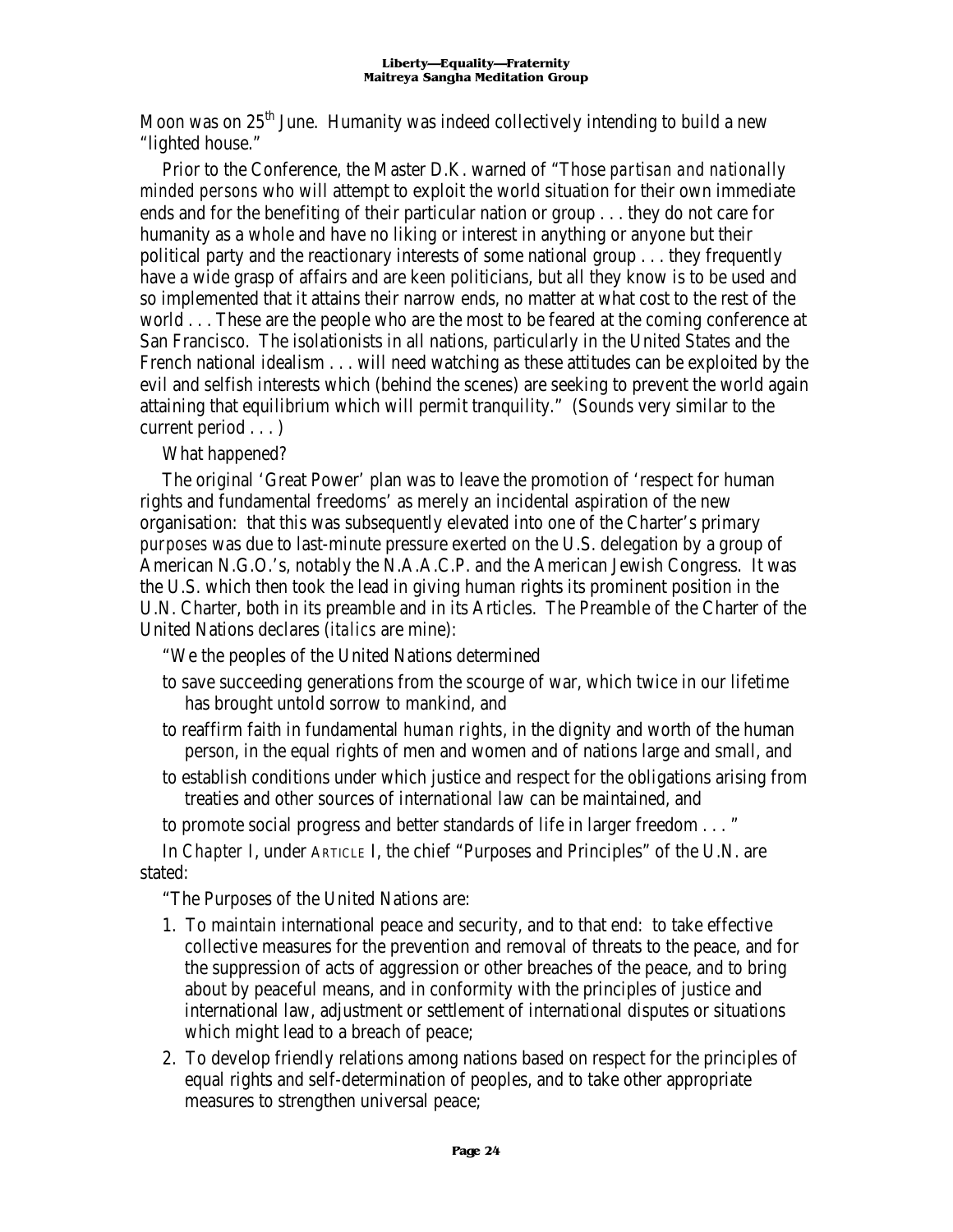Moon was on 25th June. Humanity was indeed collectively intending to build a new "lighted house."

Prior to the Conference, the Master D.K. warned of "Those *partisan and nationally minded persons* who will attempt to exploit the world situation for their own immediate ends and for the benefiting of their particular nation or group . . . they do not care for humanity as a whole and have no liking or interest in anything or anyone but their political party and the reactionary interests of some national group . . . they frequently have a wide grasp of affairs and are keen politicians, but all they know is to be used and so implemented that it attains their narrow ends, no matter at what cost to the rest of the world . . . These are the people who are the most to be feared at the coming conference at San Francisco. The isolationists in all nations, particularly in the United States and the French national idealism . . . will need watching as these attitudes can be exploited by the evil and selfish interests which (behind the scenes) are seeking to prevent the world again attaining that equilibrium which will permit tranquility." (Sounds very similar to the current period . . . )

What happened?

The original 'Great Power' plan was to leave the promotion of 'respect for human rights and fundamental freedoms' as merely an incidental aspiration of the new organisation: that this was subsequently elevated into one of the Charter's primary *purposes* was due to last-minute pressure exerted on the U.S. delegation by a group of American N.G.O.'s, notably the N.A.A.C.P. and the American Jewish Congress. It was the U.S. which then took the lead in giving human rights its prominent position in the U.N. Charter, both in its preamble and in its Articles. The Preamble of the Charter of the United Nations declares (*italics* are mine):

"We the peoples of the United Nations determined

to save succeeding generations from the scourge of war, which twice in our lifetime has brought untold sorrow to mankind, and

to reaffirm faith in fundamental *human rights*, in the dignity and worth of the human person, in the equal rights of men and women and of nations large and small, and

to establish conditions under which justice and respect for the obligations arising from treaties and other sources of international law can be maintained, and

to promote social progress and better standards of life in larger freedom . . . "

In *Chapter I*, under ARTICLE I, the chief "Purposes and Principles" of the U.N. are stated:

"The Purposes of the United Nations are:

1. To maintain international peace and security, and to that end: to take effective collective measures for the prevention and removal of threats to the peace, and for the suppression of acts of aggression or other breaches of the peace, and to bring about by peaceful means, and in conformity with the principles of justice and international law, adjustment or settlement of international disputes or situations which might lead to a breach of peace;
2. To develop friendly relations among nations based on respect for the principles of equal rights and self-determination of peoples, and to take other appropriate measures to strengthen universal peace;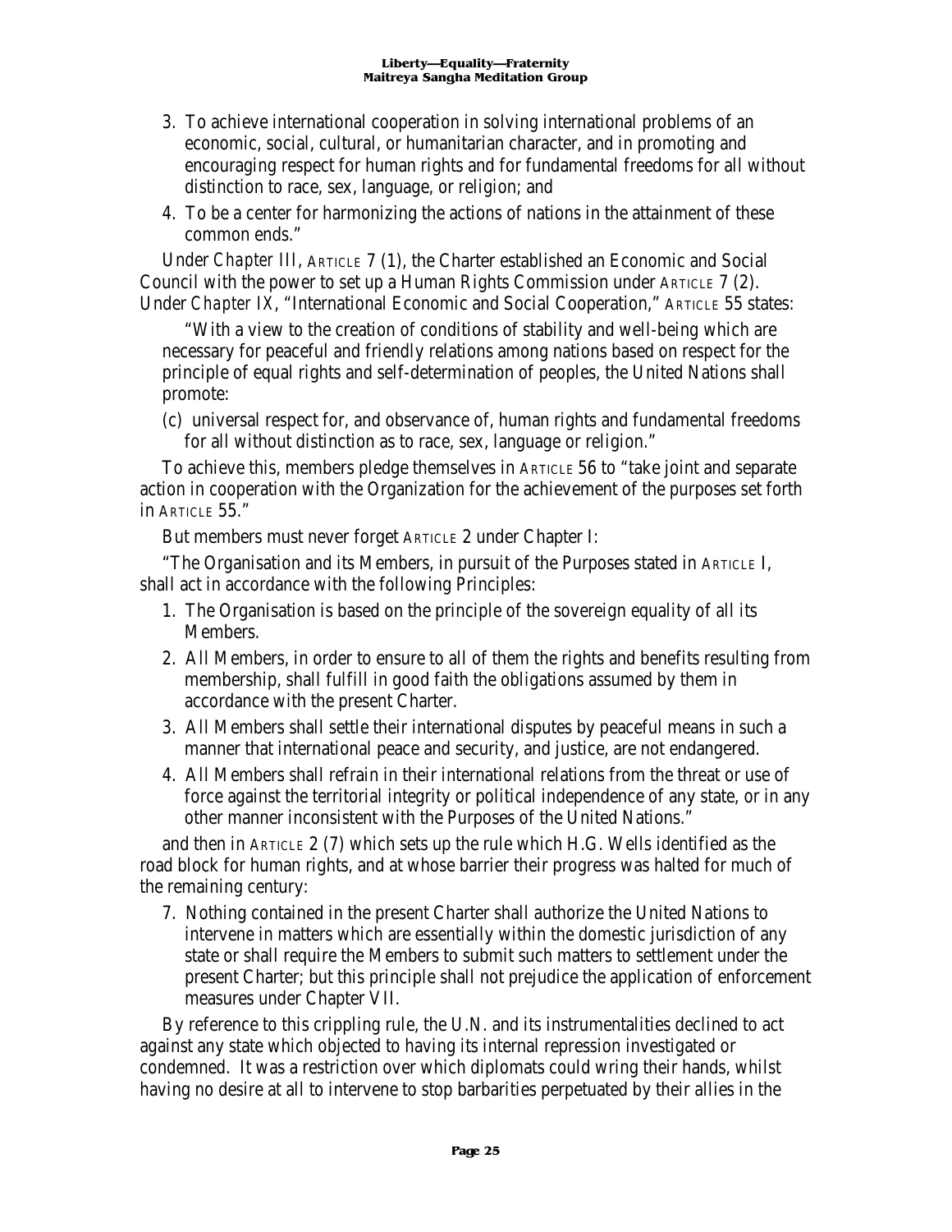3. To achieve international cooperation in solving international problems of an economic, social, cultural, or humanitarian character, and in promoting and encouraging respect for human rights and for fundamental freedoms for all without distinction to race, sex, language, or religion; and
4. To be a center for harmonizing the actions of nations in the attainment of these common ends."

Under *Chapter III*, ARTICLE 7 (1), the Charter established an Economic and Social Council with the power to set up a Human Rights Commission under ARTICLE 7 (2). Under *Chapter IX*, "International Economic and Social Cooperation," ARTICLE 55 states:

"With a view to the creation of conditions of stability and well-being which are necessary for peaceful and friendly relations among nations based on respect for the principle of equal rights and self-determination of peoples, the United Nations shall promote:

(c) universal respect for, and observance of, human rights and fundamental freedoms for all without distinction as to race, sex, language or religion."

To achieve this, members pledge themselves in ARTICLE 56 to "take joint and separate action in cooperation with the Organization for the achievement of the purposes set forth in ARTICLE 55."

But members must never forget ARTICLE 2 under Chapter I:

"The Organisation and its Members, in pursuit of the Purposes stated in ARTICLE I, shall act in accordance with the following Principles:

1. The Organisation is based on the principle of the sovereign equality of all its Members.
2. All Members, in order to ensure to all of them the rights and benefits resulting from membership, shall fulfill in good faith the obligations assumed by them in accordance with the present Charter.
3. All Members shall settle their international disputes by peaceful means in such a manner that international peace and security, and justice, are not endangered.
4. All Members shall refrain in their international relations from the threat or use of force against the territorial integrity or political independence of any state, or in any other manner inconsistent with the Purposes of the United Nations."

and then in ARTICLE 2 (7) which sets up the rule which H.G. Wells identified as the road block for human rights, and at whose barrier their progress was halted for much of the remaining century:

7. Nothing contained in the present Charter shall authorize the United Nations to intervene in matters which are essentially within the domestic jurisdiction of any state or shall require the Members to submit such matters to settlement under the present Charter; but this principle shall not prejudice the application of enforcement measures under Chapter VII.

By reference to this crippling rule, the U.N. and its instrumentalities declined to act against any state which objected to having its internal repression investigated or condemned. It was a restriction over which diplomats could wring their hands, whilst having no desire at all to intervene to stop barbarities perpetuated by their allies in the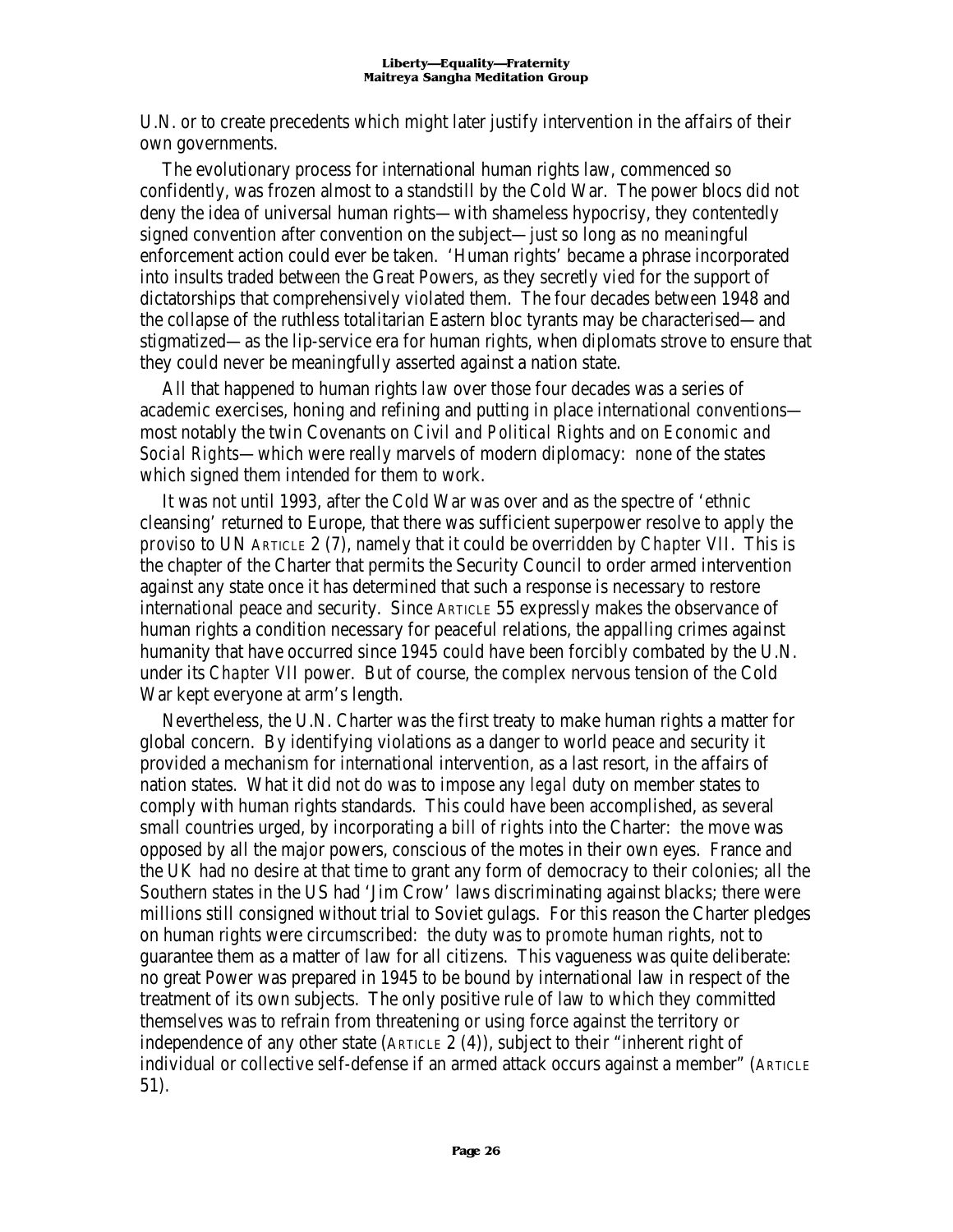U.N. or to create precedents which might later justify intervention in the affairs of their own governments.

The evolutionary process for international human rights law, commenced so confidently, was frozen almost to a standstill by the Cold War. The power blocs did not deny the idea of universal human rights—with shameless hypocrisy, they contentedly signed convention after convention on the subject—just so long as no meaningful enforcement action could ever be taken. 'Human rights' became a phrase incorporated into insults traded between the Great Powers, as they secretly vied for the support of dictatorships that comprehensively violated them. The four decades between 1948 and the collapse of the ruthless totalitarian Eastern bloc tyrants may be characterised—and stigmatized—as the lip-service era for human rights, when diplomats strove to ensure that they could never be meaningfully asserted against a nation state.

All that happened to human rights *law* over those four decades was a series of academic exercises, honing and refining and putting in place international conventions—most notably the twin Covenants on *Civil and Political Rights* and on *Economic and Social Rights*—which were really marvels of modern diplomacy: none of the states which signed them intended for them to work.

It was not until 1993, after the Cold War was over and as the spectre of 'ethnic cleansing' returned to Europe, that there was sufficient superpower resolve to apply the *proviso* to UN ARTICLE 2 (7), namely that it could be overridden by *Chapter VII*. This is the chapter of the Charter that permits the Security Council to order armed intervention against any state once it has determined that such a response is necessary to restore international peace and security. Since ARTICLE 55 expressly makes the observance of human rights a condition necessary for peaceful relations, the appalling crimes against humanity that have occurred since 1945 could have been forcibly combated by the U.N. under its *Chapter VII* power. But of course, the complex nervous tension of the Cold War kept everyone at arm's length.

Nevertheless, the U.N. Charter was the first treaty to make human rights a matter for global concern. By identifying violations as a danger to world peace and security it provided a mechanism for international intervention, as a last resort, in the affairs of nation states. What it did not do was to impose any *legal* duty on member states to comply with human rights standards. This could have been accomplished, as several small countries urged, by incorporating a *bill of rights* into the Charter: the move was opposed by all the major powers, conscious of the motes in their own eyes. France and the UK had no desire at that time to grant any form of democracy to their colonies; all the Southern states in the US had 'Jim Crow' laws discriminating against blacks; there were millions still consigned without trial to Soviet gulags. For this reason the Charter pledges on human rights were circumscribed: the duty was to *promote* human rights, not to guarantee them as a matter of law for all citizens. This vagueness was quite deliberate: no great Power was prepared in 1945 to be bound by international law in respect of the treatment of its own subjects. The only positive rule of law to which they committed themselves was to refrain from threatening or using force against the territory or independence of any other state (ARTICLE 2 (4)), subject to their "inherent right of individual or collective self-defense if an armed attack occurs against a member" (ARTICLE 51).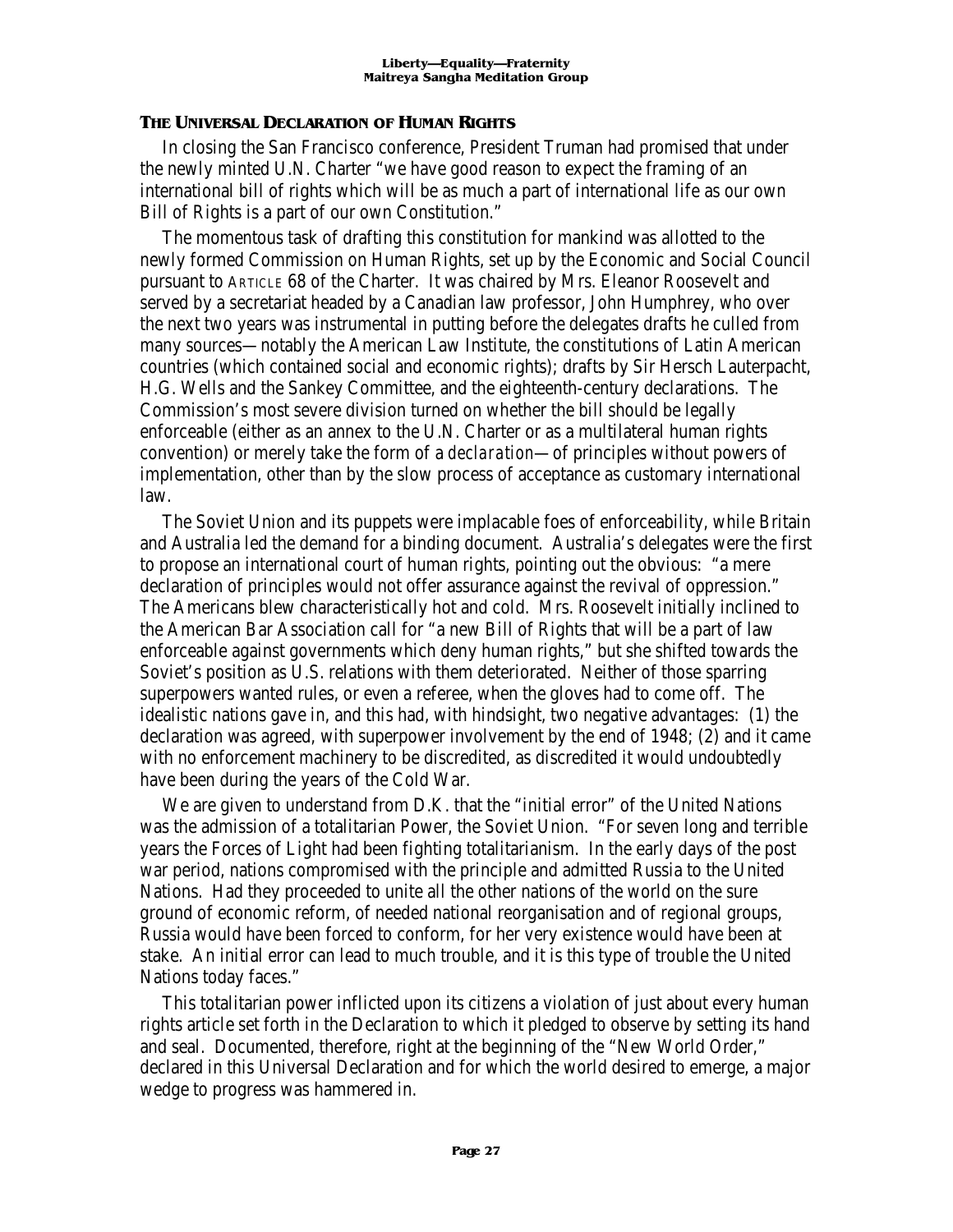### THE UNIVERSAL DECLARATION OF HUMAN RIGHTS

In closing the San Francisco conference, President Truman had promised that under the newly minted U.N. Charter "we have good reason to expect the framing of an international bill of rights which will be as much a part of international life as our own Bill of Rights is a part of our own Constitution."

The momentous task of drafting this constitution for mankind was allotted to the newly formed Commission on Human Rights, set up by the Economic and Social Council pursuant to ARTICLE 68 of the Charter. It was chaired by Mrs. Eleanor Roosevelt and served by a secretariat headed by a Canadian law professor, John Humphrey, who over the next two years was instrumental in putting before the delegates drafts he culled from many sources—notably the American Law Institute, the constitutions of Latin American countries (which contained social and economic rights); drafts by Sir Hersch Lauterpacht, H.G. Wells and the Sankey Committee, and the eighteenth-century declarations. The Commission's most severe division turned on whether the bill should be legally enforceable (either as an annex to the U.N. Charter or as a multilateral human rights convention) or merely take the form of a *declaration*—of principles without powers of implementation, other than by the slow process of acceptance as customary international law.

The Soviet Union and its puppets were implacable foes of enforceability, while Britain and Australia led the demand for a binding document. Australia's delegates were the first to propose an international court of human rights, pointing out the obvious: "a mere declaration of principles would not offer assurance against the revival of oppression." The Americans blew characteristically hot and cold. Mrs. Roosevelt initially inclined to the American Bar Association call for "a new Bill of Rights that will be a part of law enforceable against governments which deny human rights," but she shifted towards the Soviet's position as U.S. relations with them deteriorated. Neither of those sparring superpowers wanted rules, or even a referee, when the gloves had to come off. The idealistic nations gave in, and this had, with hindsight, two negative advantages: (1) the declaration was agreed, with superpower involvement by the end of 1948; (2) and it came with no enforcement machinery to be discredited, as discredited it would undoubtedly have been during the years of the Cold War.

We are given to understand from D.K. that the "initial error" of the United Nations was the admission of a totalitarian Power, the Soviet Union. "For seven long and terrible years the Forces of Light had been fighting totalitarianism. In the early days of the post war period, nations compromised with the principle and admitted Russia to the United Nations. Had they proceeded to unite all the other nations of the world on the sure ground of economic reform, of needed national reorganisation and of regional groups, Russia would have been forced to conform, for her very existence would have been at stake. An initial error can lead to much trouble, and it is this type of trouble the United Nations today faces."

This totalitarian power inflicted upon its citizens a violation of just about every human rights article set forth in the Declaration to which it pledged to observe by setting its hand and seal. Documented, therefore, right at the beginning of the "New World Order," declared in this Universal Declaration and for which the world desired to emerge, a major wedge to progress was hammered in.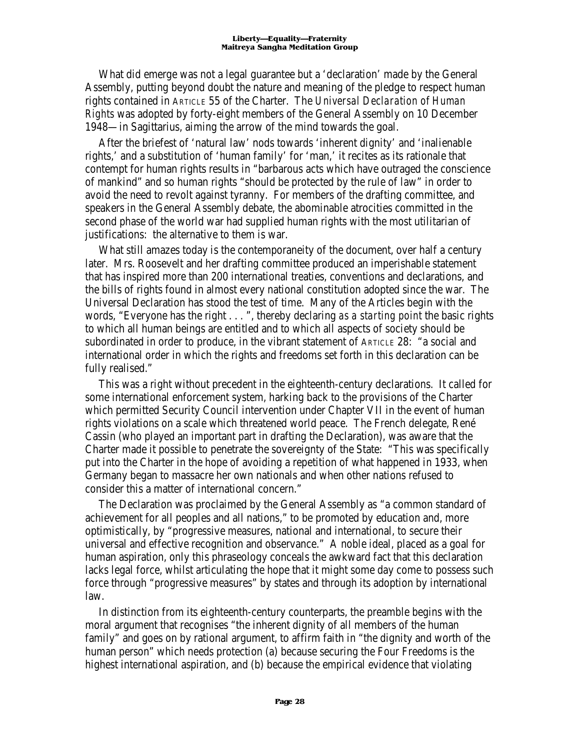What did emerge was not a legal guarantee but a ‘declaration’ made by the General Assembly, putting beyond doubt the nature and meaning of the pledge to respect human rights contained in ARTICLE 55 of the Charter. The *Universal Declaration of Human Rights* was adopted by forty-eight members of the General Assembly on 10 December 1948—in Sagittarius, aiming the arrow of the mind towards the goal.

After the briefest of ‘natural law’ nods towards ‘inherent dignity’ and ‘inalienable rights,’ and a substitution of ‘human family’ for ‘man,’ it recites as its rationale that contempt for human rights results in “barbarous acts which have outraged the conscience of mankind” and so human rights “should be protected by the rule of law” in order to avoid the need to revolt against tyranny. For members of the drafting committee, and speakers in the General Assembly debate, the abominable atrocities committed in the second phase of the world war had supplied human rights with the most utilitarian of justifications: the alternative to them is war.

What still amazes today is the contemporaneity of the document, over half a century later. Mrs. Roosevelt and her drafting committee produced an imperishable statement that has inspired more than 200 international treaties, conventions and declarations, and the bills of rights found in almost every national constitution adopted since the war. The Universal Declaration has stood the test of time. Many of the Articles begin with the words, “Everyone has the right . . . ”, thereby declaring *as a starting point* the basic rights to which all human beings are entitled and to which all aspects of society should be subordinated in order to produce, in the vibrant statement of ARTICLE 28: “a social and international order in which the rights and freedoms set forth in this declaration can be fully realised.”

This was a right without precedent in the eighteenth-century declarations. It called for some international enforcement system, harking back to the provisions of the Charter which permitted Security Council intervention under Chapter VII in the event of human rights violations on a scale which threatened world peace. The French delegate, René Cassin (who played an important part in drafting the Declaration), was aware that the Charter made it possible to penetrate the sovereignty of the State: “This was specifically put into the Charter in the hope of avoiding a repetition of what happened in 1933, when Germany began to massacre her own nationals and when other nations refused to consider this a matter of international concern.”

The Declaration was proclaimed by the General Assembly as “a common standard of achievement for all peoples and all nations,” to be promoted by education and, more optimistically, by “progressive measures, national and international, to secure their universal and effective recognition and observance.” A noble ideal, placed as a goal for human aspiration, only this phraseology conceals the awkward fact that this declaration lacks legal force, whilst articulating the hope that it might some day come to possess such force through “progressive measures” by states and through its adoption by international law.

In distinction from its eighteenth-century counterparts, the preamble begins with the moral argument that recognises “the inherent dignity of all members of the human family” and goes on by rational argument, to affirm faith in “the dignity and worth of the human person” which needs protection (a) because securing the Four Freedoms is the highest international aspiration, and (b) because the empirical evidence that violating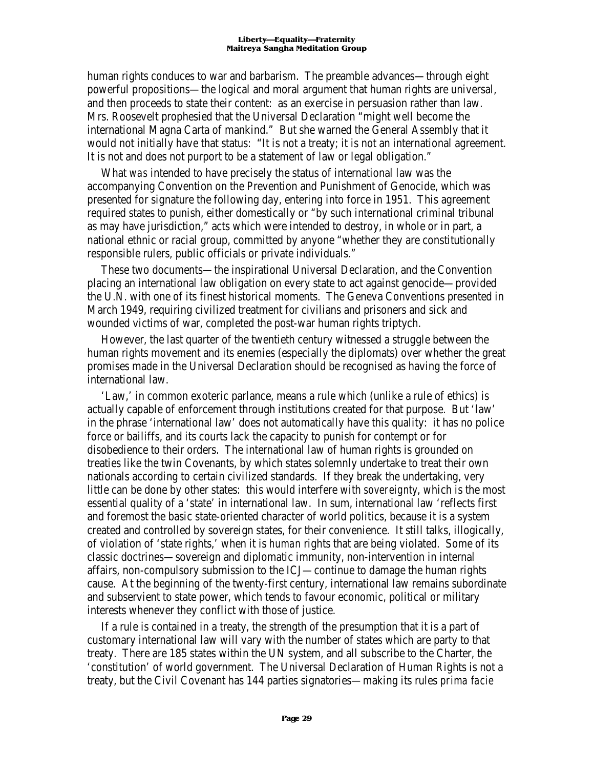human rights conduces to war and barbarism. The preamble advances—through eight powerful propositions—the logical and moral argument that human rights are universal, and then proceeds to state their content: as an exercise in persuasion rather than law. Mrs. Roosevelt prophesied that the Universal Declaration "might well become the international Magna Carta of mankind." But she warned the General Assembly that it would not initially have that status: "It is not a treaty; it is not an international agreement. It is not and does not purport to be a statement of law or legal obligation."

What *was* intended to have precisely the status of international law was the accompanying Convention on the Prevention and Punishment of Genocide, which was presented for signature the following day, entering into force in 1951. This agreement required states to punish, either domestically or "by such international criminal tribunal as may have jurisdiction," acts which were intended to destroy, in whole or in part, a national ethnic or racial group, committed by anyone "whether they are constitutionally responsible rulers, public officials or private individuals."

These two documents—the inspirational Universal Declaration, and the Convention placing an international law obligation on every state to act against genocide—provided the U.N. with one of its finest historical moments. The Geneva Conventions presented in March 1949, requiring civilized treatment for civilians and prisoners and sick and wounded victims of war, completed the post-war human rights triptych.

However, the last quarter of the twentieth century witnessed a struggle between the human rights movement and its enemies (especially the diplomats) over whether the great promises made in the Universal Declaration should be recognised as having the force of international law.

'Law,' in common exoteric parlance, means a rule which (unlike a rule of ethics) is actually capable of enforcement through institutions created for that purpose. But 'law' in the phrase 'international law' does not automatically have this quality: it has no police force or bailiffs, and its courts lack the capacity to punish for contempt or for disobedience to their orders. The international law of human rights is grounded on treaties like the twin Covenants, by which states solemnly undertake to treat their own nationals according to certain civilized standards. If they break the undertaking, very little can be done by other states: this would interfere with *sovereignty*, which is the most essential quality of a 'state' in international law. In sum, international law 'reflects first and foremost the basic state-oriented character of world politics, because it is a system created and controlled by sovereign states, for their convenience. It still talks, illogically, of violation of 'state rights,' when it is *human* rights that are being violated. Some of its classic doctrines—sovereign and diplomatic immunity, non-intervention in internal affairs, non-compulsory submission to the ICJ—continue to damage the human rights cause. At the beginning of the twenty-first century, international law remains subordinate and subservient to state power, which tends to favour economic, political or military interests whenever they conflict with those of justice.

If a rule is contained in a treaty, the strength of the presumption that it is a part of customary international law will vary with the number of states which are party to that treaty. There are 185 states within the UN system, and all subscribe to the Charter, the 'constitution' of world government. The Universal Declaration of Human Rights is not a treaty, but the Civil Covenant has 144 parties signatories—making its rules *prima facie*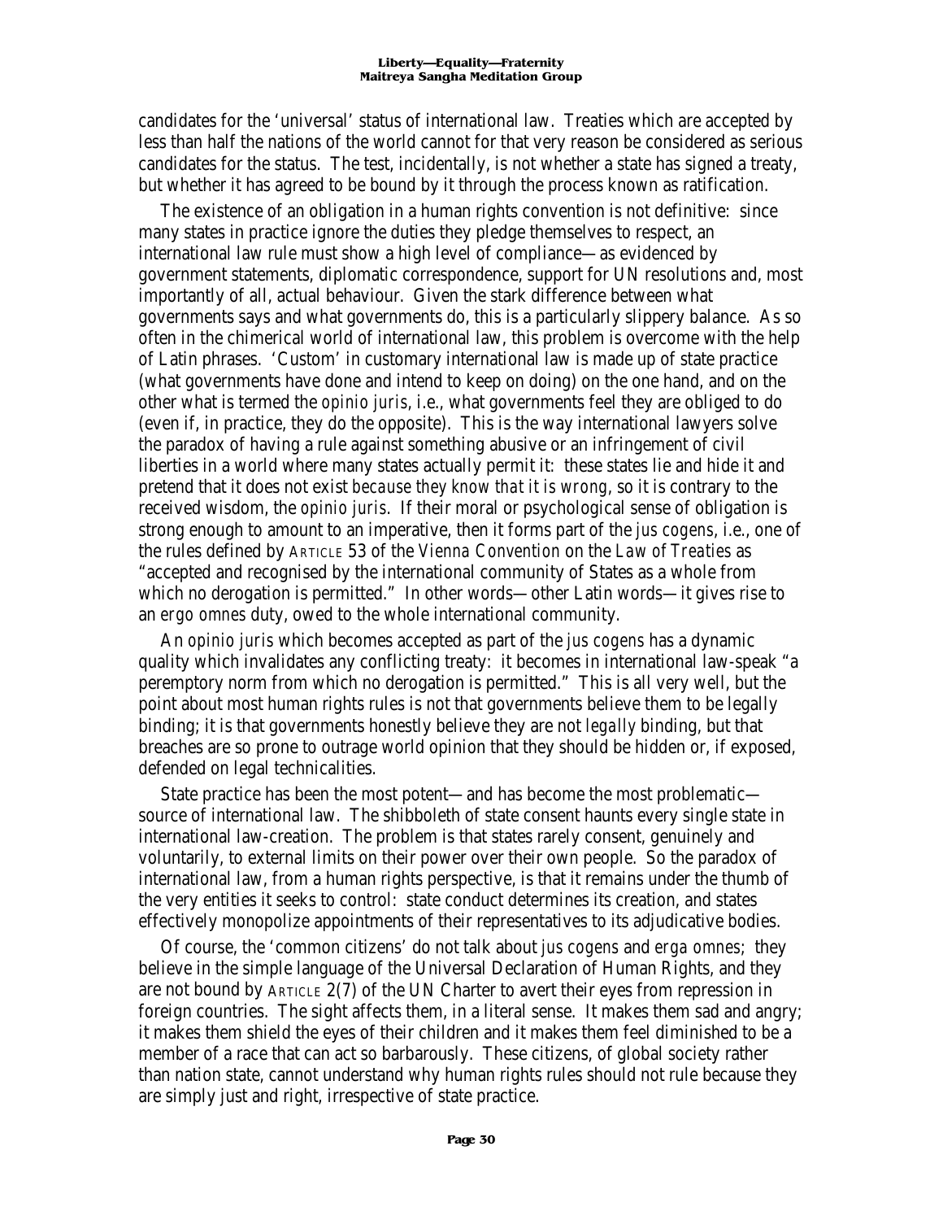candidates for the 'universal' status of international law. Treaties which are accepted by less than half the nations of the world cannot for that very reason be considered as serious candidates for the status. The test, incidentally, is not whether a state has signed a treaty, but whether it has agreed to be bound by it through the process known as ratification.

The existence of an obligation in a human rights convention is not definitive: since many states in practice ignore the duties they pledge themselves to respect, an international law rule must show a high level of compliance—as evidenced by government statements, diplomatic correspondence, support for UN resolutions and, most importantly of all, actual behaviour. Given the stark difference between what governments says and what governments do, this is a particularly slippery balance. As so often in the chimerical world of international law, this problem is overcome with the help of Latin phrases. 'Custom' in customary international law is made up of state practice (what governments have done and intend to keep on doing) on the one hand, and on the other what is termed the *opinio juris*, i.e., what governments feel they are obliged to do (even if, in practice, they do the opposite). This is the way international lawyers solve the paradox of having a rule against something abusive or an infringement of civil liberties in a world where many states actually permit it: these states lie and hide it and pretend that it does not exist *because they know that it is wrong*, so it is contrary to the received wisdom, the *opinio juris*. If their moral or psychological sense of obligation is strong enough to amount to an imperative, then it forms part of the *jus cogens*, i.e., one of the rules defined by ARTICLE 53 of the *Vienna Convention on the Law of Treaties* as "accepted and recognised by the international community of States as a whole from which no derogation is permitted." In other words—other Latin words—it gives rise to an *ergo omnes* duty, owed to the whole international community.

An *opinio juris* which becomes accepted as part of the *jus cogens* has a dynamic quality which invalidates any conflicting treaty: it becomes in international law-speak "a peremptory norm from which no derogation is permitted." This is all very well, but the point about most human rights rules is not that governments believe them to be legally binding; it is that governments honestly believe they are not *legally* binding, but that breaches are so prone to outrage world opinion that they should be hidden or, if exposed, defended on legal technicalities.

State practice has been the most potent—and has become the most problematic—source of international law. The shibboleth of state consent haunts every single state in international law-creation. The problem is that states rarely consent, genuinely and voluntarily, to external limits on their power over their own people. So the paradox of international law, from a human rights perspective, is that it remains under the thumb of the very entities it seeks to control: state conduct determines its creation, and states effectively monopolize appointments of their representatives to its adjudicative bodies.

Of course, the 'common citizens' do not talk about *jus cogens* and *erga omnes*; they believe in the simple language of the Universal Declaration of Human Rights, and they are not bound by ARTICLE 2(7) of the UN Charter to avert their eyes from repression in foreign countries. The sight affects them, in a literal sense. It makes them sad and angry; it makes them shield the eyes of their children and it makes them feel diminished to be a member of a race that can act so barbarously. These citizens, of global society rather than nation state, cannot understand why human rights rules should not rule because they are simply just and right, irrespective of state practice.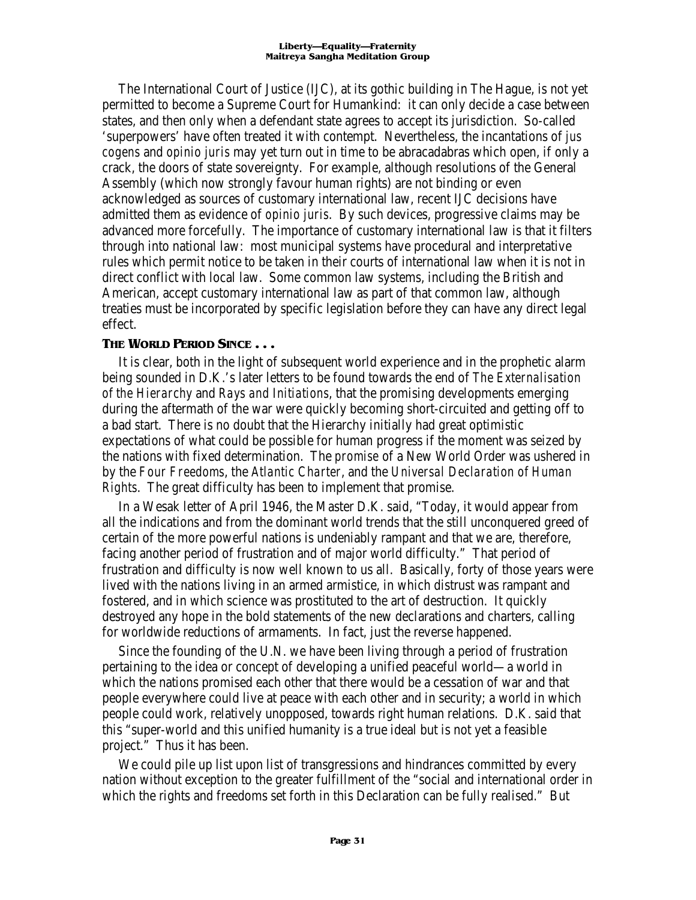The International Court of Justice (IJC), at its gothic building in The Hague, is not yet permitted to become a Supreme Court for Humankind: it can only decide a case between states, and then only when a defendant state agrees to accept its jurisdiction. So-called 'superpowers' have often treated it with contempt. Nevertheless, the incantations of *jus cogens* and *opinio juris* may yet turn out in time to be abracadabras which open, if only a crack, the doors of state sovereignty. For example, although resolutions of the General Assembly (which now strongly favour human rights) are not binding or even acknowledged as sources of customary international law, recent IJC decisions have admitted them as evidence of *opinio juris*. By such devices, progressive claims may be advanced more forcefully. The importance of customary international law is that it filters through into national law: most municipal systems have procedural and interpretative rules which permit notice to be taken in their courts of international law when it is not in direct conflict with local law. Some common law systems, including the British and American, accept customary international law as part of that common law, although treaties must be incorporated by specific legislation before they can have any direct legal effect.

### THE WORLD PERIOD SINCE . . .

It is clear, both in the light of subsequent world experience and in the prophetic alarm being sounded in D.K.'s later letters to be found towards the end of *The Externalisation of the Hierarchy* and *Rays and Initiations*, that the promising developments emerging during the aftermath of the war were quickly becoming short-circuited and getting off to a bad start. There is no doubt that the Hierarchy initially had great optimistic expectations of what could be possible for human progress if the moment was seized by the nations with fixed determination. The *promise* of a New World Order was ushered in by the *Four Freedoms*, the *Atlantic Charter*, and the *Universal Declaration of Human Rights*. The great difficulty has been to implement that promise.

In a Wesak letter of April 1946, the Master D.K. said, "Today, it would appear from all the indications and from the dominant world trends that the still unconquered greed of certain of the more powerful nations is undeniably rampant and that we are, therefore, facing another period of frustration and of major world difficulty." That period of frustration and difficulty is now well known to us all. Basically, forty of those years were lived with the nations living in an armed armistice, in which distrust was rampant and fostered, and in which science was prostituted to the art of destruction. It quickly destroyed any hope in the bold statements of the new declarations and charters, calling for worldwide reductions of armaments. In fact, just the reverse happened.

Since the founding of the U.N. we have been living through a period of frustration pertaining to the idea or concept of developing a unified peaceful world—a world in which the nations promised each other that there would be a cessation of war and that people everywhere could live at peace with each other and in security; a world in which people could work, relatively unopposed, towards right human relations. D.K. said that this "super-world and this unified humanity is a true ideal but is not yet a feasible project." Thus it has been.

We could pile up list upon list of transgressions and hindrances committed by every nation without exception to the greater fulfillment of the "social and international order in which the rights and freedoms set forth in this Declaration can be fully realised." But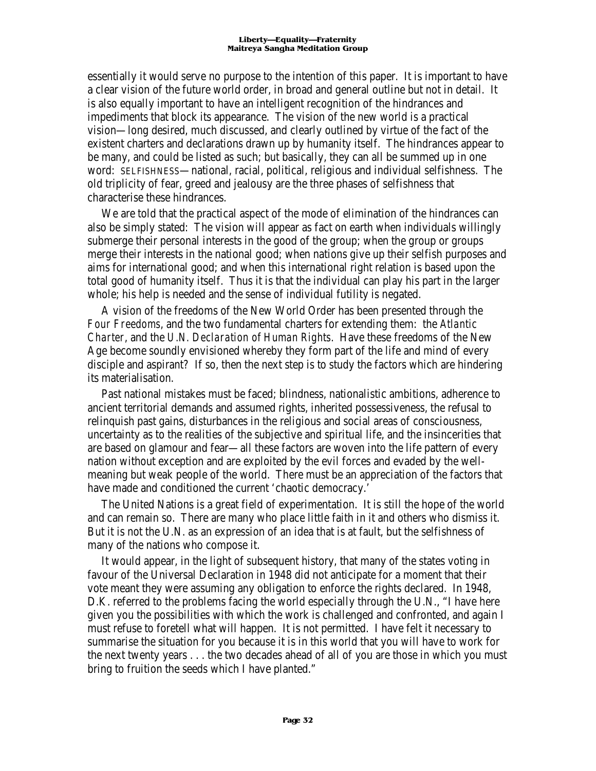essentially it would serve no purpose to the intention of this paper. It is important to have a clear vision of the future world order, in broad and general outline but not in detail. It is also equally important to have an intelligent recognition of the hindrances and impediments that block its appearance. The vision of the new world is a practical vision—long desired, much discussed, and clearly outlined by virtue of the fact of the existent charters and declarations drawn up by humanity itself. The hindrances appear to be many, and could be listed as such; but basically, they can all be summed up in one word: SELFISHNESS—national, racial, political, religious and individual selfishness. The old triplicity of fear, greed and jealousy are the three phases of selfishness that characterise these hindrances.

We are told that the practical aspect of the mode of elimination of the hindrances can also be simply stated: The vision will appear as fact on earth when individuals willingly submerge their personal interests in the good of the group; when the group or groups merge their interests in the national good; when nations give up their selfish purposes and aims for international good; and when this international right relation is based upon the total good of humanity itself. Thus it is that the individual can play his part in the larger whole; his help is needed and the sense of individual futility is negated.

A vision of the freedoms of the New World Order has been presented through the *Four Freedoms*, and the two fundamental charters for extending them: the *Atlantic Charter*, and the *U.N. Declaration of Human Rights*. Have these freedoms of the New Age become soundly envisioned whereby they form part of the life and mind of every disciple and aspirant? If so, then the next step is to study the factors which are hindering its materialisation.

Past national mistakes must be faced; blindness, nationalistic ambitions, adherence to ancient territorial demands and assumed rights, inherited possessiveness, the refusal to relinquish past gains, disturbances in the religious and social areas of consciousness, uncertainty as to the realities of the subjective and spiritual life, and the insincerities that are based on glamour and fear—all these factors are woven into the life pattern of every nation without exception and are exploited by the evil forces and evaded by the well-meaning but weak people of the world. There must be an appreciation of the factors that have made and conditioned the current 'chaotic democracy.'

The United Nations is a great field of experimentation. It is still the hope of the world and can remain so. There are many who place little faith in it and others who dismiss it. But it is not the U.N. as an expression of an idea that is at fault, but the selfishness of many of the nations who compose it.

It would appear, in the light of subsequent history, that many of the states voting in favour of the Universal Declaration in 1948 did not anticipate for a moment that their vote meant they were assuming any obligation to enforce the rights declared. In 1948, D.K. referred to the problems facing the world especially through the U.N., "I have here given you the possibilities with which the work is challenged and confronted, and again I must refuse to foretell what will happen. It is not permitted. I have felt it necessary to summarise the situation for you because it is in this world that you will have to work for the next twenty years . . . the two decades ahead of all of you are those in which you must bring to fruition the seeds which I have planted."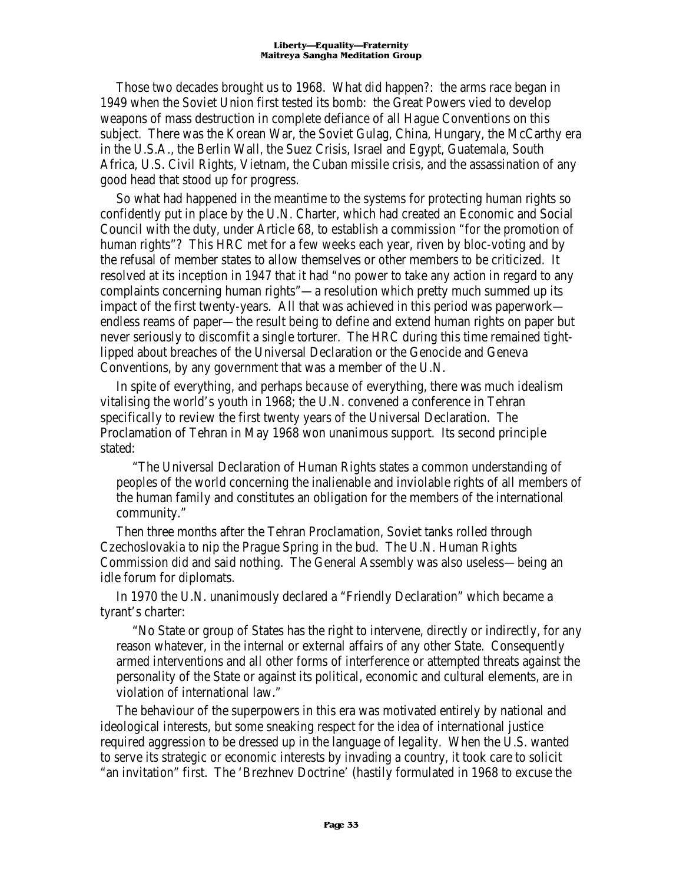Those two decades brought us to 1968. What did happen?: the arms race began in 1949 when the Soviet Union first tested its bomb: the Great Powers vied to develop weapons of mass destruction in complete defiance of all Hague Conventions on this subject. There was the Korean War, the Soviet Gulag, China, Hungary, the McCarthy era in the U.S.A., the Berlin Wall, the Suez Crisis, Israel and Egypt, Guatemala, South Africa, U.S. Civil Rights, Vietnam, the Cuban missile crisis, and the assassination of any good head that stood up for progress.

So what had happened in the meantime to the systems for protecting human rights so confidently put in place by the U.N. Charter, which had created an Economic and Social Council with the duty, under Article 68, to establish a commission "for the promotion of human rights"? This HRC met for a few weeks each year, riven by bloc-voting and by the refusal of member states to allow themselves or other members to be criticized. It resolved at its inception in 1947 that it had "no power to take any action in regard to any complaints concerning human rights"—a resolution which pretty much summed up its impact of the first twenty-years. All that was achieved in this period was paperwork—endless reams of paper—the result being to define and extend human rights on paper but never seriously to discomfit a single torturer. The HRC during this time remained tight-lipped about breaches of the Universal Declaration or the Genocide and Geneva Conventions, by any government that was a member of the U.N.

In spite of everything, and perhaps *because* of everything, there was much idealism vitalising the world's youth in 1968; the U.N. convened a conference in Tehran specifically to review the first twenty years of the Universal Declaration. The Proclamation of Tehran in May 1968 won unanimous support. Its second principle stated:

> "The Universal Declaration of Human Rights states a common understanding of peoples of the world concerning the inalienable and inviolable rights of all members of the human family and constitutes an obligation for the members of the international community."

Then three months after the Tehran Proclamation, Soviet tanks rolled through Czechoslovakia to nip the Prague Spring in the bud. The U.N. Human Rights Commission did and said nothing. The General Assembly was also useless—being an idle forum for diplomats.

In 1970 the U.N. unanimously declared a "Friendly Declaration" which became a tyrant's charter:

> "No State or group of States has the right to intervene, directly or indirectly, for any reason whatever, in the internal or external affairs of any other State. Consequently armed interventions and all other forms of interference or attempted threats against the personality of the State or against its political, economic and cultural elements, are in violation of international law."

The behaviour of the superpowers in this era was motivated entirely by national and ideological interests, but some sneaking respect for the idea of international justice required aggression to be dressed up in the language of legality. When the U.S. wanted to serve its strategic or economic interests by invading a country, it took care to solicit "an invitation" first. The 'Brezhnev Doctrine' (hastily formulated in 1968 to excuse the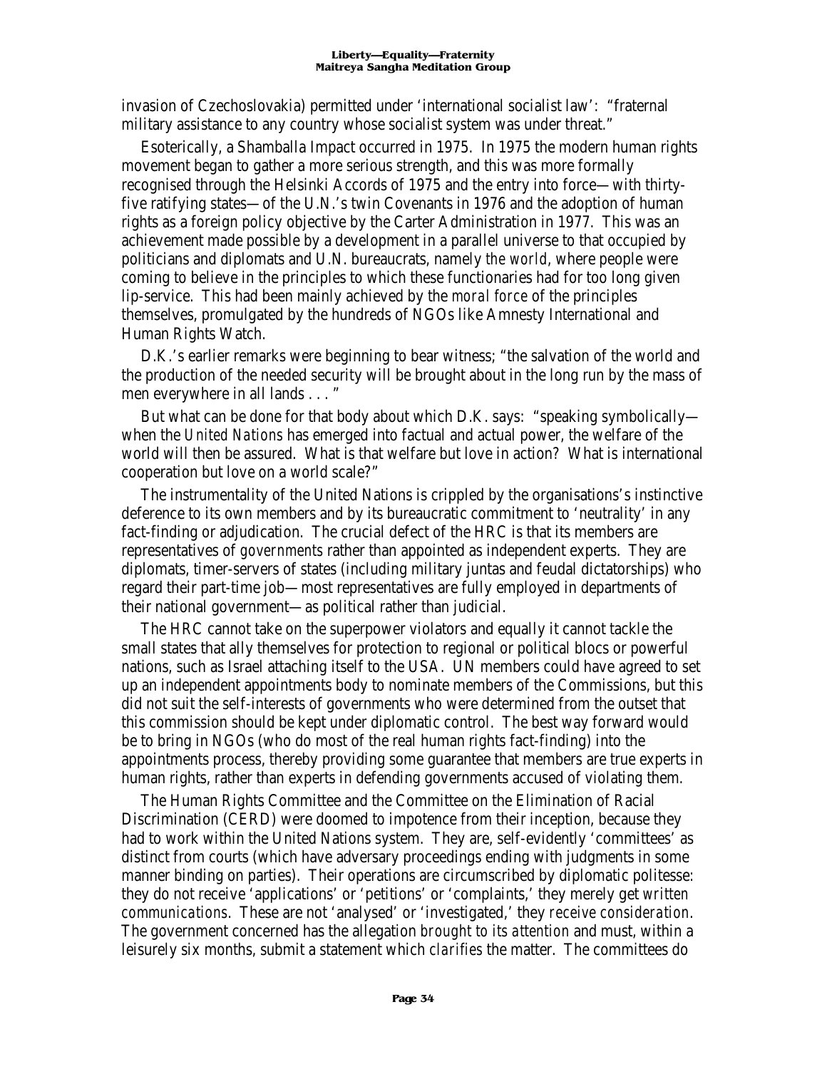invasion of Czechoslovakia) permitted under 'international socialist law': "fraternal military assistance to any country whose socialist system was under threat."

Esoterically, a Shamballa Impact occurred in 1975. In 1975 the modern human rights movement began to gather a more serious strength, and this was more formally recognised through the Helsinki Accords of 1975 and the entry into force—with thirty-five ratifying states—of the U.N.'s twin Covenants in 1976 and the adoption of human rights as a foreign policy objective by the Carter Administration in 1977. This was an achievement made possible by a development in a parallel universe to that occupied by politicians and diplomats and U.N. bureaucrats, namely *the world*, where people were coming to believe in the principles to which these functionaries had for too long given lip-service. This had been mainly achieved by the *moral force* of the principles themselves, promulgated by the hundreds of NGOs like Amnesty International and Human Rights Watch.

D.K.'s earlier remarks were beginning to bear witness; "the salvation of the world and the production of the needed security will be brought about in the long run by the mass of men everywhere in all lands . . . "

But what can be done for that body about which D.K. says: "speaking symbolically—when the *United Nations* has emerged into factual and actual power, the welfare of the world will then be assured. What is that welfare but love in action? What is international cooperation but love on a world scale?"

The instrumentality of the United Nations is crippled by the organisations's instinctive deference to its own members and by its bureaucratic commitment to 'neutrality' in any fact-finding or adjudication. The crucial defect of the HRC is that its members are representatives of *governments* rather than appointed as independent experts. They are diplomats, timer-servers of states (including military juntas and feudal dictatorships) who regard their part-time job—most representatives are fully employed in departments of their national government—as political rather than judicial.

The HRC cannot take on the superpower violators and equally it cannot tackle the small states that ally themselves for protection to regional or political blocs or powerful nations, such as Israel attaching itself to the USA. UN members could have agreed to set up an independent appointments body to nominate members of the Commissions, but this did not suit the self-interests of governments who were determined from the outset that this commission should be kept under diplomatic control. The best way forward would be to bring in NGOs (who do most of the real human rights fact-finding) into the appointments process, thereby providing some guarantee that members are true experts in human rights, rather than experts in defending governments accused of violating them.

The Human Rights Committee and the Committee on the Elimination of Racial Discrimination (CERD) were doomed to impotence from their inception, because they had to work within the United Nations system. They are, self-evidently 'committees' as distinct from courts (which have adversary proceedings ending with judgments in some manner binding on parties). Their operations are circumscribed by diplomatic politesse: they do not receive 'applications' or 'petitions' or 'complaints,' they merely get *written communications*. These are not 'analysed' or 'investigated,' they *receive consideration*. The government concerned has the allegation *brought to its attention* and must, within a leisurely six months, submit a statement which *clarifies* the matter. The committees do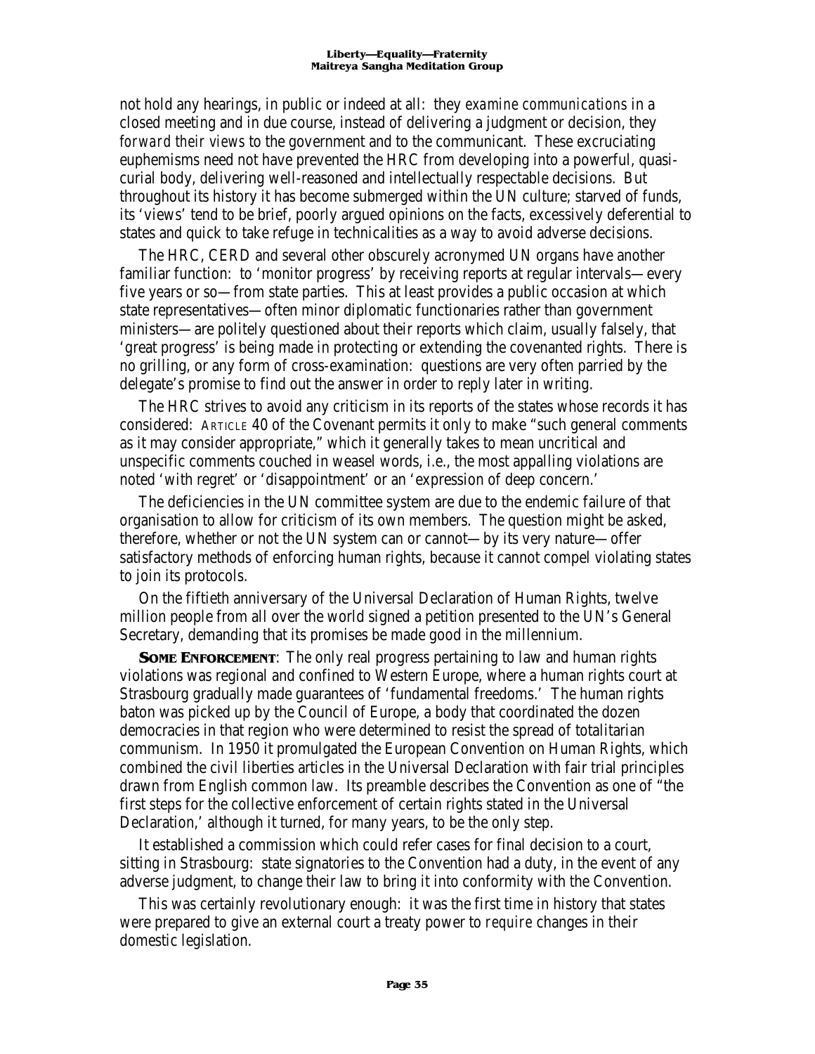not hold any hearings, in public or indeed at all: they *examine communications* in a closed meeting and in due course, instead of delivering a judgment or decision, they *forward their views* to the government and to the communicant. These excruciating euphemisms need not have prevented the HRC from developing into a powerful, quasi-curial body, delivering well-reasoned and intellectually respectable decisions. But throughout its history it has become submerged within the UN culture; starved of funds, its 'views' tend to be brief, poorly argued opinions on the facts, excessively deferential to states and quick to take refuge in technicalities as a way to avoid adverse decisions.

The HRC, CERD and several other obscurely acronymed UN organs have another familiar function: to 'monitor progress' by receiving reports at regular intervals—every five years or so—from state parties. This at least provides a public occasion at which state representatives—often minor diplomatic functionaries rather than government ministers—are politely questioned about their reports which claim, usually falsely, that 'great progress' is being made in protecting or extending the covenanted rights. There is no grilling, or any form of cross-examination: questions are very often parried by the delegate's promise to find out the answer in order to reply later in writing.

The HRC strives to avoid any criticism in its reports of the states whose records it has considered: ARTICLE 40 of the Covenant permits it only to make "such general comments as it may consider appropriate," which it generally takes to mean uncritical and unspecific comments couched in weasel words, i.e., the most appalling violations are noted 'with regret' or 'disappointment' or an 'expression of deep concern.'

The deficiencies in the UN committee system are due to the endemic failure of that organisation to allow for criticism of its own members. The question might be asked, therefore, whether or not the UN system can or cannot—by its very nature—offer satisfactory methods of enforcing human rights, because it cannot compel violating states to join its protocols.

On the fiftieth anniversary of the Universal Declaration of Human Rights, twelve million people from all over the world signed a petition presented to the UN's General Secretary, demanding that its promises be made good in the millennium.

**SOME ENFORCEMENT**: The only real progress pertaining to law and human rights violations was regional and confined to Western Europe, where a human rights court at Strasbourg gradually made guarantees of 'fundamental freedoms.' The human rights baton was picked up by the Council of Europe, a body that coordinated the dozen democracies in that region who were determined to resist the spread of totalitarian communism. In 1950 it promulgated the European Convention on Human Rights, which combined the civil liberties articles in the Universal Declaration with fair trial principles drawn from English common law. Its preamble describes the Convention as one of "the first steps for the collective enforcement of certain rights stated in the Universal Declaration,' although it turned, for many years, to be the only step.

It established a commission which could refer cases for final decision to a court, sitting in Strasbourg: state signatories to the Convention had a duty, in the event of any adverse judgment, to change their law to bring it into conformity with the Convention.

This was certainly revolutionary enough: it was the first time in history that states were prepared to give an external court a treaty power to *require* changes in their domestic legislation.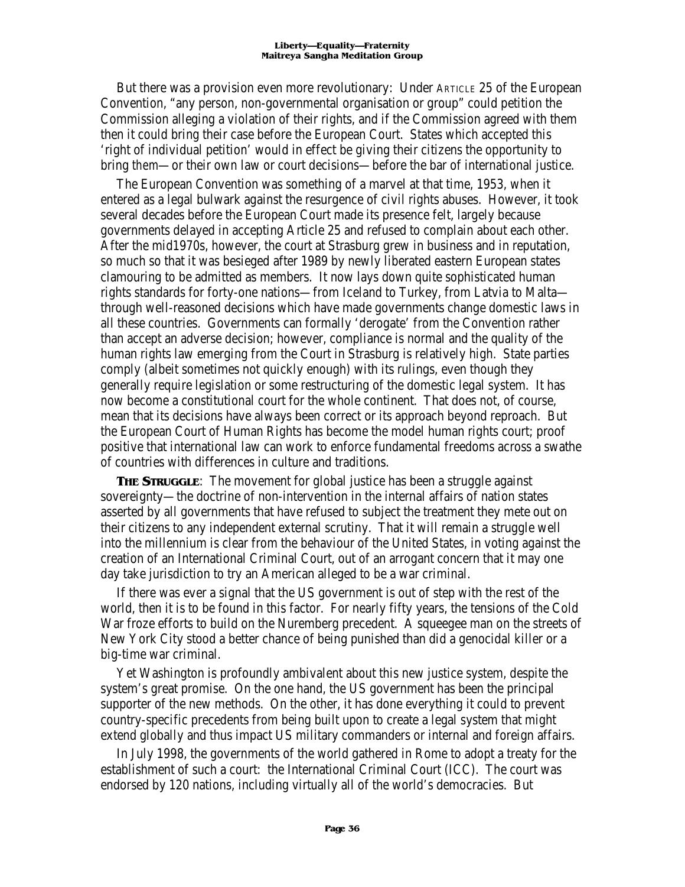But there was a provision even more revolutionary: Under ARTICLE 25 of the European Convention, "any person, non-governmental organisation or group" could petition the Commission alleging a violation of their rights, and if the Commission agreed with them then it could bring their case before the European Court. States which accepted this 'right of individual petition' would in effect be giving their citizens the opportunity to bring *them*—or their own law or court decisions—before the bar of international justice.

The European Convention was something of a marvel at that time, 1953, when it entered as a legal bulwark against the resurgence of civil rights abuses. However, it took several decades before the European Court made its presence felt, largely because governments delayed in accepting Article 25 and refused to complain about each other. After the mid1970s, however, the court at Strasburg grew in business and in reputation, so much so that it was besieged after 1989 by newly liberated eastern European states clamouring to be admitted as members. It now lays down quite sophisticated human rights standards for forty-one nations—from Iceland to Turkey, from Latvia to Malta—through well-reasoned decisions which have made governments change domestic laws in all these countries. Governments can formally 'derogate' from the Convention rather than accept an adverse decision; however, compliance is normal and the quality of the human rights law emerging from the Court in Strasburg is relatively high. State parties comply (albeit sometimes not quickly enough) with its rulings, even though they generally require legislation or some restructuring of the domestic legal system. It has now become a constitutional court for the whole continent. That does not, of course, mean that its decisions have always been correct or its approach beyond reproach. But the European Court of Human Rights has become the model human rights court; proof positive that international law can work to enforce fundamental freedoms across a swathe of countries with differences in culture and traditions.

**THE STRUGGLE**: The movement for global justice has been a struggle against sovereignty—the doctrine of non-intervention in the internal affairs of nation states asserted by all governments that have refused to subject the treatment they mete out on their citizens to any independent external scrutiny. That it will remain a struggle well into the millennium is clear from the behaviour of the United States, in voting against the creation of an International Criminal Court, out of an arrogant concern that it may one day take jurisdiction to try an American alleged to be a war criminal.

If there was ever a signal that the US government is out of step with the rest of the world, then it is to be found in this factor. For nearly fifty years, the tensions of the Cold War froze efforts to build on the Nuremberg precedent. A squeegee man on the streets of New York City stood a better chance of being punished than did a genocidal killer or a big-time war criminal.

Yet Washington is profoundly ambivalent about this new justice system, despite the system's great promise. On the one hand, the US government has been the principal supporter of the new methods. On the other, it has done everything it could to prevent country-specific precedents from being built upon to create a legal system that might extend globally and thus impact US military commanders or internal and foreign affairs.

In July 1998, the governments of the world gathered in Rome to adopt a treaty for the establishment of such a court: the International Criminal Court (ICC). The court was endorsed by 120 nations, including virtually all of the world's democracies. But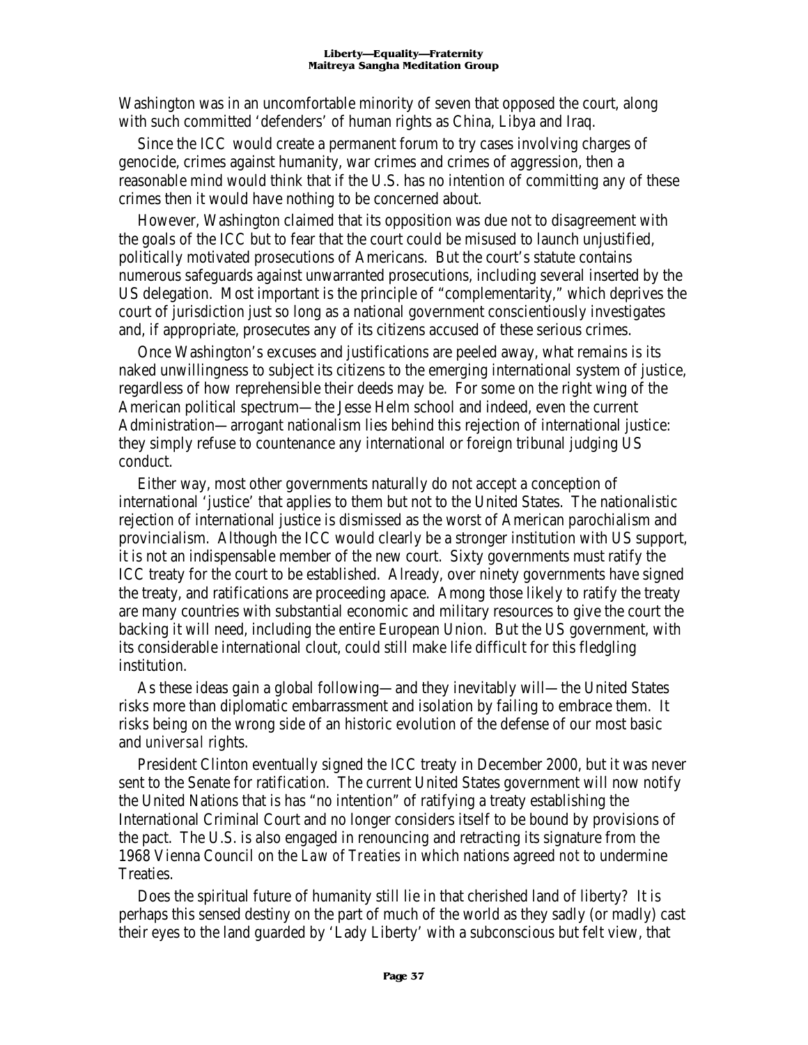Washington was in an uncomfortable minority of seven that opposed the court, along with such committed 'defenders' of human rights as China, Libya and Iraq.

Since the ICC would create a permanent forum to try cases involving charges of genocide, crimes against humanity, war crimes and crimes of aggression, then a reasonable mind would think that if the U.S. has no intention of committing any of these crimes then it would have nothing to be concerned about.

However, Washington claimed that its opposition was due not to disagreement with the goals of the ICC but to fear that the court could be misused to launch unjustified, politically motivated prosecutions of Americans. But the court's statute contains numerous safeguards against unwarranted prosecutions, including several inserted by the US delegation. Most important is the principle of "complementarity," which deprives the court of jurisdiction just so long as a national government conscientiously investigates and, if appropriate, prosecutes any of its citizens accused of these serious crimes.

Once Washington's excuses and justifications are peeled away, what remains is its naked unwillingness to subject its citizens to the emerging international system of justice, regardless of how reprehensible their deeds may be. For some on the right wing of the American political spectrum—the Jesse Helm school and indeed, even the current Administration—arrogant nationalism lies behind this rejection of international justice: they simply refuse to countenance any international or foreign tribunal judging US conduct.

Either way, most other governments naturally do not accept a conception of international 'justice' that applies to them but not to the United States. The nationalistic rejection of international justice is dismissed as the worst of American parochialism and provincialism. Although the ICC would clearly be a stronger institution with US support, it is not an indispensable member of the new court. Sixty governments must ratify the ICC treaty for the court to be established. Already, over ninety governments have signed the treaty, and ratifications are proceeding apace. Among those likely to ratify the treaty are many countries with substantial economic and military resources to give the court the backing it will need, including the entire European Union. But the US government, with its considerable international clout, could still make life difficult for this fledgling institution.

As these ideas gain a global following—and they inevitably will—the United States risks more than diplomatic embarrassment and isolation by failing to embrace them. It risks being on the wrong side of an historic evolution of the defense of our most basic and *universal* rights.

President Clinton eventually signed the ICC treaty in December 2000, but it was never sent to the Senate for ratification. The current United States government will now notify the United Nations that is has "no intention" of ratifying a treaty establishing the International Criminal Court and no longer considers itself to be bound by provisions of the pact. The U.S. is also engaged in renouncing and retracting its signature from the 1968 Vienna Council on the *Law of Treaties* in which nations agreed *not* to undermine Treaties.

Does the spiritual future of humanity still lie in that cherished land of liberty? It is perhaps this sensed destiny on the part of much of the world as they sadly (or madly) cast their eyes to the land guarded by 'Lady Liberty' with a subconscious but felt view, that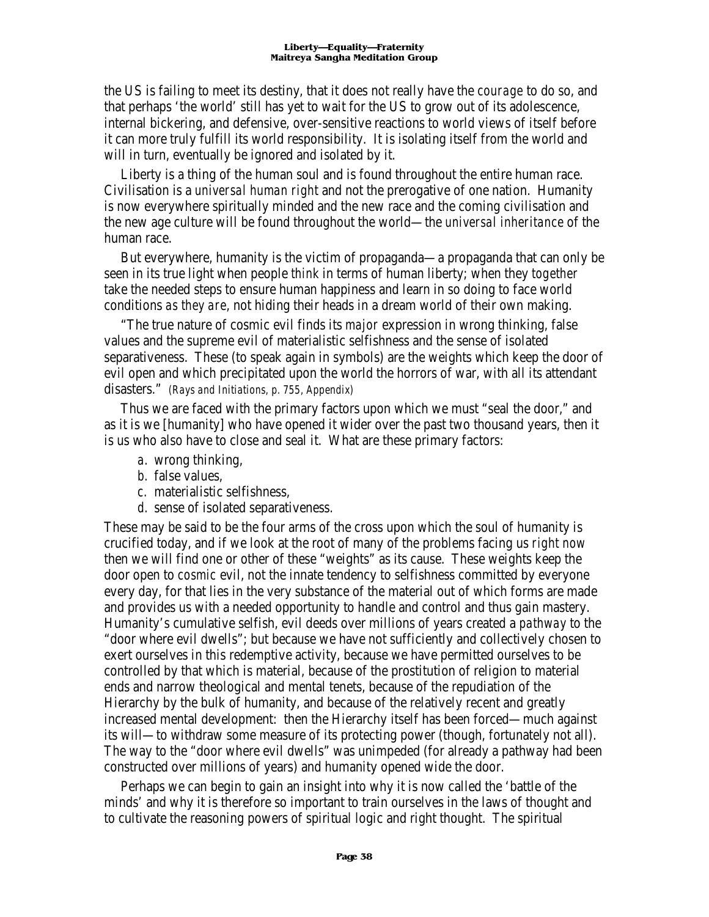the US is failing to meet its destiny, that it does not really have the *courage* to do so, and that perhaps 'the world' still has yet to wait for the US to grow out of its adolescence, internal bickering, and defensive, over-sensitive reactions to world views of itself before it can more truly fulfill its world responsibility. It is isolating itself from the world and will in turn, eventually be ignored and isolated by it.

Liberty is a thing of the human soul and is found throughout the entire human race. Civilisation is a *universal human right* and not the prerogative of one nation. Humanity is now everywhere spiritually minded and the new race and the coming civilisation and the new age culture will be found throughout the world—the *universal inheritance* of the human race.

But everywhere, humanity is the victim of propaganda—a propaganda that can only be seen in its true light when people *think* in terms of human liberty; when they *together* take the needed steps to ensure human happiness and learn in so doing to face world conditions *as they are*, not hiding their heads in a dream world of their own making.

"The true nature of cosmic evil finds its *major* expression in wrong thinking, false values and the supreme evil of materialistic selfishness and the sense of isolated separativeness. These (to speak again in symbols) are the weights which keep the door of evil open and which precipitated upon the world the horrors of war, with all its attendant disasters." *(Rays and Initiations, p. 755, Appendix)*

Thus we are faced with the primary factors upon which we must "seal the door," and as it is we [humanity] who have opened it wider over the past two thousand years, then it is us who also have to close and seal it. What are these primary factors:

a. wrong thinking,
b. false values,
c. materialistic selfishness,
d. sense of isolated separativeness.

These may be said to be the four arms of the cross upon which the soul of humanity is crucified today, and if we look at the root of many of the problems facing us *right now* then we will find one or other of these "weights" as its cause. These weights keep the door open to *cosmic* evil, not the innate tendency to selfishness committed by everyone every day, for that lies in the very substance of the material out of which forms are made and provides us with a needed opportunity to handle and control and thus gain mastery. Humanity's cumulative selfish, evil deeds over millions of years created a *pathway* to the "door where evil dwells"; but because we have not sufficiently and collectively chosen to exert ourselves in this redemptive activity, because we have permitted ourselves to be controlled by that which is material, because of the prostitution of religion to material ends and narrow theological and mental tenets, because of the repudiation of the Hierarchy by the bulk of humanity, and because of the relatively recent and greatly increased mental development: then the Hierarchy itself has been forced—much against its will—to withdraw some measure of its protecting power (though, fortunately not all). The way to the "door where evil dwells" was unimpeded (for already a pathway had been constructed over millions of years) and humanity opened wide the door.

Perhaps we can begin to gain an insight into why it is now called the 'battle of the minds' and why it is therefore so important to train ourselves in the laws of thought and to cultivate the reasoning powers of spiritual logic and right thought. The spiritual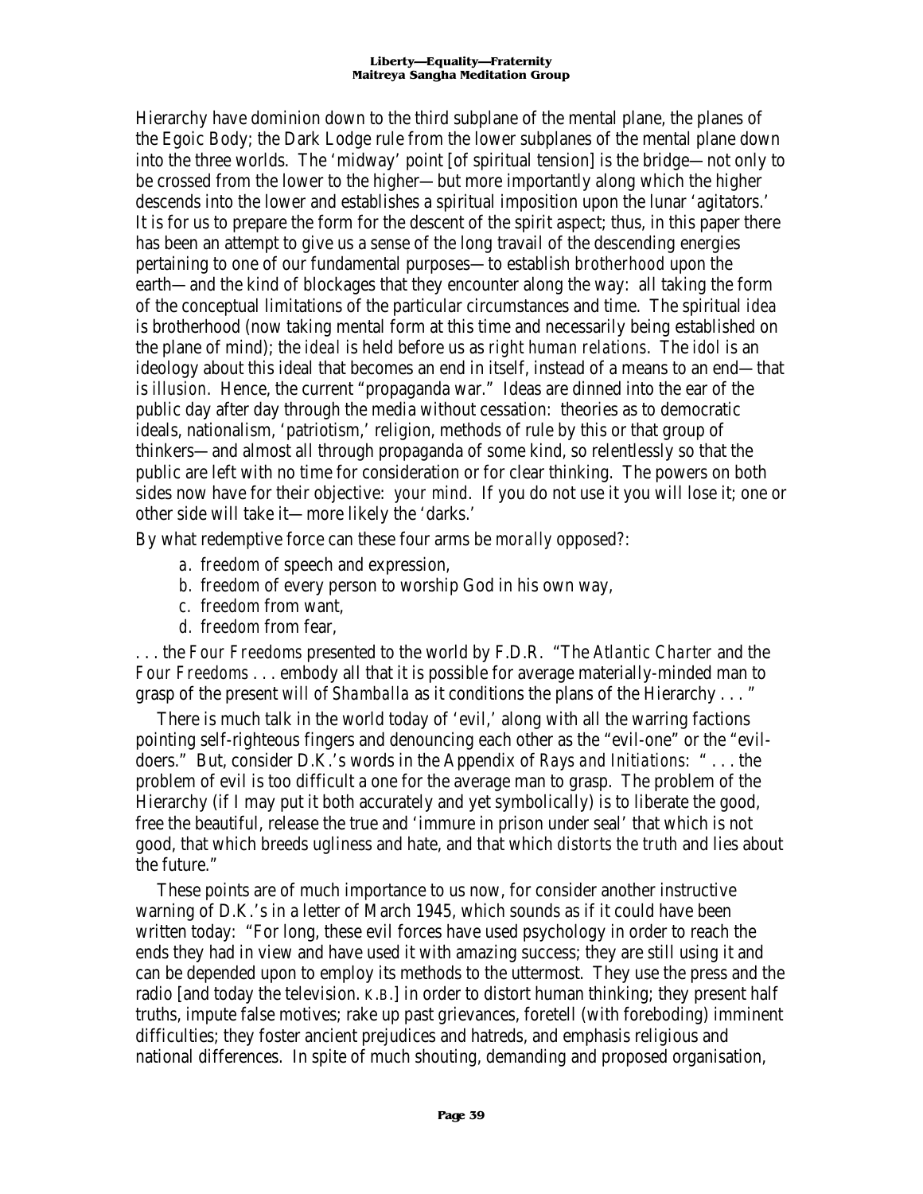Hierarchy have dominion down to the third subplane of the mental plane, the planes of the Egoic Body; the Dark Lodge rule from the lower subplanes of the mental plane down into the three worlds. The 'midway' point [of spiritual tension] is the bridge—not only to be crossed from the lower to the higher—but more importantly along which the higher descends into the lower and establishes a spiritual imposition upon the lunar 'agitators.' It is for us to prepare the form for the descent of the spirit aspect; thus, in this paper there has been an attempt to give us a sense of the long travail of the descending energies pertaining to one of our fundamental purposes—to establish *brotherhood* upon the earth—and the kind of blockages that they encounter along the way: all taking the form of the conceptual limitations of the particular circumstances and time. The spiritual *idea* is brotherhood (now taking mental form at this time and necessarily being established on the plane of mind); the *ideal* is held before us as *right human relations*. The *idol* is an ideology about this ideal that becomes an end in itself, instead of a means to an end—that is *illusion*. Hence, the current "propaganda war." Ideas are dinned into the ear of the public day after day through the media without cessation: theories as to democratic ideals, nationalism, 'patriotism,' religion, methods of rule by this or that group of thinkers—and almost all through propaganda of some kind, so relentlessly so that the public are left with no time for consideration or for clear thinking. The powers on both sides now have for their objective: *your mind*. If you do not use it you will lose it; one or other side will take it—more likely the 'darks.'

By what redemptive force can these four arms be *morally* opposed?:

a. *freedom* of speech and expression,
b. *freedom* of every person to worship God in his own way,
c. *freedom* from want,
d. *freedom* from fear,

. . . the *Four Freedoms* presented to the world by F.D.R. "The *Atlantic Charter* and the *Four Freedoms* . . . embody all that it is possible for average materially-minded man to grasp of the present *will of Shamballa* as it conditions the plans of the Hierarchy . . . "

There is much talk in the world today of 'evil,' along with all the warring factions pointing self-righteous fingers and denouncing each other as the "evil-one" or the "evil-doers." But, consider D.K.'s words in the Appendix of *Rays and Initiations*: " . . . the problem of evil is too difficult a one for the average man to grasp. The problem of the Hierarchy (if I may put it both accurately and yet symbolically) is to liberate the good, free the beautiful, release the true and 'immure in prison under seal' that which is not good, that which breeds ugliness and hate, and that which *distorts the truth* and lies about the future."

These points are of much importance to us now, for consider another instructive warning of D.K.'s in a letter of March 1945, which sounds as if it could have been written today: "For long, these evil forces have used psychology in order to reach the ends they had in view and have used it with amazing success; they are still using it and can be depended upon to employ its methods to the uttermost. They use the press and the radio [and today the television. *K.B.*] in order to distort human thinking; they present half truths, impute false motives; rake up past grievances, foretell (with foreboding) imminent difficulties; they foster ancient prejudices and hatreds, and emphasis religious and national differences. In spite of much shouting, demanding and proposed organisation,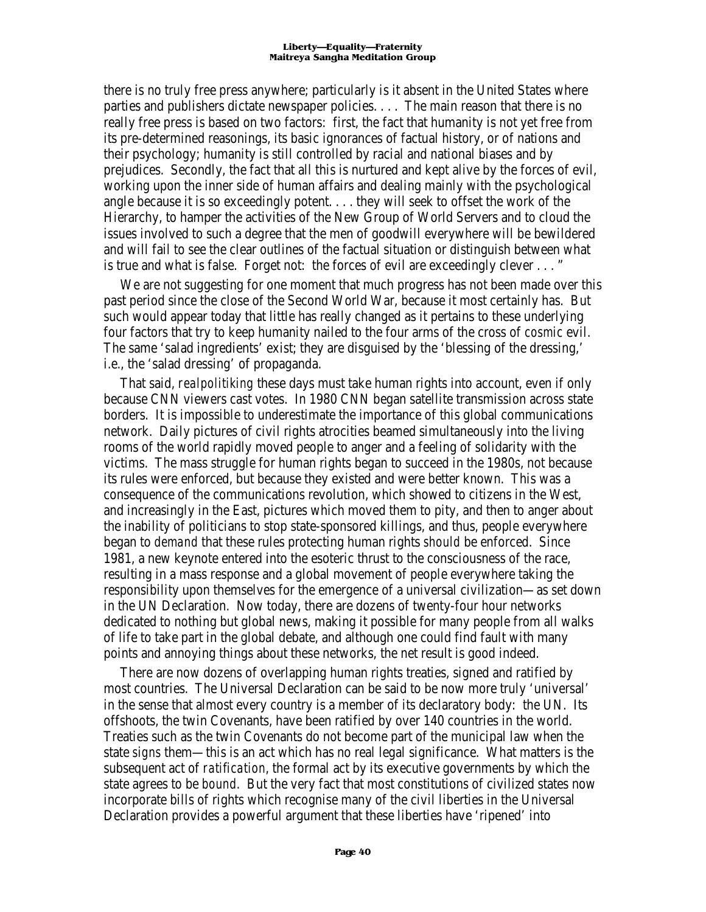there is no truly free press anywhere; particularly is it absent in the United States where parties and publishers dictate newspaper policies. . . . The main reason that there is no really free press is based on two factors: first, the fact that humanity is not yet free from its pre-determined reasonings, its basic ignorances of factual history, or of nations and their psychology; humanity is still controlled by racial and national biases and by prejudices. Secondly, the fact that all this is nurtured and kept alive by the forces of evil, working upon the inner side of human affairs and dealing mainly with the psychological angle because it is so exceedingly potent. . . . they will seek to offset the work of the Hierarchy, to hamper the activities of the New Group of World Servers and to cloud the issues involved to such a degree that the men of goodwill everywhere will be bewildered and will fail to see the clear outlines of the factual situation or distinguish between what is true and what is false. Forget not: the forces of evil are exceedingly clever . . . "

We are not suggesting for one moment that much progress has not been made over this past period since the close of the Second World War, because it most certainly has. But such would appear today that little has really changed as it pertains to these underlying four factors that try to keep humanity nailed to the four arms of the cross of *cosmic* evil. The same 'salad ingredients' exist; they are disguised by the 'blessing of the dressing,' i.e., the 'salad dressing' of propaganda.

That said, *realpolitiking* these days must take human rights into account, even if only because CNN viewers cast votes. In 1980 CNN began satellite transmission across state borders. It is impossible to underestimate the importance of this global communications network. Daily pictures of civil rights atrocities beamed simultaneously into the living rooms of the world rapidly moved people to anger and a feeling of solidarity with the victims. The mass struggle for human rights began to succeed in the 1980s, not because its rules were enforced, but because they existed and were better known. This was a consequence of the communications revolution, which showed to citizens in the West, and increasingly in the East, pictures which moved them to pity, and then to anger about the inability of politicians to stop state-sponsored killings, and thus, people everywhere began to *demand* that these rules protecting human rights *should* be enforced. Since 1981, a new keynote entered into the esoteric thrust to the consciousness of the race, resulting in a mass response and a global movement of people everywhere taking the responsibility upon themselves for the emergence of a universal civilization—as set down in the UN Declaration. Now today, there are dozens of twenty-four hour networks dedicated to nothing but global news, making it possible for many people from all walks of life to take part in the global debate, and although one could find fault with many points and annoying things about these networks, the net result is good indeed.

There are now dozens of overlapping human rights treaties, signed and ratified by most countries. The Universal Declaration can be said to be now more truly 'universal' in the sense that almost every country is a member of its declaratory body: the UN. Its offshoots, the twin Covenants, have been ratified by over 140 countries in the world. Treaties such as the twin Covenants do not become part of the municipal law when the state *signs* them—this is an act which has no real legal significance. What matters is the subsequent act of *ratification*, the formal act by its executive governments by which the state agrees to be *bound*. But the very fact that most constitutions of civilized states now incorporate bills of rights which recognise many of the civil liberties in the Universal Declaration provides a powerful argument that these liberties have 'ripened' into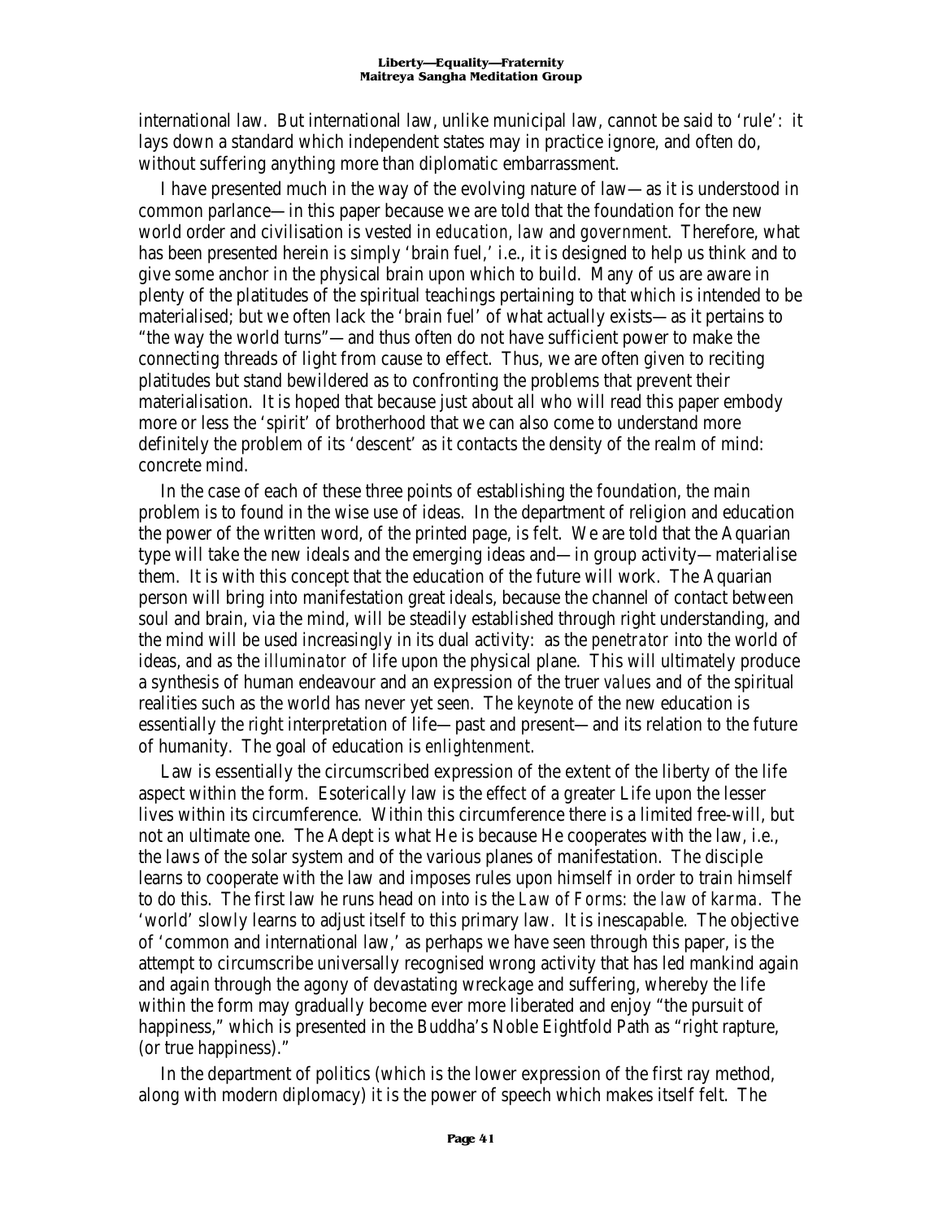international law. But international law, unlike municipal law, cannot be said to 'rule': it lays down a standard which independent states may in practice ignore, and often do, without suffering anything more than diplomatic embarrassment.

I have presented much in the way of the evolving nature of law—as it is understood in common parlance—in this paper because we are told that the foundation for the new world order and civilisation is vested in *education, law* and *government*. Therefore, what has been presented herein is simply 'brain fuel,' i.e., it is designed to help us think and to give some anchor in the physical brain upon which to build. Many of us are aware in plenty of the platitudes of the spiritual teachings pertaining to that which is intended to be materialised; but we often lack the 'brain fuel' of what actually exists—as it pertains to "the way the world turns"—and thus often do not have sufficient power to make the connecting threads of light from cause to effect. Thus, we are often given to reciting platitudes but stand bewildered as to confronting the problems that prevent their materialisation. It is hoped that because just about all who will read this paper embody more or less the 'spirit' of brotherhood that we can also come to understand more definitely the problem of its 'descent' as it contacts the density of the realm of mind: concrete mind.

In the case of each of these three points of establishing the foundation, the main problem is to found in the wise use of ideas. In the department of religion and education the power of the written word, of the printed page, is felt. We are told that the Aquarian type will take the new ideals and the emerging ideas and—in group activity—materialise them. It is with this concept that the education of the future will work. The Aquarian person will bring into manifestation great ideals, because the channel of contact between soul and brain, via the mind, will be steadily established through right understanding, and the mind will be used increasingly in its dual activity: as the *penetrator* into the world of ideas, and as the *illuminator* of life upon the physical plane. This will ultimately produce a synthesis of human endeavour and an expression of the truer *values* and of the spiritual realities such as the world has never yet seen. The *keynote* of the new education is essentially the right interpretation of life—past and present—and its relation to the future of humanity. The goal of education is *enlightenment*.

Law is essentially the circumscribed expression of the extent of the liberty of the life aspect within the form. Esoterically law is the effect of a greater Life upon the lesser lives within its circumference. Within this circumference there is a limited free-will, but not an ultimate one. The Adept is what He is because He cooperates with the law, i.e., the laws of the solar system and of the various planes of manifestation. The disciple learns to cooperate with the law and imposes rules upon himself in order to train himself to do this. The first law he runs head on into is the *Law of Forms*: the *law of karma*. The 'world' slowly learns to adjust itself to this primary law. It is inescapable. The objective of 'common and international law,' as perhaps we have seen through this paper, is the attempt to circumscribe universally recognised wrong activity that has led mankind again and again through the agony of devastating wreckage and suffering, whereby the life within the form may gradually become ever more liberated and enjoy "the pursuit of happiness," which is presented in the Buddha's Noble Eightfold Path as "right rapture, (or true happiness)."

In the department of politics (which is the lower expression of the first ray method, along with modern diplomacy) it is the power of speech which makes itself felt. The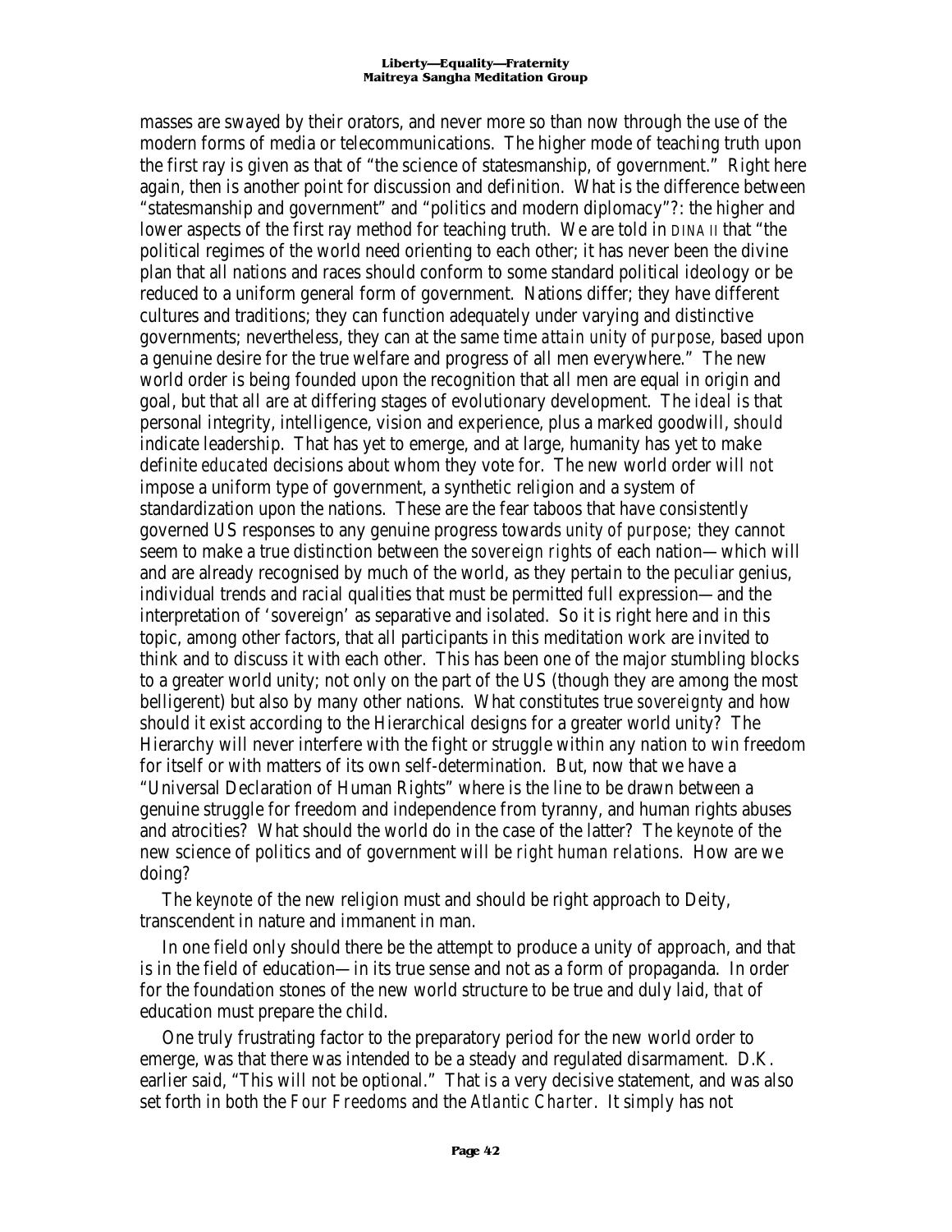masses are swayed by their orators, and never more so than now through the use of the modern forms of media or telecommunications. The higher mode of teaching truth upon the first ray is given as that of "the science of statesmanship, of government." Right here again, then is another point for discussion and definition. What is the difference between "statesmanship and government" and "politics and modern diplomacy"?: the higher and lower aspects of the first ray method for teaching truth. We are told in DINA II that "the political regimes of the world need orienting to each other; it has never been the divine plan that all nations and races should conform to some standard political ideology or be reduced to a uniform general form of government. Nations differ; they have different cultures and traditions; they can function adequately under varying and distinctive governments; nevertheless, they can at the same time *attain unity of purpose*, based upon a genuine desire for the true welfare and progress of all men everywhere." The new world order is being founded upon the recognition that all men are equal in origin and goal, but that all are at differing stages of evolutionary development. The *ideal* is that personal integrity, intelligence, vision and experience, plus a marked goodwill, *should* indicate leadership. That has yet to emerge, and at large, humanity has yet to make definite *educated* decisions about whom they vote for. The new world order will *not* impose a uniform type of government, a synthetic religion and a system of standardization upon the nations. These are the fear taboos that have consistently governed US responses to any genuine progress towards *unity of purpose;* they cannot seem to make a true distinction between the *sovereign rights* of each nation—which will and are already recognised by much of the world, as they pertain to the peculiar genius, individual trends and racial qualities that must be permitted full expression—and the interpretation of 'sovereign' as separative and isolated. So it is right here and in this topic, among other factors, that all participants in this meditation work are invited to think and to discuss it with each other. This has been one of the major stumbling blocks to a greater world unity; not only on the part of the US (though they are among the most belligerent) but also by many other nations. What constitutes true *sovereignty* and how should it exist according to the Hierarchical designs for a greater world unity? The Hierarchy will never interfere with the fight or struggle within any nation to win freedom for itself or with matters of its own self-determination. But, now that we have a "Universal Declaration of Human Rights" where is the line to be drawn between a genuine struggle for freedom and independence from tyranny, and human rights abuses and atrocities? What should the world do in the case of the latter? The *keynote* of the new science of politics and of government will be *right human relations*. How are we doing?

The *keynote* of the new religion must and should be right approach to Deity, transcendent in nature and immanent in man.

In one field only should there be the attempt to produce a unity of approach, and that is in the field of education—in its true sense and not as a form of propaganda. In order for the foundation stones of the new world structure to be true and duly laid, *that* of education must prepare the child.

One truly frustrating factor to the preparatory period for the new world order to emerge, was that there was intended to be a steady and regulated disarmament. D.K. earlier said, "This will not be optional." That is a very decisive statement, and was also set forth in both the *Four Freedoms* and the *Atlantic Charter*. It simply has not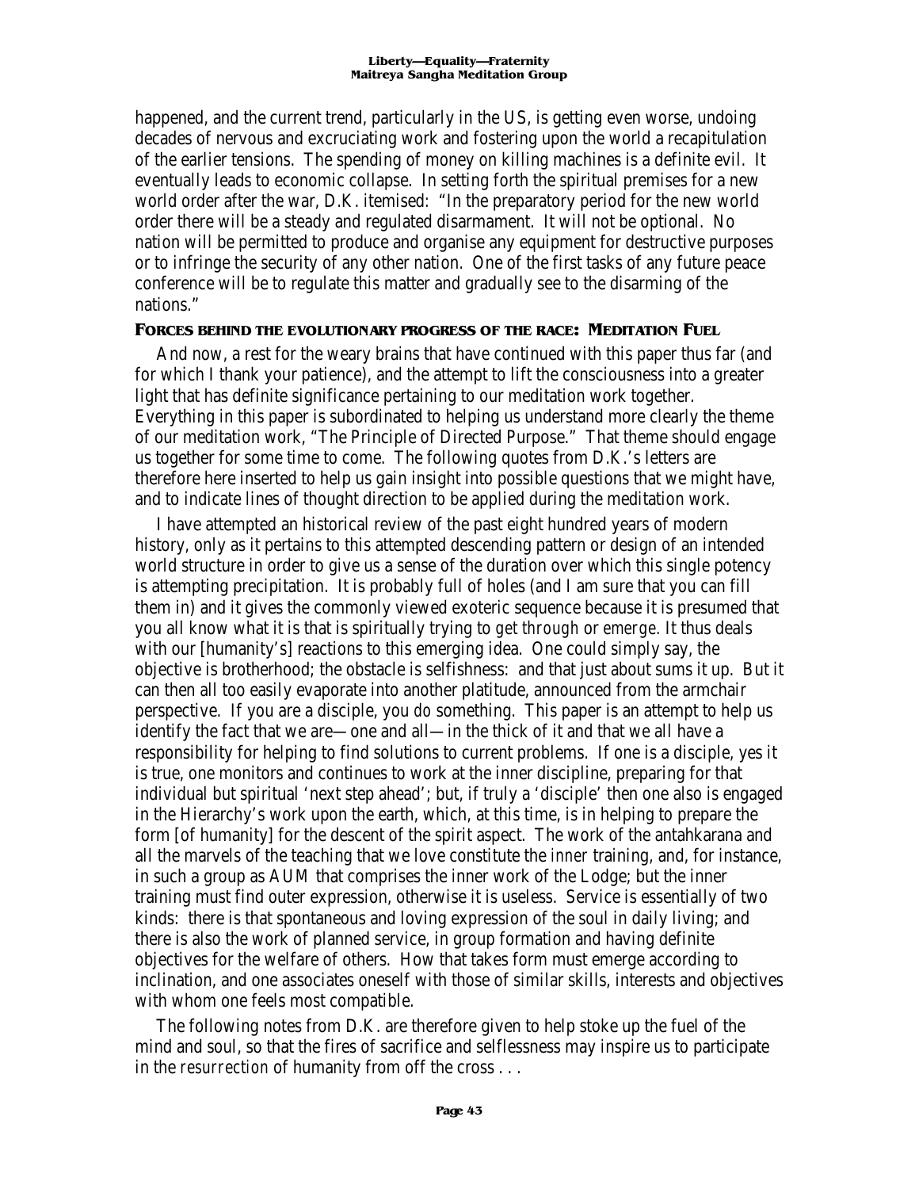happened, and the current trend, particularly in the US, is getting even worse, undoing decades of nervous and excruciating work and fostering upon the world a recapitulation of the earlier tensions. The spending of money on killing machines is a definite evil. It eventually leads to economic collapse. In setting forth the spiritual premises for a new world order after the war, D.K. itemised: "In the preparatory period for the new world order there will be a steady and regulated disarmament. It will not be optional. No nation will be permitted to produce and organise any equipment for destructive purposes or to infringe the security of any other nation. One of the first tasks of any future peace conference will be to regulate this matter and gradually see to the disarming of the nations."

### Forces behind the evolutionary progress of the race: Meditation Fuel

And now, a rest for the weary brains that have continued with this paper thus far (and for which I thank your patience), and the attempt to lift the consciousness into a greater light that has definite significance pertaining to our meditation work together. Everything in this paper is subordinated to helping us understand more clearly the theme of our meditation work, "The Principle of Directed Purpose." That theme should engage us together for some time to come. The following quotes from D.K.'s letters are therefore here inserted to help us gain insight into possible questions that we might have, and to indicate lines of thought direction to be applied during the meditation work.

I have attempted an historical review of the past eight hundred years of modern history, only as it pertains to this attempted descending pattern or design of an intended world structure in order to give us a sense of the duration over which this single potency is attempting precipitation. It is probably full of holes (and I am sure that you can fill them in) and it gives the commonly viewed exoteric sequence because it is presumed that you all know what it is that is spiritually trying to *get through* or *emerge*. It thus deals with our [humanity's] reactions to this emerging idea. One could simply say, the objective is brotherhood; the obstacle is selfishness: and that just about sums it up. But it can then all too easily evaporate into another platitude, announced from the armchair perspective. If you are a disciple, you *do* something. This paper is an attempt to help us identify the fact that we are—one and all—in the thick of it and that we all have a responsibility for helping to find solutions to current problems. If one is a disciple, yes it is true, one monitors and continues to work at the inner discipline, preparing for that individual but spiritual 'next step ahead'; but, if truly a 'disciple' then one also is engaged in the Hierarchy's work upon the earth, which, at this time, is in helping to prepare the form [of humanity] for the descent of the spirit aspect. The work of the antahkarana and all the marvels of the teaching that we love constitute the *inner* training, and, for instance, in such a group as AUM that comprises the inner work of the Lodge; but the inner training must find outer expression, otherwise it is useless. Service is essentially of two kinds: there is that spontaneous and loving expression of the soul in daily living; and there is also the work of planned service, in group formation and having definite objectives for the welfare of others. How that takes form must emerge according to inclination, and one associates oneself with those of similar skills, interests and objectives with whom one feels most compatible.

The following notes from D.K. are therefore given to help stoke up the fuel of the mind and soul, so that the fires of sacrifice and selflessness may inspire us to participate in the *resurrection* of humanity from off the cross . . .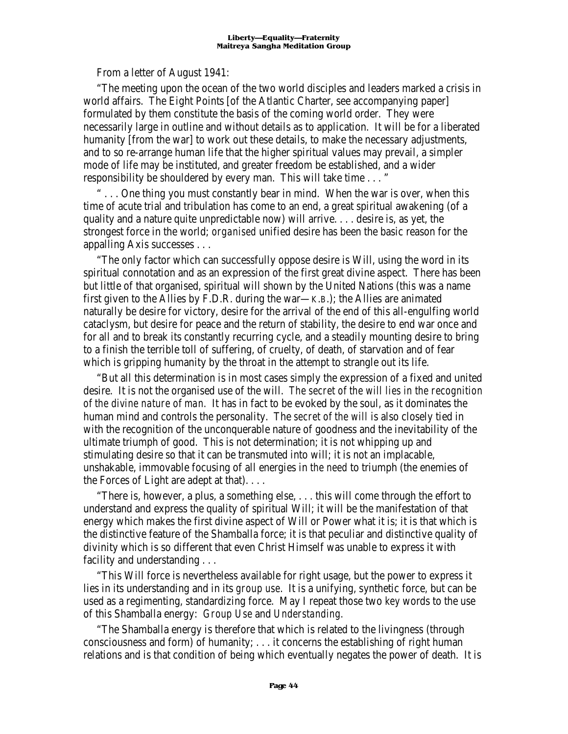From a letter of August 1941:

"The meeting upon the ocean of the two world disciples and leaders marked a crisis in world affairs. The Eight Points [of the Atlantic Charter, see accompanying paper] formulated by them constitute the basis of the coming world order. They were necessarily large in outline and without details as to application. It will be for a liberated humanity [from the war] to work out these details, to make the necessary adjustments, and to so re-arrange human life that the higher spiritual values may prevail, a simpler mode of life may be instituted, and greater freedom be established, and a wider responsibility be shouldered by every man. This will take time . . . "

" . . . One thing you must constantly bear in mind. When the war is over, when this time of acute trial and tribulation has come to an end, a great spiritual awakening (of a quality and a nature quite unpredictable now) will arrive. . . . desire is, as yet, the strongest force in the world; *organised* unified desire has been the basic reason for the appalling Axis successes . . .

"The only factor which can successfully oppose desire is Will, using the word in its spiritual connotation and as an expression of the first great divine aspect. There has been but little of that organised, spiritual will shown by the United Nations (this was a name first given to the Allies by F.D.R. during the war—K.B.); the Allies are animated naturally be desire for victory, desire for the arrival of the end of this all-engulfing world cataclysm, but desire for peace and the return of stability, the desire to end war once and for all and to break its constantly recurring cycle, and a steadily mounting desire to bring to a finish the terrible toll of suffering, of cruelty, of death, of starvation and of fear which is gripping humanity by the throat in the attempt to strangle out its life.

"But all this determination is in most cases simply the expression of a fixed and united desire. It is not the organised use of the will. *The secret of the will lies in the recognition of the divine nature of man.* It has in fact to be evoked by the soul, as it dominates the human mind and controls the personality. The *secret of the will* is also closely tied in with the recognition of the unconquerable nature of goodness and the inevitability of the ultimate triumph of good. This is not determination; it is not whipping up and stimulating desire so that it can be transmuted into will; it is not an implacable, unshakable, immovable focusing of all energies in *the need* to triumph (the enemies of the Forces of Light are adept at that). . . .

"There is, however, a plus, a something else, . . . this will come through the effort to understand and express the quality of spiritual Will; it will be the manifestation of that energy which makes the first divine aspect of Will or Power what it is; it is that which is the distinctive feature of the Shamballa force; it is that peculiar and distinctive quality of divinity which is so different that even Christ Himself was unable to express it with facility and understanding . . .

"This Will force is nevertheless available for right usage, but the power to express it lies in its understanding and in its *group use*. It is a unifying, synthetic force, but can be used as a regimenting, standardizing force. May I repeat those two key words to the use of this Shamballa energy: *Group Use* and *Understanding.*

"The Shamballa energy is therefore that which is related to the livingness (through consciousness and form) of humanity; . . . it concerns the establishing of right human relations and is that condition of being which eventually negates the power of death. It is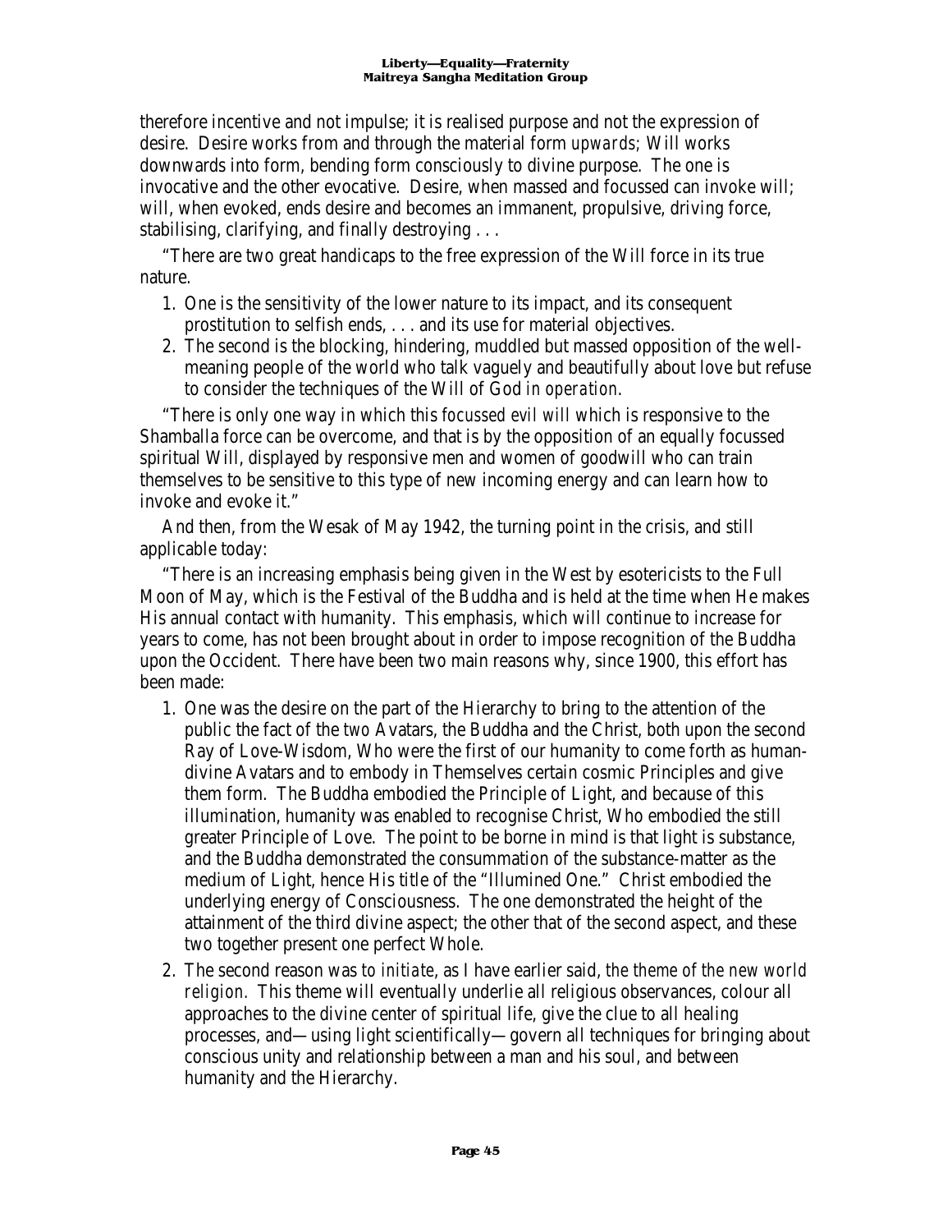therefore incentive and not impulse; it is realised purpose and not the expression of desire. Desire works from and through the material form *upwards*; Will works downwards into form, bending form consciously to divine purpose. The one is invocative and the other evocative. Desire, when massed and focussed can invoke will; will, when evoked, ends desire and becomes an immanent, propulsive, driving force, stabilising, clarifying, and finally destroying . . .

"There are two great handicaps to the free expression of the Will force in its true nature.

1. One is the sensitivity of the lower nature to its impact, and its consequent prostitution to selfish ends, . . . and its use for material objectives.
2. The second is the blocking, hindering, muddled but massed opposition of the well-meaning people of the world who talk vaguely and beautifully about love but refuse to consider the techniques of the Will of God *in operation*.

"There is only one way in which this *focussed evil will* which is responsive to the Shamballa force can be overcome, and that is by the opposition of an equally focussed spiritual Will, displayed by responsive men and women of goodwill who can train themselves to be sensitive to this type of new incoming energy and can learn how to invoke and evoke it."

And then, from the Wesak of May 1942, the turning point in the crisis, and still applicable today:

"There is an increasing emphasis being given in the West by esotericists to the Full Moon of May, which is the Festival of the Buddha and is held at the time when He makes His annual contact with humanity. This emphasis, which will continue to increase for years to come, has not been brought about in order to impose recognition of the Buddha upon the Occident. There have been two main reasons why, since 1900, this effort has been made:

1. One was the desire on the part of the Hierarchy to bring to the attention of the public the fact of the *two* Avatars, the Buddha and the Christ, both upon the second Ray of Love-Wisdom, Who were the first of our humanity to come forth as human-divine Avatars and to embody in Themselves certain cosmic Principles and give them form. The Buddha embodied the Principle of Light, and because of this illumination, humanity was enabled to recognise Christ, Who embodied the still greater Principle of Love. The point to be borne in mind is that light is substance, and the Buddha demonstrated the consummation of the substance-matter as the medium of Light, hence His title of the "Illumined One." Christ embodied the underlying energy of Consciousness. The one demonstrated the height of the attainment of the third divine aspect; the other that of the second aspect, and these two together present one perfect Whole.
2. The second reason was *to initiate*, as I have earlier said, *the theme of the new world religion*. This theme will eventually underlie all religious observances, colour all approaches to the divine center of spiritual life, give the clue to all healing processes, and—using light scientifically—govern all techniques for bringing about conscious unity and relationship between a man and his soul, and between humanity and the Hierarchy.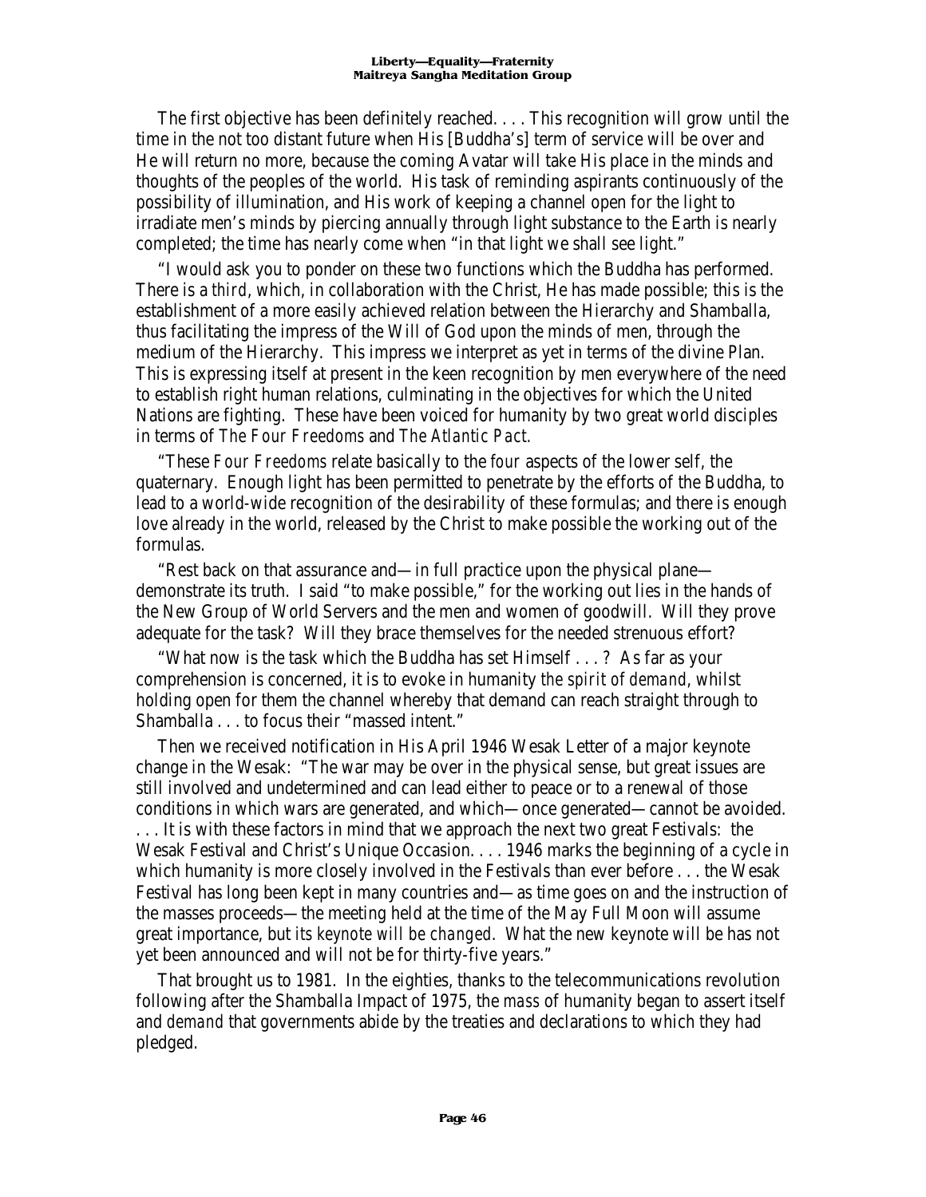The first objective has been definitely reached. . . . This recognition will grow until the time in the not too distant future when His [Buddha's] term of service will be over and He will return no more, because the coming Avatar will take His place in the minds and thoughts of the peoples of the world. His task of reminding aspirants continuously of the possibility of illumination, and His work of keeping a channel open for the light to irradiate men's minds by piercing annually through light substance to the Earth is nearly completed; the time has nearly come when "in that light we shall see light."

"I would ask you to ponder on these two functions which the Buddha has performed. There is a *third*, which, in collaboration with the Christ, He has made possible; this is the establishment of a more easily achieved relation between the Hierarchy and Shamballa, thus facilitating the impress of the Will of God upon the minds of men, through the medium of the Hierarchy. This impress we interpret as yet in terms of the divine Plan. This is expressing itself at present in the keen recognition by men everywhere of the need to establish right human relations, culminating in the objectives for which the United Nations are fighting. These have been voiced for humanity by two great world disciples in terms of *The Four Freedoms* and *The Atlantic Pact*.

"These *Four Freedoms* relate basically to the *four* aspects of the lower self, the quaternary. Enough light has been permitted to penetrate by the efforts of the Buddha, to lead to a world-wide recognition of the desirability of these formulas; and there is enough love already in the world, released by the Christ to make possible the working out of the formulas.

"Rest back on that assurance and—in full practice upon the physical plane—demonstrate its truth. I said "to make possible," for the working out lies in the hands of the New Group of World Servers and the men and women of goodwill. Will they prove adequate for the task? Will they brace themselves for the needed strenuous effort?

"What now is the task which the Buddha has set Himself . . . ? As far as your comprehension is concerned, it is to evoke in humanity *the spirit of demand*, whilst holding open for them the channel whereby that demand can reach straight through to Shamballa . . . to focus their "massed intent."

Then we received notification in His April 1946 Wesak Letter of a major keynote change in the Wesak: "The war may be over in the physical sense, but great issues are still involved and undetermined and can lead either to peace or to a renewal of those conditions in which wars are generated, and which—once generated—cannot be avoided. . . . It is with these factors in mind that we approach the next two great Festivals: the Wesak Festival and Christ's Unique Occasion. . . . 1946 marks the beginning of a cycle in which humanity is more closely involved in the Festivals than ever before . . . the Wesak Festival has long been kept in many countries and—as time goes on and the instruction of the masses proceeds—the meeting held at the time of the May Full Moon will assume great importance, but *its keynote will be changed*. What the new keynote will be has not yet been announced and will not be for thirty-five years."

That brought us to 1981. In the eighties, thanks to the telecommunications revolution following after the Shamballa Impact of 1975, the *mass* of humanity began to assert itself and *demand* that governments abide by the treaties and declarations to which they had pledged.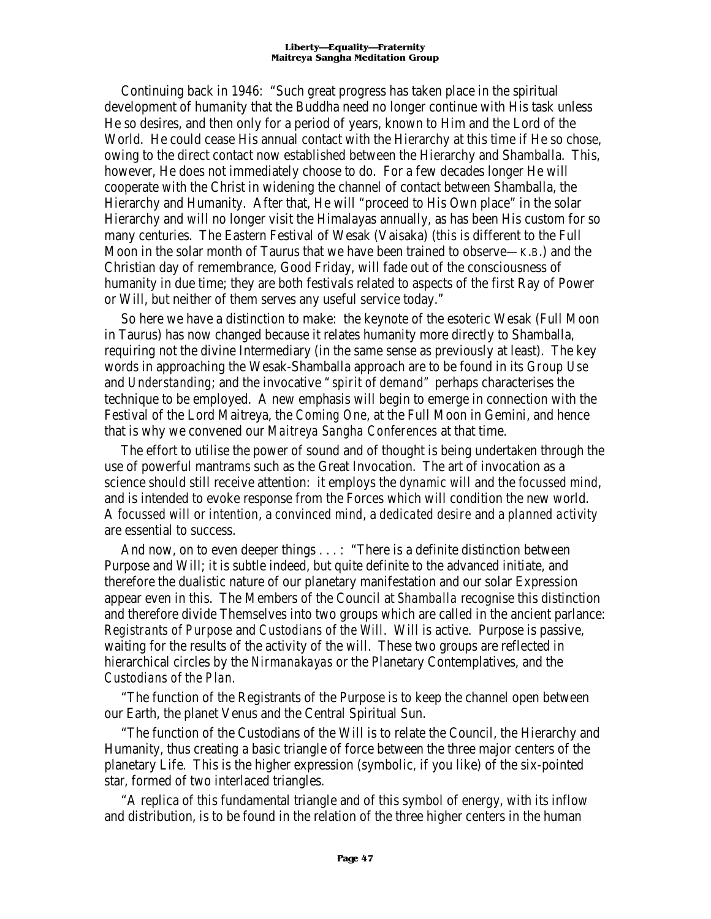Continuing back in 1946: "Such great progress has taken place in the spiritual development of humanity that the Buddha need no longer continue with His task unless He so desires, and then only for a period of years, known to Him and the Lord of the World. He could cease His annual contact with the Hierarchy at this time if He so chose, owing to the direct contact now established between the Hierarchy and Shamballa. This, however, He does not immediately choose to do. For a few decades longer He will cooperate with the Christ in widening the channel of contact between Shamballa, the Hierarchy and Humanity. After that, He will "proceed to His Own place" in the solar Hierarchy and will no longer visit the Himalayas annually, as has been His custom for so many centuries. The Eastern Festival of Wesak (Vaisaka) (this is different to the Full Moon in the solar month of Taurus that we have been trained to observe—*K.B.*) and the Christian day of remembrance, Good Friday, will fade out of the consciousness of humanity in due time; they are both festivals related to aspects of the first Ray of Power or Will, but neither of them serves any useful service today."

So here we have a distinction to make: the keynote of the esoteric Wesak (Full Moon in Taurus) has now changed because it relates humanity more directly to Shamballa, requiring not the divine Intermediary (in the same sense as previously at least). The key words in approaching the Wesak-Shamballa approach are to be found in its *Group Use* and *Understanding*; and the invocative *"spirit of demand"* perhaps characterises the technique to be employed. A new emphasis will begin to emerge in connection with the Festival of the Lord Maitreya, the *Coming One*, at the Full Moon in Gemini, and hence that is why we convened our *Maitreya Sangha Conferences* at that time.

The effort to utilise the power of sound and of thought is being undertaken through the use of powerful mantrams such as the Great Invocation. The art of invocation as a science should still receive attention: it employs the *dynamic will* and the *focussed mind*, and is intended to evoke response from the Forces which will condition the new world. A *focussed will* or *intention*, a *convinced mind*, a *dedicated desire* and a *planned activity* are essential to success.

And now, on to even deeper things . . . : "There is a definite distinction between Purpose and Will; it is subtle indeed, but quite definite to the advanced initiate, and therefore the dualistic nature of our planetary manifestation and our solar Expression appear even in this. The Members of the Council at *Shamballa* recognise this distinction and therefore divide Themselves into two groups which are called in the ancient parlance: *Registrants of Purpose* and *Custodians of the Will*. Will is active. Purpose is passive, waiting for the results of the activity of the will. These two groups are reflected in hierarchical circles by the *Nirmanakayas* or the Planetary Contemplatives, and the *Custodians of the Plan*.

"The function of the Registrants of the Purpose is to keep the channel open between our Earth, the planet Venus and the Central Spiritual Sun.

"The function of the Custodians of the Will is to relate the Council, the Hierarchy and Humanity, thus creating a basic triangle of force between the three major centers of the planetary Life. This is the higher expression (symbolic, if you like) of the six-pointed star, formed of two interlaced triangles.

"A replica of this fundamental triangle and of this symbol of energy, with its inflow and distribution, is to be found in the relation of the three higher centers in the human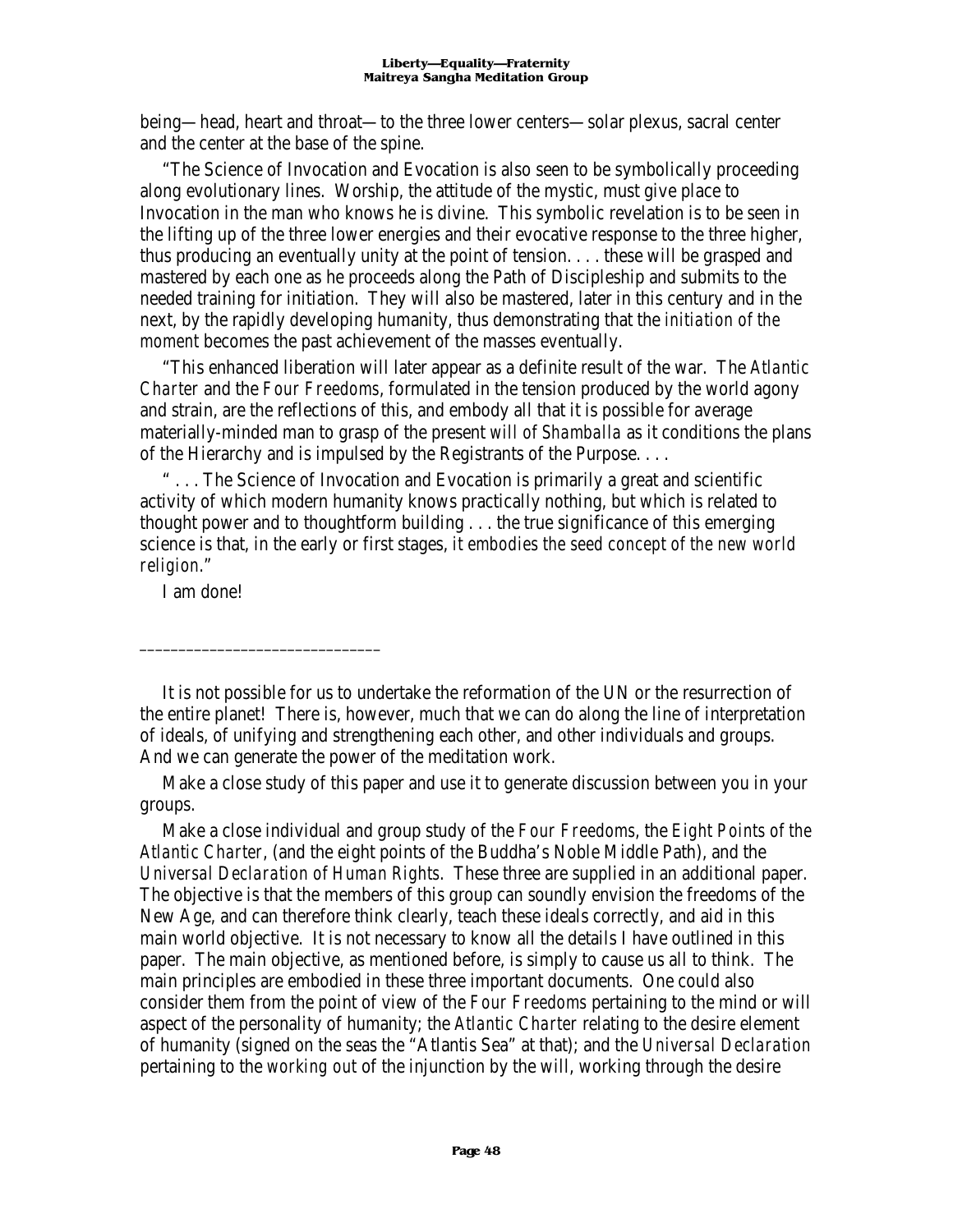being—head, heart and throat—to the three lower centers—solar plexus, sacral center and the center at the base of the spine.

"The Science of Invocation and Evocation is also seen to be symbolically proceeding along evolutionary lines. Worship, the attitude of the mystic, must give place to Invocation in the man who knows he is divine. This symbolic revelation is to be seen in the lifting up of the three lower energies and their evocative response to the three higher, thus producing an eventually unity at the point of tension. . . . these will be grasped and mastered by each one as he proceeds along the Path of Discipleship and submits to the needed training for initiation. They will also be mastered, later in this century and in the next, by the rapidly developing humanity, thus demonstrating that the *initiation of the moment* becomes the past achievement of the masses eventually.

"This enhanced liberation will later appear as a definite result of the war. The *Atlantic Charter* and the *Four Freedoms*, formulated in the tension produced by the world agony and strain, are the reflections of this, and embody all that it is possible for average materially-minded man to grasp of the present *will of Shamballa* as it conditions the plans of the Hierarchy and is impulsed by the Registrants of the Purpose. . . .

" . . . The Science of Invocation and Evocation is primarily a great and scientific activity of which modern humanity knows practically nothing, but which is related to thought power and to thoughtform building . . . the true significance of this emerging science is that, in the early or first stages, *it embodies the seed concept of the new world religion*."

I am done!

______________________________

It is not possible for us to undertake the reformation of the UN or the resurrection of the entire planet! There is, however, much that we can do along the line of interpretation of ideals, of unifying and strengthening each other, and other individuals and groups. And we can generate the power of the meditation work.

Make a close study of this paper and use it to generate discussion between you in your groups.

Make a close individual and group study of the *Four Freedoms*, the *Eight Points of the Atlantic Charter*, (and the eight points of the Buddha's Noble Middle Path), and the *Universal Declaration of Human Rights*. These three are supplied in an additional paper. The objective is that the members of this group can soundly envision the freedoms of the New Age, and can therefore think clearly, teach these ideals correctly, and aid in this main world objective. It is not necessary to know all the details I have outlined in this paper. The main objective, as mentioned before, is simply to cause us all to think. The main principles are embodied in these three important documents. One could also consider them from the point of view of the *Four Freedoms* pertaining to the mind or will aspect of the personality of humanity; the *Atlantic Charter* relating to the desire element of humanity (signed on the seas the "Atlantis Sea" at that); and the *Universal Declaration* pertaining to the *working out* of the injunction by the will, working through the desire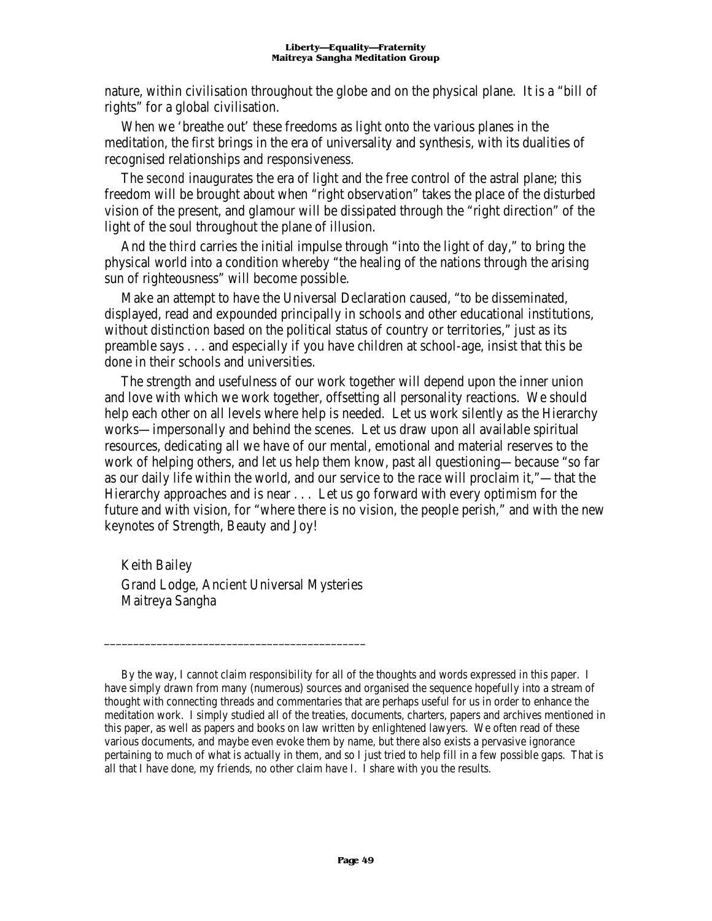nature, within civilisation throughout the globe and on the physical plane. It is a "bill of rights" for a global civilisation.

When we 'breathe out' these freedoms as light onto the various planes in the meditation, the *first* brings in the era of universality and synthesis, with its dualities of recognised relationships and responsiveness.

The *second* inaugurates the era of light and the free control of the astral plane; this freedom will be brought about when "right observation" takes the place of the disturbed vision of the present, and glamour will be dissipated through the "right direction" of the light of the soul throughout the plane of illusion.

And the *third* carries the initial impulse through "into the light of day," to bring the physical world into a condition whereby "the healing of the nations through the arising sun of righteousness" will become possible.

Make an attempt to have the Universal Declaration caused, "to be disseminated, displayed, read and expounded principally in schools and other educational institutions, without distinction based on the political status of country or territories," just as its preamble says . . . and especially if you have children at school-age, insist that this be done in their schools and universities.

The strength and usefulness of our work together will depend upon the inner union and love with which we work together, offsetting all personality reactions. We should help each other on all levels where help is needed. Let us work silently as the Hierarchy works—impersonally and behind the scenes. Let us draw upon all available spiritual resources, dedicating all we have of our mental, emotional and material reserves to the work of helping others, and let us help them know, past all questioning—because "so far as our daily life within the world, and our service to the race will proclaim it,"—that the Hierarchy approaches and is near . . . Let us go forward with every optimism for the future and with vision, for "where there is no vision, the people perish," and with the new keynotes of Strength, Beauty and Joy!

Keith Bailey
Grand Lodge, Ancient Universal Mysteries
Maitreya Sangha

---

By the way, I cannot claim responsibility for all of the thoughts and words expressed in this paper. I have simply drawn from many (numerous) sources and organised the sequence hopefully into a stream of thought with connecting threads and commentaries that are perhaps useful for us in order to enhance the meditation work. I simply studied all of the treaties, documents, charters, papers and archives mentioned in this paper, as well as papers and books on law written by enlightened lawyers. We often read of these various documents, and maybe even evoke them by name, but there also exists a pervasive ignorance pertaining to much of what is actually in them, and so I just tried to help fill in a few possible gaps. That is all that I have done, my friends, no other claim have I. I share with you the results.